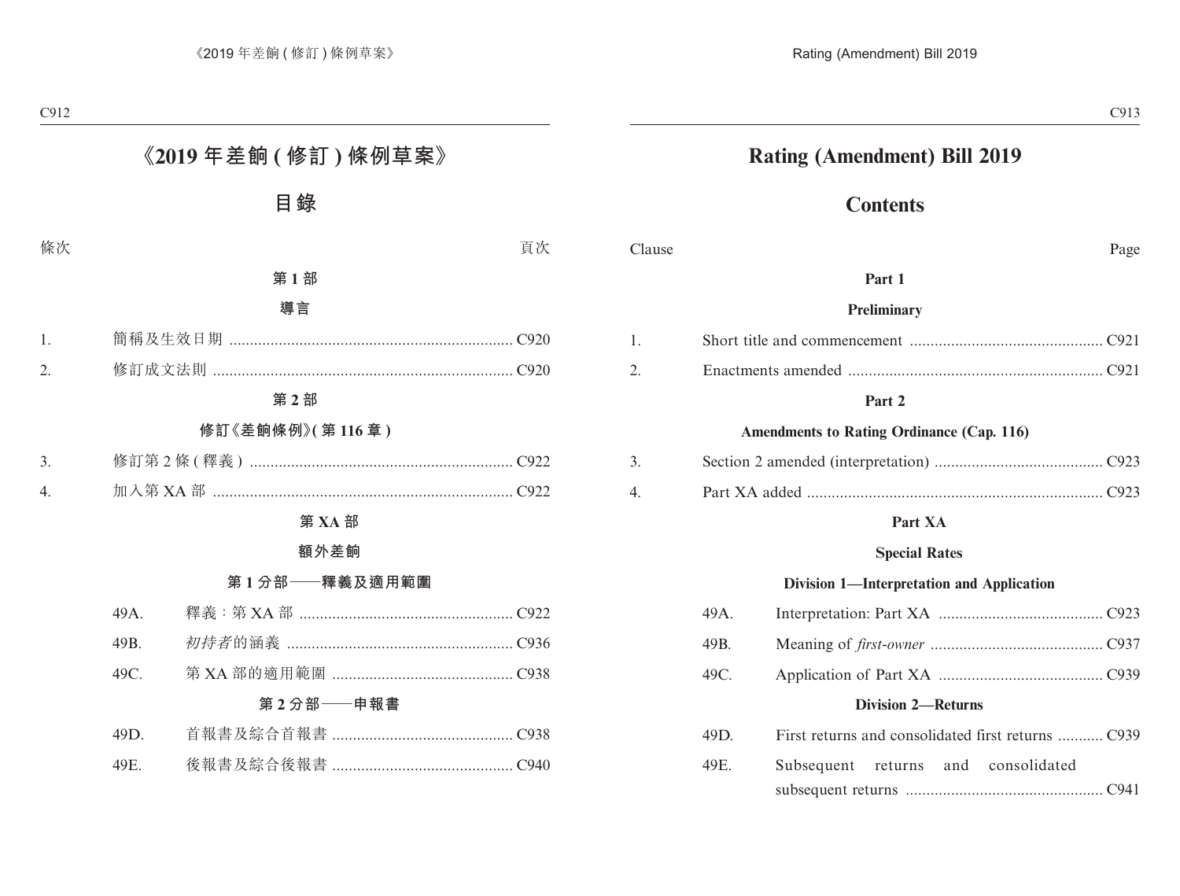# 《2019 年差餉 ( 修訂 ) 條例草案》

## 目錄

條次 頁次

**第 1 部**

**導言**

1. 簡稱及生效日期 .................................................................... C920
2. 修訂成文法則 ......................................................................... C920

**第 2 部**

**修訂《差餉條例》( 第 116 章 )**

3. 修訂第 2 條 ( 釋義 ) ................................................................ C922
4. 加入第 XA 部 ......................................................................... C922

**第 XA 部**

**額外差餉**

**第 1 分部——釋義及適用範圍**

- 49A. 釋義：第 XA 部 .................................................... C922
- 49B. *初持者*的涵義 ...................................................... C936
- 49C. 第 XA 部的適用範圍 ............................................ C938

**第 2 分部——申報書**

- 49D. 首報書及綜合首報書 ............................................ C938
- 49E. 後報書及綜合後報書 ............................................ C940

# Rating (Amendment) Bill 2019

## Contents

Clause Page

**Part 1**

**Preliminary**

1. Short title and commencement .............................................. C921
2. Enactments amended ............................................................. C921

**Part 2**

**Amendments to Rating Ordinance (Cap. 116)**

3. Section 2 amended (interpretation) ......................................... C923
4. Part XA added ........................................................................ C923

**Part XA**

**Special Rates**

**Division 1—Interpretation and Application**

- 49A. Interpretation: Part XA ........................................ C923
- 49B. Meaning of *first-owner* .......................................... C937
- 49C. Application of Part XA ........................................ C939

**Division 2—Returns**

- 49D. First returns and consolidated first returns ........... C939
- 49E. Subsequent returns and consolidated subsequent returns ................................................ C941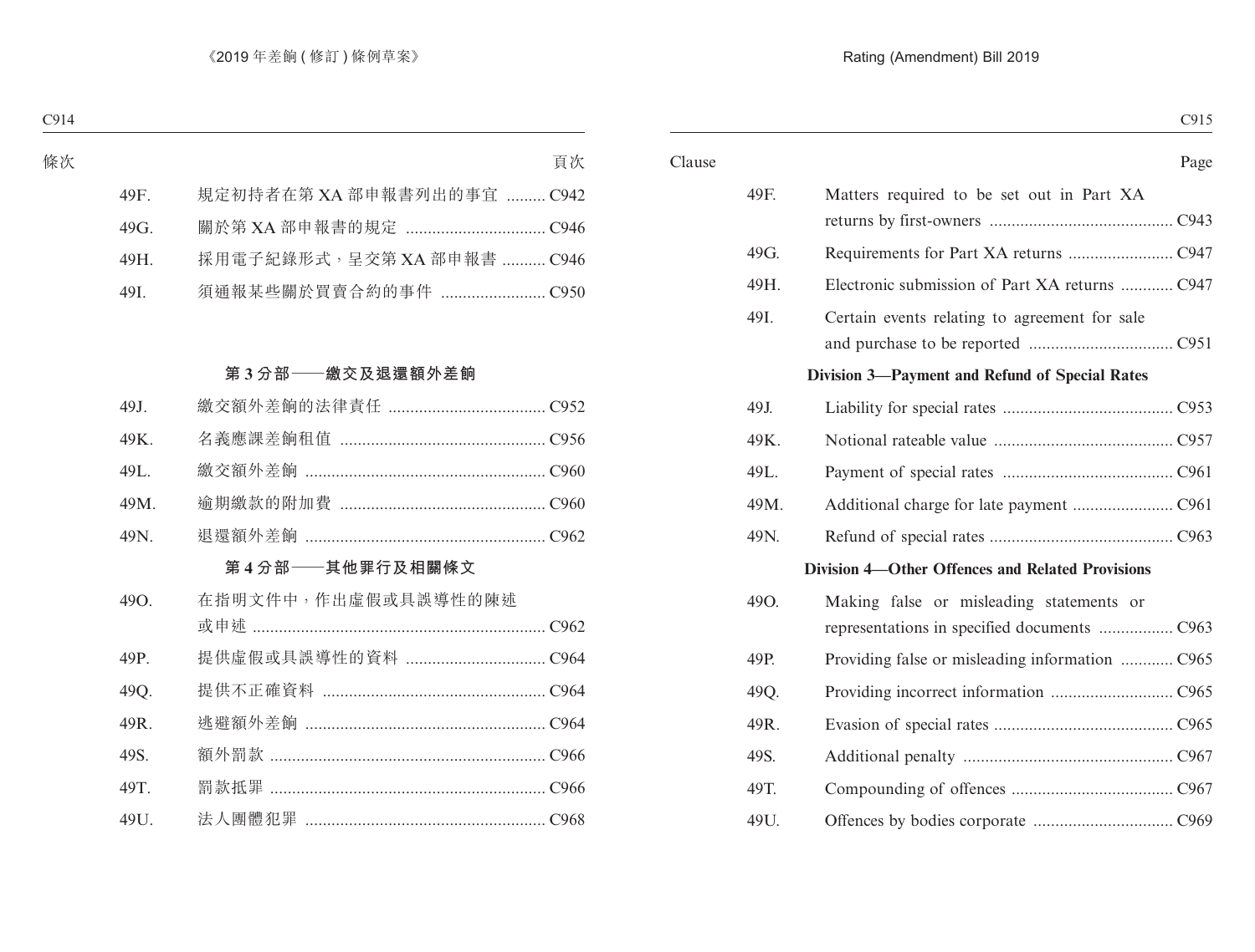| 條次 | | 頁次 |
|---|---|---|
| 49F. | 規定初持者在第 XA 部申報書列出的事宜 | C942 |
| 49G. | 關於第 XA 部申報書的規定 | C946 |
| 49H. | 採用電子紀錄形式，呈交第 XA 部申報書 | C946 |
| 49I. | 須通報某些關於買賣合約的事件 | C950 |

**第 3 分部——繳交及退還額外差餉**

| | | |
|---|---|---|
| 49J. | 繳交額外差餉的法律責任 | C952 |
| 49K. | 名義應課差餉租值 | C956 |
| 49L. | 繳交額外差餉 | C960 |
| 49M. | 逾期繳款的附加費 | C960 |
| 49N. | 退還額外差餉 | C962 |

**第 4 分部——其他罪行及相關條文**

| | | |
|---|---|---|
| 49O. | 在指明文件中，作出虛假或具誤導性的陳述或申述 | C962 |
| 49P. | 提供虛假或具誤導性的資料 | C964 |
| 49Q. | 提供不正確資料 | C964 |
| 49R. | 逃避額外差餉 | C964 |
| 49S. | 額外罰款 | C966 |
| 49T. | 罰款抵罪 | C966 |
| 49U. | 法人團體犯罪 | C968 |

| Clause | | Page |
|---|---|---|
| 49F. | Matters required to be set out in Part XA returns by first-owners | C943 |
| 49G. | Requirements for Part XA returns | C947 |
| 49H. | Electronic submission of Part XA returns | C947 |
| 49I. | Certain events relating to agreement for sale and purchase to be reported | C951 |

**Division 3—Payment and Refund of Special Rates**

| | | |
|---|---|---|
| 49J. | Liability for special rates | C953 |
| 49K. | Notional rateable value | C957 |
| 49L. | Payment of special rates | C961 |
| 49M. | Additional charge for late payment | C961 |
| 49N. | Refund of special rates | C963 |

**Division 4—Other Offences and Related Provisions**

| | | |
|---|---|---|
| 49O. | Making false or misleading statements or representations in specified documents | C963 |
| 49P. | Providing false or misleading information | C965 |
| 49Q. | Providing incorrect information | C965 |
| 49R. | Evasion of special rates | C965 |
| 49S. | Additional penalty | C967 |
| 49T. | Compounding of offences | C967 |
| 49U. | Offences by bodies corporate | C969 |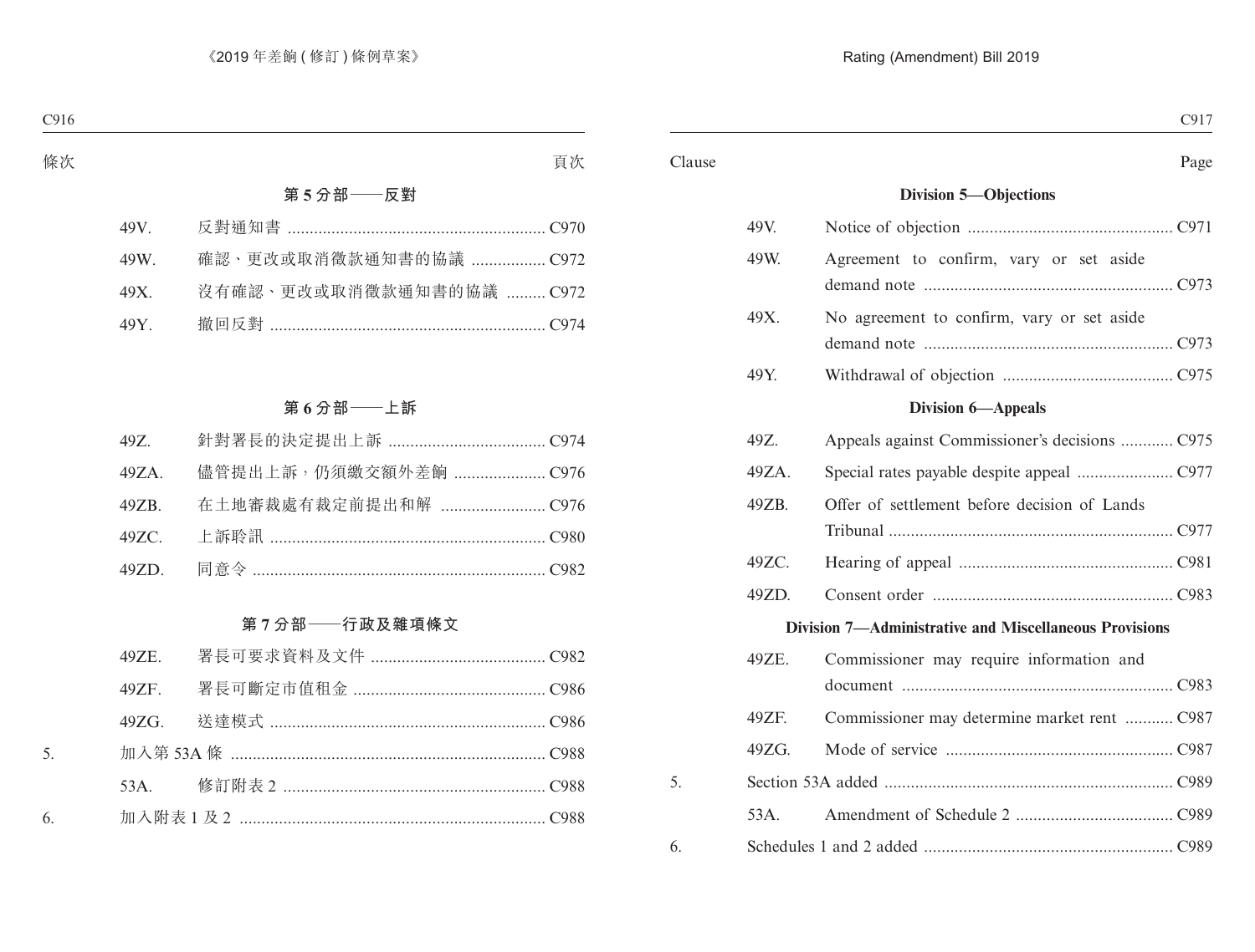條次 頁次

**第 5 分部——反對**

| | | |
|---|---|---|
| 49V. | 反對通知書 | C970 |
| 49W. | 確認、更改或取消徵款通知書的協議 | C972 |
| 49X. | 沒有確認、更改或取消徵款通知書的協議 | C972 |
| 49Y. | 撤回反對 | C974 |

**第 6 分部——上訴**

| | | |
|---|---|---|
| 49Z. | 針對署長的決定提出上訴 | C974 |
| 49ZA. | 儘管提出上訴，仍須繳交額外差餉 | C976 |
| 49ZB. | 在土地審裁處有裁定前提出和解 | C976 |
| 49ZC. | 上訴聆訊 | C980 |
| 49ZD. | 同意令 | C982 |

**第 7 分部——行政及雜項條文**

| | | |
|---|---|---|
| 49ZE. | 署長可要求資料及文件 | C982 |
| 49ZF. | 署長可斷定市值租金 | C986 |
| 49ZG. | 送達模式 | C986 |

| | | |
|---|---|---|
| 5. | 加入第 53A 條 | C988 |
| | 53A. 修訂附表 2 | C988 |
| 6. | 加入附表 1 及 2 | C988 |

Clause Page

**Division 5—Objections**

| | | |
|---|---|---|
| 49V. | Notice of objection | C971 |
| 49W. | Agreement to confirm, vary or set aside demand note | C973 |
| 49X. | No agreement to confirm, vary or set aside demand note | C973 |
| 49Y. | Withdrawal of objection | C975 |

**Division 6—Appeals**

| | | |
|---|---|---|
| 49Z. | Appeals against Commissioner's decisions | C975 |
| 49ZA. | Special rates payable despite appeal | C977 |
| 49ZB. | Offer of settlement before decision of Lands Tribunal | C977 |
| 49ZC. | Hearing of appeal | C981 |
| 49ZD. | Consent order | C983 |

**Division 7—Administrative and Miscellaneous Provisions**

| | | |
|---|---|---|
| 49ZE. | Commissioner may require information and document | C983 |
| 49ZF. | Commissioner may determine market rent | C987 |
| 49ZG. | Mode of service | C987 |

| | | |
|---|---|---|
| 5. | Section 53A added | C989 |
| | 53A. Amendment of Schedule 2 | C989 |
| 6. | Schedules 1 and 2 added | C989 |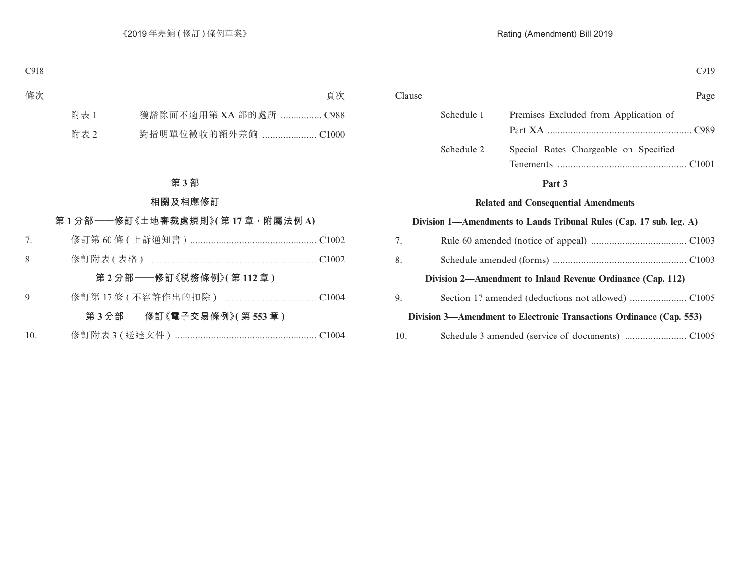| 條次 | | 頁次 |
|---|---|---|
| | 附表 1 獲豁除而不適用第 XA 部的處所 | C988 |
| | 附表 2 對指明單位徵收的額外差餉 | C1000 |

## 第 3 部

## 相關及相應修訂

### 第 1 分部——修訂《土地審裁處規則》(第 17 章，附屬法例 A)

| | | |
|---|---|---|
| 7. | 修訂第 60 條 ( 上訴通知書 ) | C1002 |
| 8. | 修訂附表 ( 表格 ) | C1002 |

### 第 2 分部——修訂《稅務條例》(第 112 章 )

| | | |
|---|---|---|
| 9. | 修訂第 17 條 ( 不容許作出的扣除 ) | C1004 |

### 第 3 分部——修訂《電子交易條例》(第 553 章 )

| | | |
|---|---|---|
| 10. | 修訂附表 3 ( 送達文件 ) | C1004 |

| Clause | | Page |
|---|---|---|
| | Schedule 1 Premises Excluded from Application of Part XA | C989 |
| | Schedule 2 Special Rates Chargeable on Specified Tenements | C1001 |

## Part 3

## Related and Consequential Amendments

### Division 1—Amendments to Lands Tribunal Rules (Cap. 17 sub. leg. A)

| | | |
|---|---|---|
| 7. | Rule 60 amended (notice of appeal) | C1003 |
| 8. | Schedule amended (forms) | C1003 |

### Division 2—Amendment to Inland Revenue Ordinance (Cap. 112)

| | | |
|---|---|---|
| 9. | Section 17 amended (deductions not allowed) | C1005 |

### Division 3—Amendment to Electronic Transactions Ordinance (Cap. 553)

| | | |
|---|---|---|
| 10. | Schedule 3 amended (service of documents) | C1005 |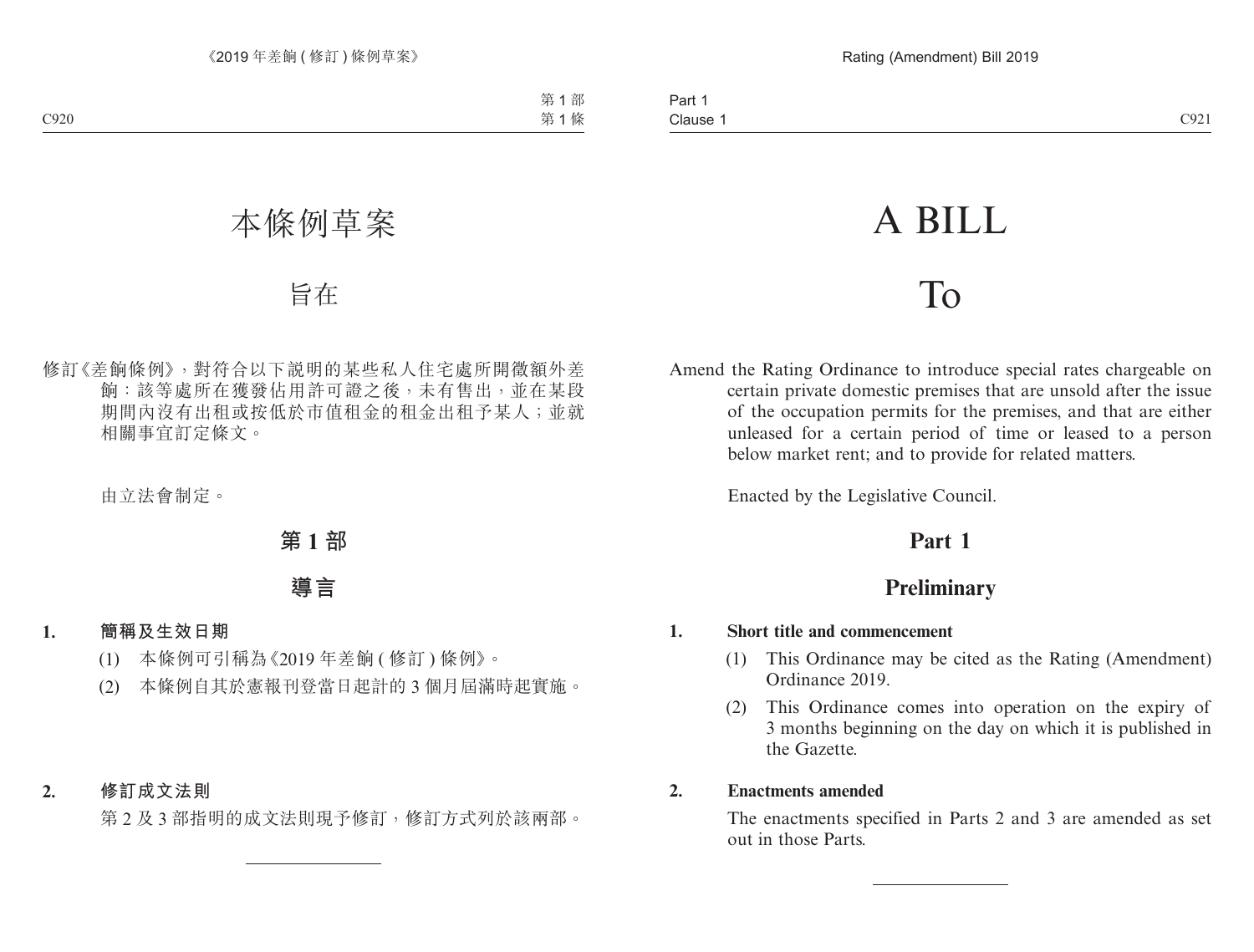# 本條例草案

## 旨在

修訂《差餉條例》，對符合以下說明的某些私人住宅處所開徵額外差餉：該等處所在獲發佔用許可證之後，未有售出，並在某段期間內沒有出租或按低於市值租金的租金出租予某人；並就相關事宜訂定條文。

由立法會制定。

## 第 1 部

## 導言

**1. 簡稱及生效日期**

(1) 本條例可引稱為《2019 年差餉 (修訂) 條例》。

(2) 本條例自其於憲報刊登當日起計的 3 個月屆滿時起實施。

**2. 修訂成文法則**

第 2 及 3 部指明的成文法則現予修訂，修訂方式列於該兩部。

---

# A BILL

## To

Amend the Rating Ordinance to introduce special rates chargeable on certain private domestic premises that are unsold after the issue of the occupation permits for the premises, and that are either unleased for a certain period of time or leased to a person below market rent; and to provide for related matters.

Enacted by the Legislative Council.

## Part 1

## Preliminary

**1. Short title and commencement**

(1) This Ordinance may be cited as the Rating (Amendment) Ordinance 2019.

(2) This Ordinance comes into operation on the expiry of 3 months beginning on the day on which it is published in the Gazette.

**2. Enactments amended**

The enactments specified in Parts 2 and 3 are amended as set out in those Parts.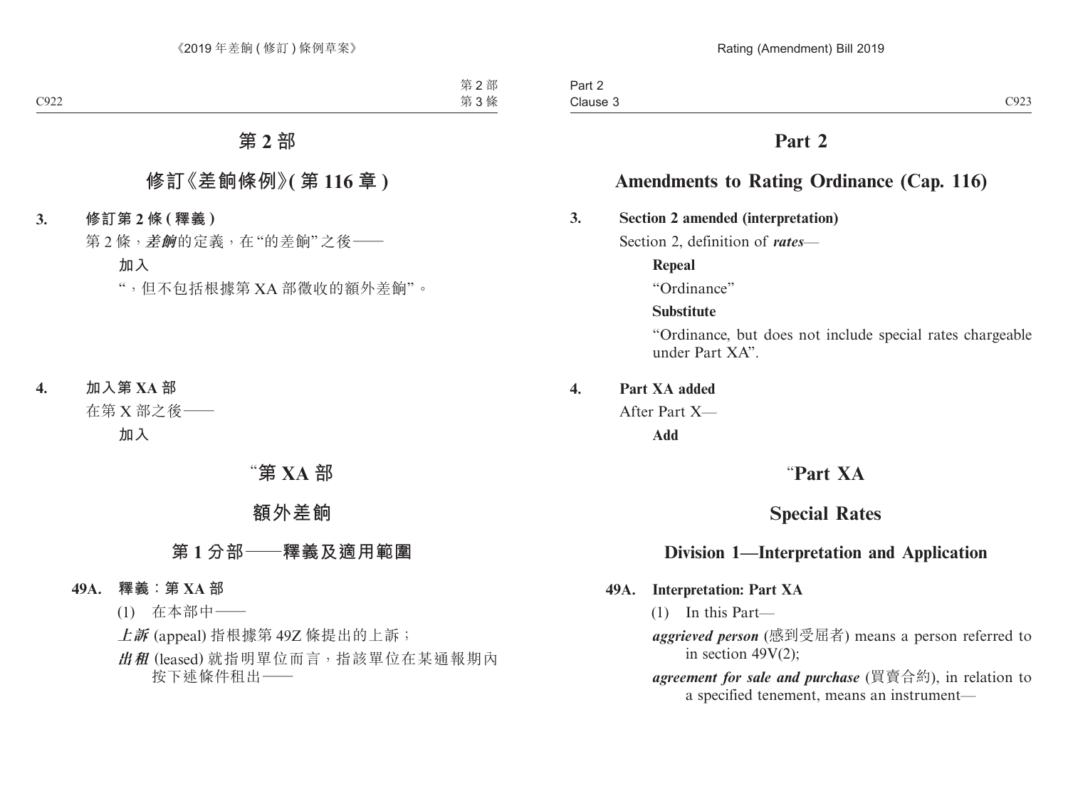# 第 2 部

## 修訂《差餉條例》(第 116 章)

**3. 修訂第 2 條 (釋義)**

第 2 條，***差餉***的定義，在 "的差餉" 之後——

**加入**

"，但不包括根據第 XA 部徵收的額外差餉"。

**4. 加入第 XA 部**

在第 X 部之後——

**加入**

## "第 XA 部

## 額外差餉

### 第 1 分部——釋義及適用範圍

**49A. 釋義：第 XA 部**

(1) 在本部中——

***上訴*** (appeal) 指根據第 49Z 條提出的上訴；

***出租*** (leased) 就指明單位而言，指該單位在某通報期內按下述條件租出——

# Part 2

## Amendments to Rating Ordinance (Cap. 116)

**3. Section 2 amended (interpretation)**

Section 2, definition of ***rates***—

**Repeal**

"Ordinance"

**Substitute**

"Ordinance, but does not include special rates chargeable under Part XA".

**4. Part XA added**

After Part X—

**Add**

## "Part XA

## Special Rates

### Division 1—Interpretation and Application

**49A. Interpretation: Part XA**

(1) In this Part—

***aggrieved person*** (感到受屈者) means a person referred to in section 49V(2);

***agreement for sale and purchase*** (買賣合約), in relation to a specified tenement, means an instrument—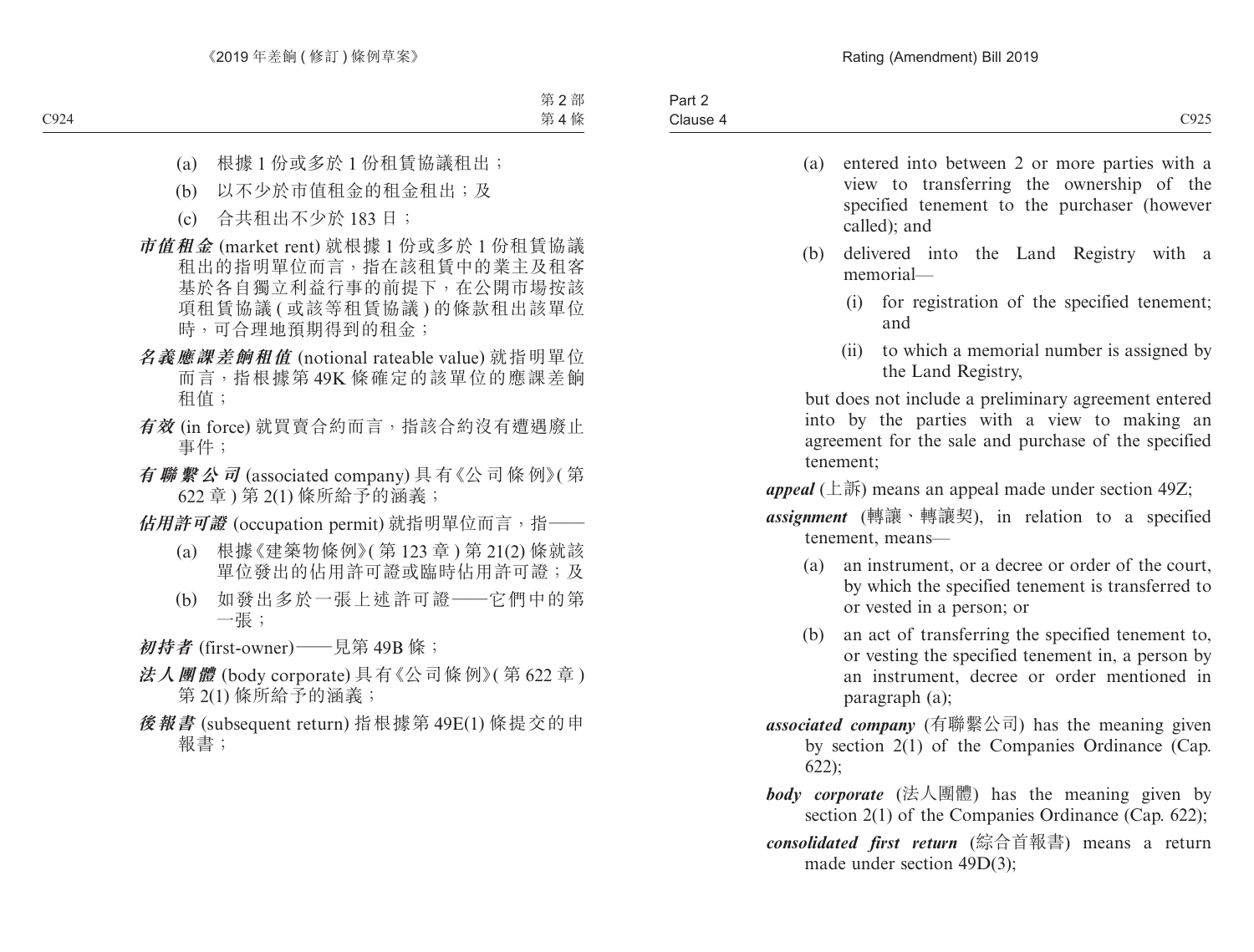(a) 根據 1 份或多於 1 份租賃協議租出；

(b) 以不少於市值租金的租金租出；及

(c) 合共租出不少於 183 日；

***市值租金*** (market rent) 就根據 1 份或多於 1 份租賃協議租出的指明單位而言，指在該租賃中的業主及租客基於各自獨立利益行事的前提下，在公開市場按該項租賃協議 ( 或該等租賃協議 ) 的條款租出該單位時，可合理地預期得到的租金；

***名義應課差餉租值*** (notional rateable value) 就指明單位而言，指根據第 49K 條確定的該單位的應課差餉租值；

***有效*** (in force) 就買賣合約而言，指該合約沒有遭遇廢止事件；

***有聯繫公司*** (associated company) 具有《公司條例》( 第 622 章 ) 第 2(1) 條所給予的涵義；

***佔用許可證*** (occupation permit) 就指明單位而言，指——

(a) 根據《建築物條例》( 第 123 章 ) 第 21(2) 條就該單位發出的佔用許可證或臨時佔用許可證；及

(b) 如發出多於一張上述許可證——它們中的第一張；

***初持者*** (first-owner)——見第 49B 條；

***法人團體*** (body corporate) 具有《公司條例》( 第 622 章 ) 第 2(1) 條所給予的涵義；

***後報書*** (subsequent return) 指根據第 49E(1) 條提交的申報書；

(a) entered into between 2 or more parties with a view to transferring the ownership of the specified tenement to the purchaser (however called); and

(b) delivered into the Land Registry with a memorial—

(i) for registration of the specified tenement; and

(ii) to which a memorial number is assigned by the Land Registry,

but does not include a preliminary agreement entered into by the parties with a view to making an agreement for the sale and purchase of the specified tenement;

***appeal*** (上訴) means an appeal made under section 49Z;

***assignment*** (轉讓、轉讓契), in relation to a specified tenement, means—

(a) an instrument, or a decree or order of the court, by which the specified tenement is transferred to or vested in a person; or

(b) an act of transferring the specified tenement to, or vesting the specified tenement in, a person by an instrument, decree or order mentioned in paragraph (a);

***associated company*** (有聯繫公司) has the meaning given by section 2(1) of the Companies Ordinance (Cap. 622);

***body corporate*** (法人團體) has the meaning given by section 2(1) of the Companies Ordinance (Cap. 622);

***consolidated first return*** (綜合首報書) means a return made under section 49D(3);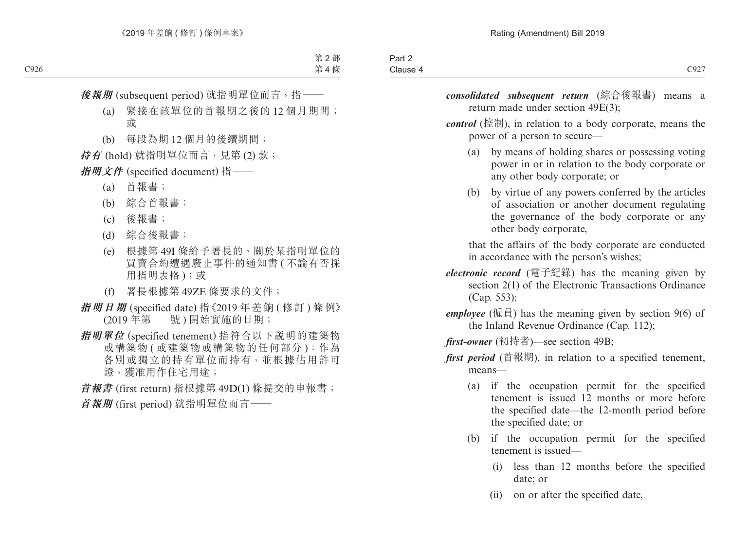***後報期*** (subsequent period) 就指明單位而言，指——

(a) 緊接在該單位的首報期之後的 12 個月期間；或

(b) 每段為期 12 個月的後續期間；

***持有*** (hold) 就指明單位而言，見第 (2) 款；

***指明文件*** (specified document) 指——

(a) 首報書；

(b) 綜合首報書；

(c) 後報書；

(d) 綜合後報書；

(e) 根據第 49I 條給予署長的、關於某指明單位的買賣合約遭遇廢止事件的通知書 (不論有否採用指明表格)；或

(f) 署長根據第 49ZE 條要求的文件；

***指明日期*** (specified date) 指《2019 年差餉 (修訂) 條例》(2019 年第　　號) 開始實施的日期；

***指明單位*** (specified tenement) 指符合以下說明的建築物或構築物 (或建築物或構築物的任何部分)：作為各別或獨立的持有單位而持有，並根據佔用許可證，獲准用作住宅用途；

***首報書*** (first return) 指根據第 49D(1) 條提交的申報書；

***首報期*** (first period) 就指明單位而言——

***consolidated subsequent return*** (綜合後報書) means a return made under section 49E(3);

***control*** (控制), in relation to a body corporate, means the power of a person to secure—

(a) by means of holding shares or possessing voting power in or in relation to the body corporate or any other body corporate; or

(b) by virtue of any powers conferred by the articles of association or another document regulating the governance of the body corporate or any other body corporate,

that the affairs of the body corporate are conducted in accordance with the person's wishes;

***electronic record*** (電子紀錄) has the meaning given by section 2(1) of the Electronic Transactions Ordinance (Cap. 553);

***employee*** (僱員) has the meaning given by section 9(6) of the Inland Revenue Ordinance (Cap. 112);

***first-owner*** (初持者)—see section 49B;

***first period*** (首報期), in relation to a specified tenement, means—

(a) if the occupation permit for the specified tenement is issued 12 months or more before the specified date—the 12-month period before the specified date; or

(b) if the occupation permit for the specified tenement is issued—

(i) less than 12 months before the specified date; or

(ii) on or after the specified date,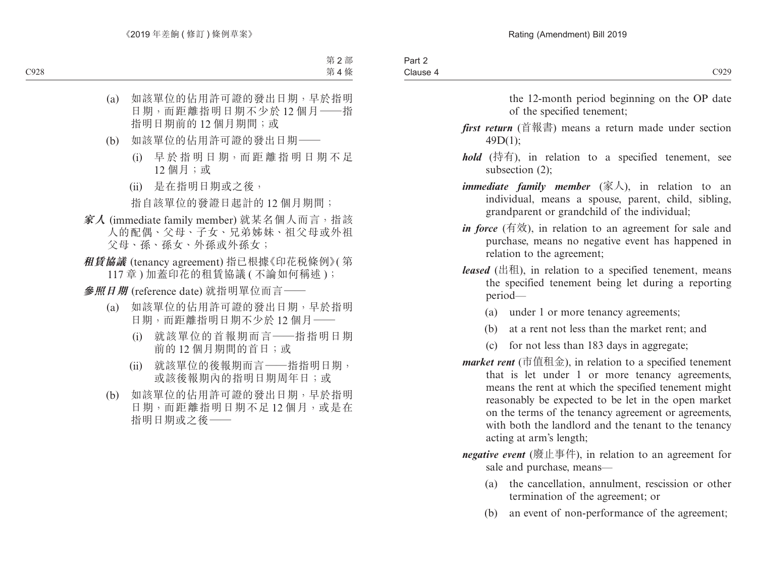(a) 如該單位的佔用許可證的發出日期，早於指明日期，而距離指明日期不少於 12 個月——指指明日期前的 12 個月期間；或

(b) 如該單位的佔用許可證的發出日期——

(i) 早於指明日期，而距離指明日期不足 12 個月；或

(ii) 是在指明日期或之後，

指自該單位的發證日起計的 12 個月期間；

***家人*** (immediate family member) 就某名個人而言，指該人的配偶、父母、子女、兄弟姊妹、祖父母或外祖父母、孫、孫女、外孫或外孫女；

***租賃協議*** (tenancy agreement) 指已根據《印花稅條例》(第 117 章) 加蓋印花的租賃協議 (不論如何稱述)；

***參照日期*** (reference date) 就指明單位而言——

(a) 如該單位的佔用許可證的發出日期，早於指明日期，而距離指明日期不少於 12 個月——

(i) 就該單位的首報期而言——指指明日期前的 12 個月期間的首日；或

(ii) 就該單位的後報期而言——指指明日期，或該後報期內的指明日期周年日；或

(b) 如該單位的佔用許可證的發出日期，早於指明日期，而距離指明日期不足 12 個月，或是在指明日期或之後——

the 12-month period beginning on the OP date of the specified tenement;

***first return*** (首報書) means a return made under section 49D(1);

***hold*** (持有), in relation to a specified tenement, see subsection (2);

***immediate family member*** (家人), in relation to an individual, means a spouse, parent, child, sibling, grandparent or grandchild of the individual;

***in force*** (有效), in relation to an agreement for sale and purchase, means no negative event has happened in relation to the agreement;

***leased*** (出租), in relation to a specified tenement, means the specified tenement being let during a reporting period—

(a) under 1 or more tenancy agreements;

(b) at a rent not less than the market rent; and

(c) for not less than 183 days in aggregate;

***market rent*** (市值租金), in relation to a specified tenement that is let under 1 or more tenancy agreements, means the rent at which the specified tenement might reasonably be expected to be let in the open market on the terms of the tenancy agreement or agreements, with both the landlord and the tenant to the tenancy acting at arm's length;

***negative event*** (廢止事件), in relation to an agreement for sale and purchase, means—

(a) the cancellation, annulment, rescission or other termination of the agreement; or

(b) an event of non-performance of the agreement;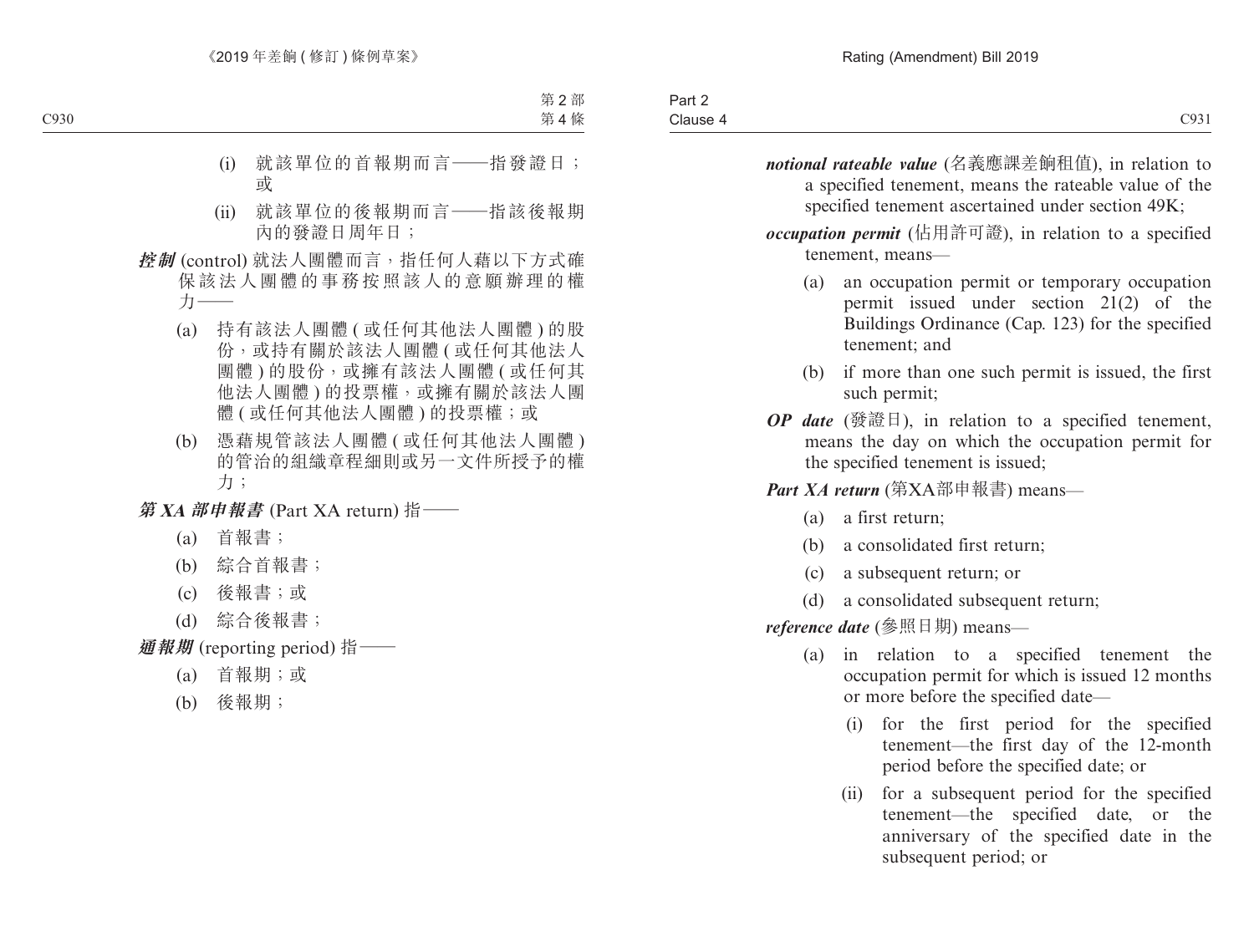(i) 就該單位的首報期而言——指發證日；或

(ii) 就該單位的後報期而言——指該後報期內的發證日周年日；

***控制*** (control) 就法人團體而言，指任何人藉以下方式確保該法人團體的事務按照該人的意願辦理的權力——

(a) 持有該法人團體 (或任何其他法人團體) 的股份，或持有關於該法人團體 (或任何其他法人團體) 的股份，或擁有該法人團體 (或任何其他法人團體) 的投票權，或擁有關於該法人團體 (或任何其他法人團體) 的投票權；或

(b) 憑藉規管該法人團體 (或任何其他法人團體) 的管治的組織章程細則或另一文件所授予的權力；

***第 XA 部申報書*** (Part XA return) 指——

(a) 首報書；

(b) 綜合首報書；

(c) 後報書；或

(d) 綜合後報書；

***通報期*** (reporting period) 指——

(a) 首報期；或

(b) 後報期；

***notional rateable value*** (名義應課差餉租值), in relation to a specified tenement, means the rateable value of the specified tenement ascertained under section 49K;

***occupation permit*** (佔用許可證), in relation to a specified tenement, means—

(a) an occupation permit or temporary occupation permit issued under section 21(2) of the Buildings Ordinance (Cap. 123) for the specified tenement; and

(b) if more than one such permit is issued, the first such permit;

***OP date*** (發證日), in relation to a specified tenement, means the day on which the occupation permit for the specified tenement is issued;

***Part XA return*** (第XA部申報書) means—

(a) a first return;

(b) a consolidated first return;

(c) a subsequent return; or

(d) a consolidated subsequent return;

***reference date*** (參照日期) means—

(a) in relation to a specified tenement the occupation permit for which is issued 12 months or more before the specified date—

(i) for the first period for the specified tenement—the first day of the 12-month period before the specified date; or

(ii) for a subsequent period for the specified tenement—the specified date, or the anniversary of the specified date in the subsequent period; or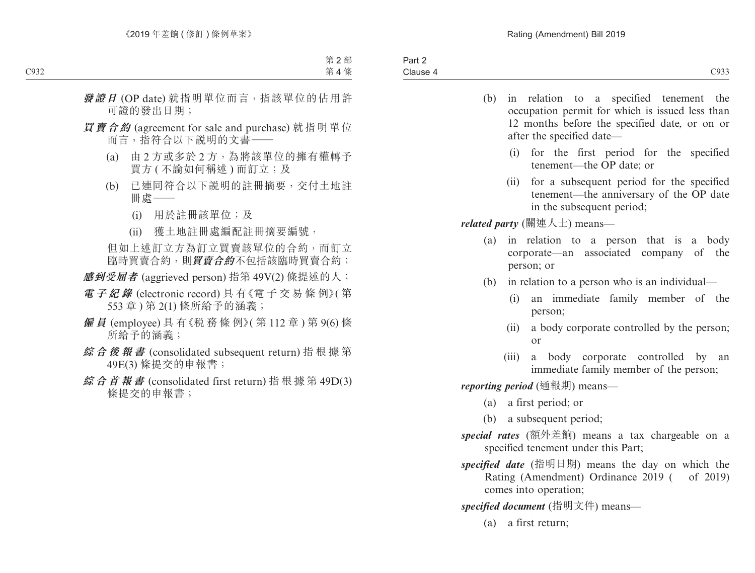***發證日*** (OP date) 就指明單位而言，指該單位的佔用許可證的發出日期；

***買賣合約*** (agreement for sale and purchase) 就指明單位而言，指符合以下說明的文書——

(a) 由 2 方或多於 2 方，為將該單位的擁有權轉予買方 ( 不論如何稱述 ) 而訂立；及

(b) 已連同符合以下説明的註冊摘要，交付土地註冊處——

(i) 用於註冊該單位；及

(ii) 獲土地註冊處編配註冊摘要編號，

但如上述訂立方為訂立買賣該單位的合約，而訂立臨時買賣合約，則***買賣合約***不包括該臨時買賣合約；

***感到受屈者*** (aggrieved person) 指第 49V(2) 條提述的人；

***電子紀錄*** (electronic record) 具有《電子交易條例》( 第 553 章 ) 第 2(1) 條所給予的涵義；

***僱員*** (employee) 具有《税務條例》( 第 112 章 ) 第 9(6) 條所給予的涵義；

***綜合後報書*** (consolidated subsequent return) 指根據第 49E(3) 條提交的申報書；

***綜合首報書*** (consolidated first return) 指根據第 49D(3) 條提交的申報書；

(b) in relation to a specified tenement the occupation permit for which is issued less than 12 months before the specified date, or on or after the specified date—

(i) for the first period for the specified tenement—the OP date; or

(ii) for a subsequent period for the specified tenement—the anniversary of the OP date in the subsequent period;

***related party*** (關連人士) means—

(a) in relation to a person that is a body corporate—an associated company of the person; or

(b) in relation to a person who is an individual—

(i) an immediate family member of the person;

(ii) a body corporate controlled by the person; or

(iii) a body corporate controlled by an immediate family member of the person;

***reporting period*** (通報期) means—

(a) a first period; or

(b) a subsequent period;

***special rates*** (額外差餉) means a tax chargeable on a specified tenement under this Part;

***specified date*** (指明日期) means the day on which the Rating (Amendment) Ordinance 2019 (   of 2019) comes into operation;

***specified document*** (指明文件) means—

(a) a first return;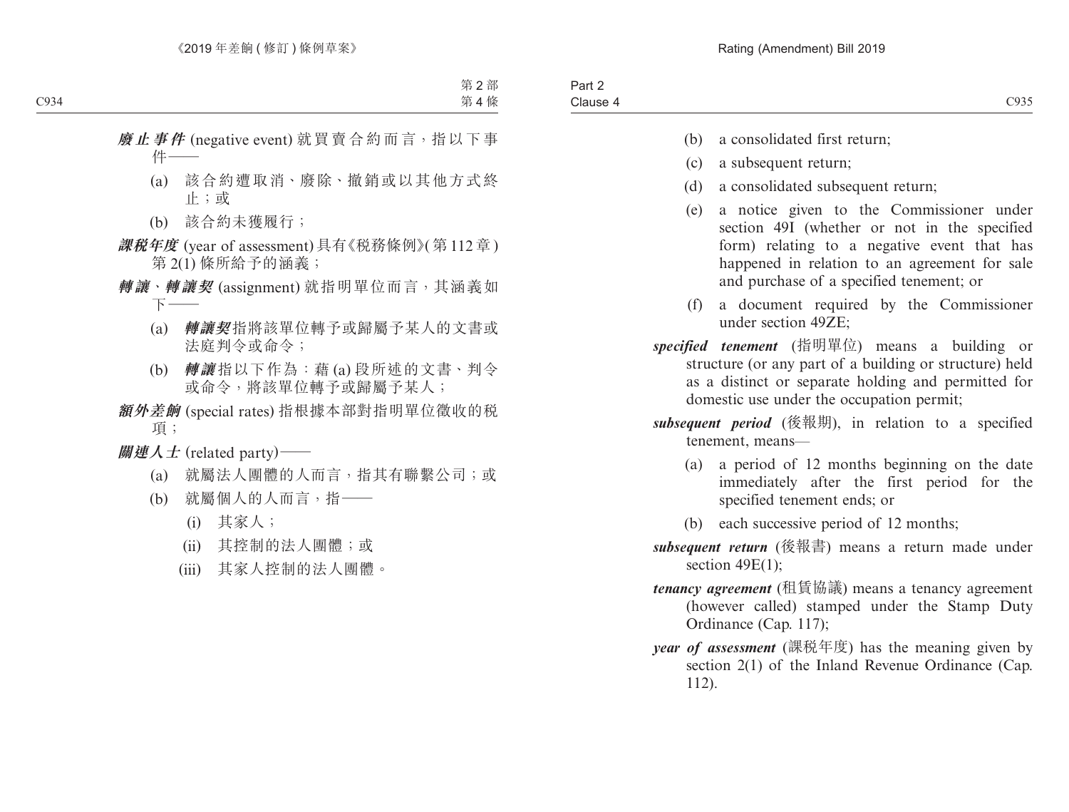***廢止事件*** (negative event) 就買賣合約而言，指以下事件——

(a) 該合約遭取消、廢除、撤銷或以其他方式終止；或

(b) 該合約未獲履行；

***課稅年度*** (year of assessment) 具有《稅務條例》(第 112 章) 第 2(1) 條所給予的涵義；

***轉讓、轉讓契*** (assignment) 就指明單位而言，其涵義如下——

(a) ***轉讓契***指將該單位轉予或歸屬予某人的文書或法庭判令或命令；

(b) ***轉讓***指以下作為：藉 (a) 段所述的文書、判令或命令，將該單位轉予或歸屬予某人；

***額外差餉*** (special rates) 指根據本部對指明單位徵收的稅項；

***關連人士*** (related party)——

(a) 就屬法人團體的人而言，指其有聯繫公司；或

(b) 就屬個人的人而言，指——

(i) 其家人；

(ii) 其控制的法人團體；或

(iii) 其家人控制的法人團體。

(b) a consolidated first return;

(c) a subsequent return;

(d) a consolidated subsequent return;

(e) a notice given to the Commissioner under section 49I (whether or not in the specified form) relating to a negative event that has happened in relation to an agreement for sale and purchase of a specified tenement; or

(f) a document required by the Commissioner under section 49ZE;

***specified tenement*** (指明單位) means a building or structure (or any part of a building or structure) held as a distinct or separate holding and permitted for domestic use under the occupation permit;

***subsequent period*** (後報期), in relation to a specified tenement, means—

(a) a period of 12 months beginning on the date immediately after the first period for the specified tenement ends; or

(b) each successive period of 12 months;

***subsequent return*** (後報書) means a return made under section 49E(1);

***tenancy agreement*** (租賃協議) means a tenancy agreement (however called) stamped under the Stamp Duty Ordinance (Cap. 117);

***year of assessment*** (課稅年度) has the meaning given by section 2(1) of the Inland Revenue Ordinance (Cap. 112).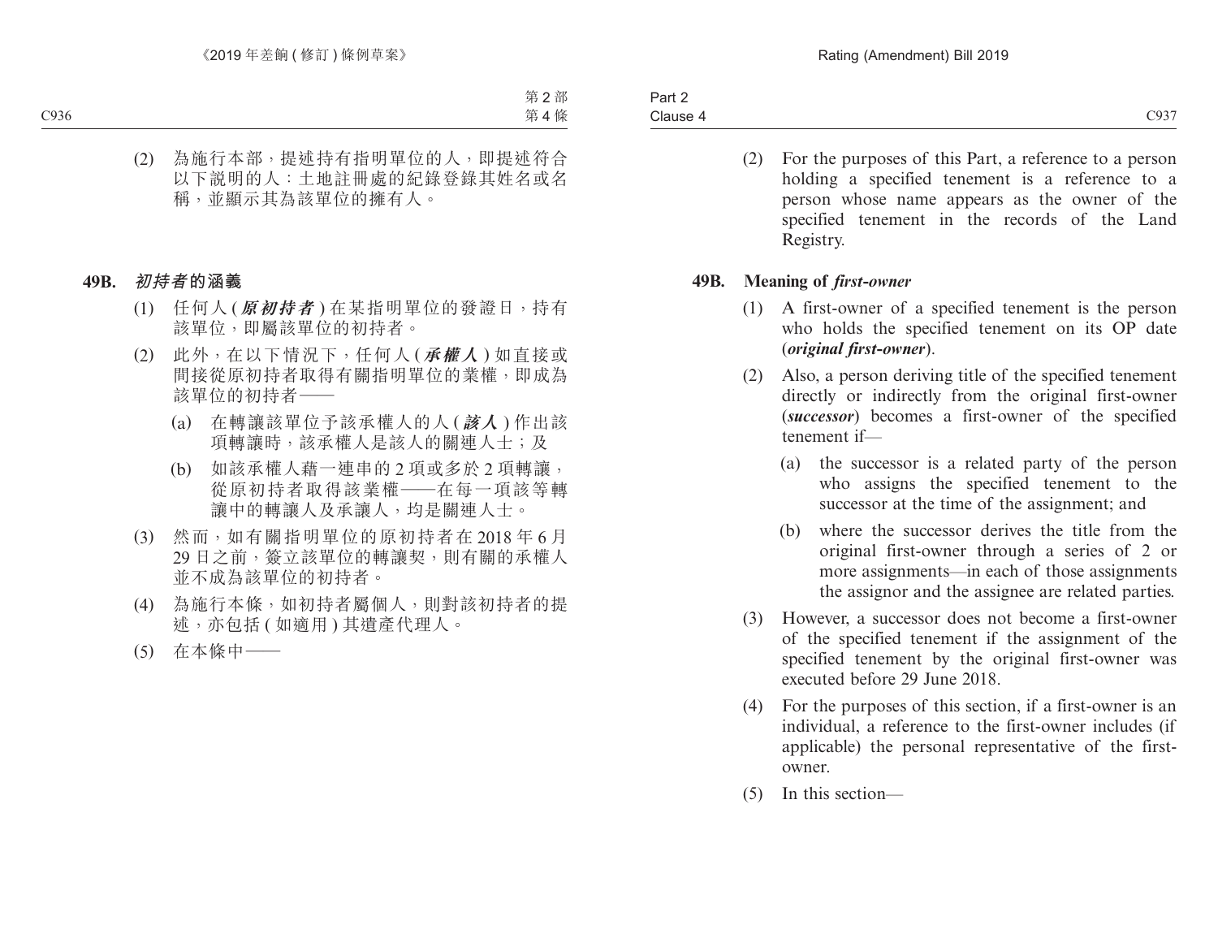(2) 為施行本部，提述持有指明單位的人，即提述符合以下説明的人：土地註冊處的紀錄登錄其姓名或名稱，並顯示其為該單位的擁有人。

**49B. *初持者*的涵義**

(1) 任何人 (***原初持者***) 在某指明單位的發證日，持有該單位，即屬該單位的初持者。

(2) 此外，在以下情況下，任何人 (***承權人***) 如直接或間接從原初持者取得有關指明單位的業權，即成為該單位的初持者——

(a) 在轉讓該單位予該承權人的人 (***該人***) 作出該項轉讓時，該承權人是該人的關連人士；及

(b) 如該承權人藉一連串的 2 項或多於 2 項轉讓，從原初持者取得該業權——在每一項該等轉讓中的轉讓人及承讓人，均是關連人士。

(3) 然而，如有關指明單位的原初持者在 2018 年 6 月 29 日之前，簽立該單位的轉讓契，則有關的承權人並不成為該單位的初持者。

(4) 為施行本條，如初持者屬個人，則對該初持者的提述，亦包括 (如適用) 其遺產代理人。

(5) 在本條中——

(2) For the purposes of this Part, a reference to a person holding a specified tenement is a reference to a person whose name appears as the owner of the specified tenement in the records of the Land Registry.

**49B. Meaning of *first-owner***

(1) A first-owner of a specified tenement is the person who holds the specified tenement on its OP date (***original first-owner***).

(2) Also, a person deriving title of the specified tenement directly or indirectly from the original first-owner (***successor***) becomes a first-owner of the specified tenement if—

(a) the successor is a related party of the person who assigns the specified tenement to the successor at the time of the assignment; and

(b) where the successor derives the title from the original first-owner through a series of 2 or more assignments—in each of those assignments the assignor and the assignee are related parties.

(3) However, a successor does not become a first-owner of the specified tenement if the assignment of the specified tenement by the original first-owner was executed before 29 June 2018.

(4) For the purposes of this section, if a first-owner is an individual, a reference to the first-owner includes (if applicable) the personal representative of the first-owner.

(5) In this section—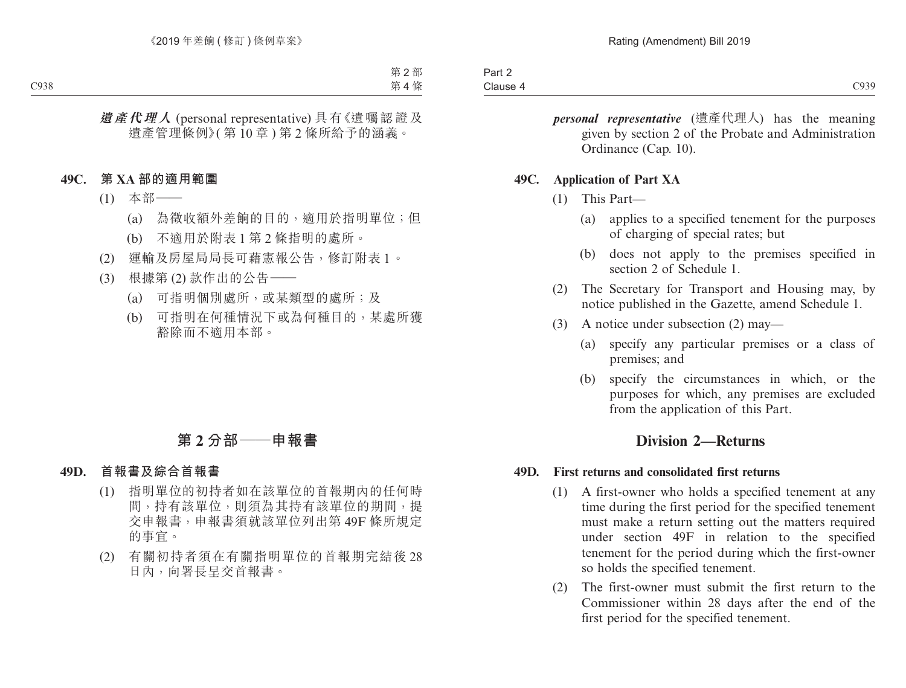***遺產代理人*** (personal representative) 具有《遺囑認證及遺產管理條例》(第 10 章) 第 2 條所給予的涵義。

**49C. 第 XA 部的適用範圍**

(1) 本部——

(a) 為徵收額外差餉的目的，適用於指明單位；但

(b) 不適用於附表 1 第 2 條指明的處所。

(2) 運輸及房屋局局長可藉憲報公告，修訂附表 1。

(3) 根據第 (2) 款作出的公告——

(a) 可指明個別處所，或某類型的處所；及

(b) 可指明在何種情況下或為何種目的，某處所獲豁除而不適用本部。

## 第 2 分部——申報書

**49D. 首報書及綜合首報書**

(1) 指明單位的初持者如在該單位的首報期內的任何時間，持有該單位，則須為其持有該單位的期間，提交申報書，申報書須就該單位列出第 49F 條所規定的事宜。

(2) 有關初持者須在有關指明單位的首報期完結後 28 日內，向署長呈交首報書。

***personal representative*** (遺產代理人) has the meaning given by section 2 of the Probate and Administration Ordinance (Cap. 10).

**49C. Application of Part XA**

(1) This Part—

(a) applies to a specified tenement for the purposes of charging of special rates; but

(b) does not apply to the premises specified in section 2 of Schedule 1.

(2) The Secretary for Transport and Housing may, by notice published in the Gazette, amend Schedule 1.

(3) A notice under subsection (2) may—

(a) specify any particular premises or a class of premises; and

(b) specify the circumstances in which, or the purposes for which, any premises are excluded from the application of this Part.

## Division 2—Returns

**49D. First returns and consolidated first returns**

(1) A first-owner who holds a specified tenement at any time during the first period for the specified tenement must make a return setting out the matters required under section 49F in relation to the specified tenement for the period during which the first-owner so holds the specified tenement.

(2) The first-owner must submit the first return to the Commissioner within 28 days after the end of the first period for the specified tenement.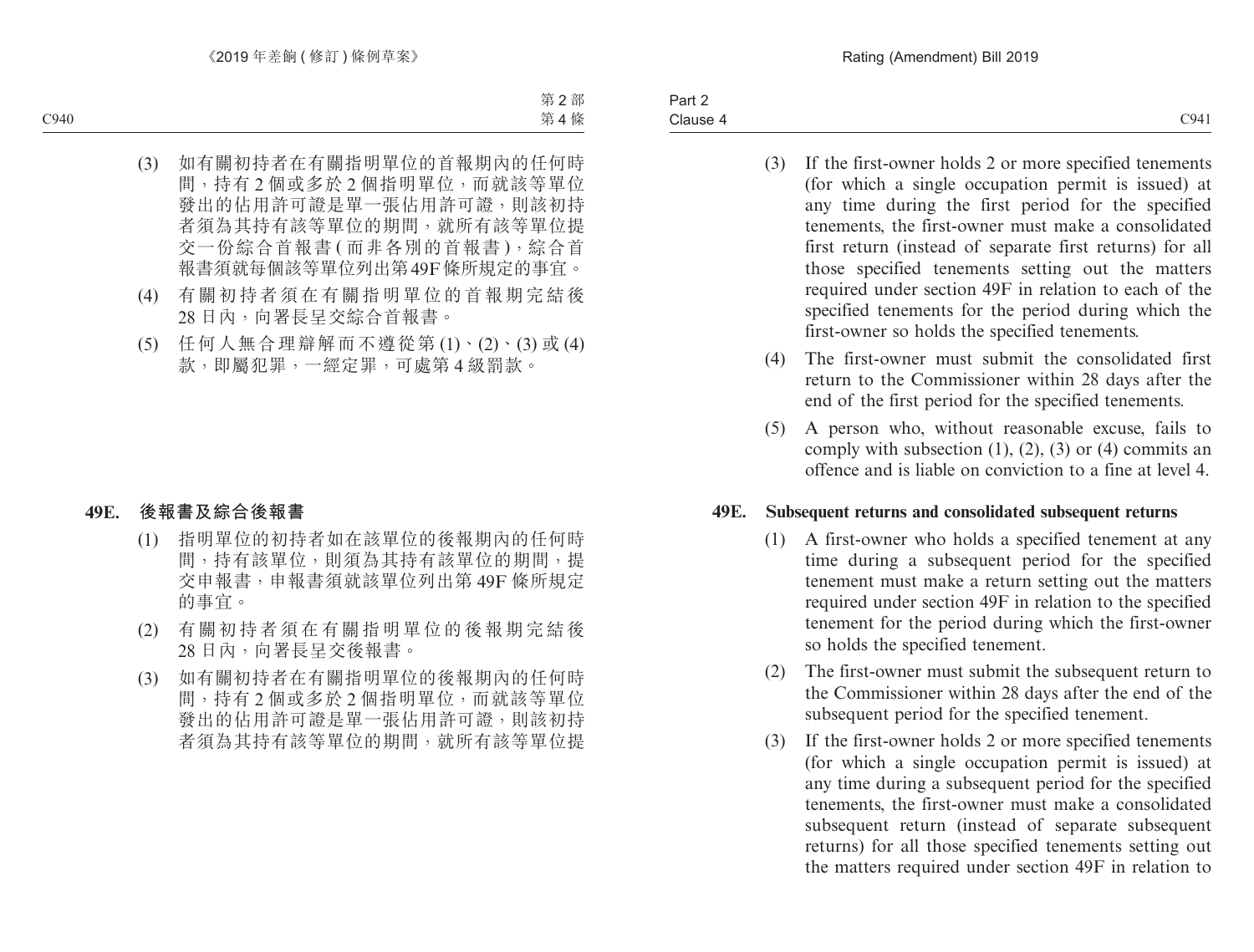(3) 如有關初持者在有關指明單位的首報期內的任何時間，持有 2 個或多於 2 個指明單位，而就該等單位發出的佔用許可證是單一張佔用許可證，則該初持者須為其持有該等單位的期間，就所有該等單位提交一份綜合首報書 ( 而非各別的首報書 )，綜合首報書須就每個該等單位列出第 49F 條所規定的事宜。

(4) 有關初持者須在有關指明單位的首報期完結後 28 日內，向署長呈交綜合首報書。

(5) 任何人無合理辯解而不遵從第 (1)、(2)、(3) 或 (4) 款，即屬犯罪，一經定罪，可處第 4 級罰款。

**49E. 後報書及綜合後報書**

(1) 指明單位的初持者如在該單位的後報期內的任何時間，持有該單位，則須為其持有該單位的期間，提交申報書，申報書須就該單位列出第 49F 條所規定的事宜。

(2) 有關初持者須在有關指明單位的後報期完結後 28 日內，向署長呈交後報書。

(3) 如有關初持者在有關指明單位的後報期內的任何時間，持有 2 個或多於 2 個指明單位，而就該等單位發出的佔用許可證是單一張佔用許可證，則該初持者須為其持有該等單位的期間，就所有該等單位提

(3) If the first-owner holds 2 or more specified tenements (for which a single occupation permit is issued) at any time during the first period for the specified tenements, the first-owner must make a consolidated first return (instead of separate first returns) for all those specified tenements setting out the matters required under section 49F in relation to each of the specified tenements for the period during which the first-owner so holds the specified tenements.

(4) The first-owner must submit the consolidated first return to the Commissioner within 28 days after the end of the first period for the specified tenements.

(5) A person who, without reasonable excuse, fails to comply with subsection (1), (2), (3) or (4) commits an offence and is liable on conviction to a fine at level 4.

**49E. Subsequent returns and consolidated subsequent returns**

(1) A first-owner who holds a specified tenement at any time during a subsequent period for the specified tenement must make a return setting out the matters required under section 49F in relation to the specified tenement for the period during which the first-owner so holds the specified tenement.

(2) The first-owner must submit the subsequent return to the Commissioner within 28 days after the end of the subsequent period for the specified tenement.

(3) If the first-owner holds 2 or more specified tenements (for which a single occupation permit is issued) at any time during a subsequent period for the specified tenements, the first-owner must make a consolidated subsequent return (instead of separate subsequent returns) for all those specified tenements setting out the matters required under section 49F in relation to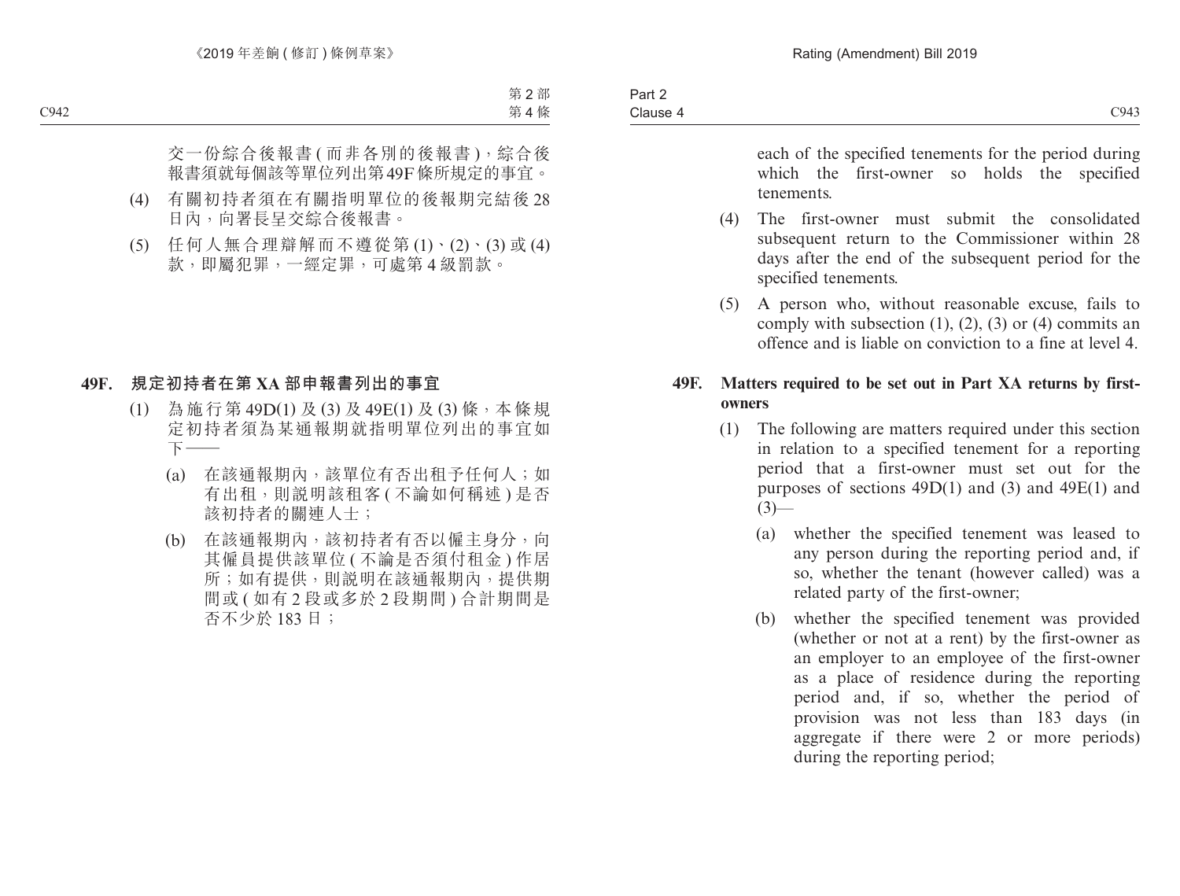交一份綜合後報書 ( 而非各別的後報書 )，綜合後報書須就每個該等單位列出第 49F 條所規定的事宜。

(4) 有關初持者須在有關指明單位的後報期完結後 28 日內，向署長呈交綜合後報書。

(5) 任何人無合理辯解而不遵從第 (1)、(2)、(3) 或 (4) 款，即屬犯罪，一經定罪，可處第 4 級罰款。

**49F. 規定初持者在第 XA 部申報書列出的事宜**

(1) 為施行第 49D(1) 及 (3) 及 49E(1) 及 (3) 條，本條規定初持者須為某通報期就指明單位列出的事宜如下——

(a) 在該通報期內，該單位有否出租予任何人；如有出租，則說明該租客 ( 不論如何稱述 ) 是否該初持者的關連人士；

(b) 在該通報期內，該初持者有否以僱主身分，向其僱員提供該單位 ( 不論是否須付租金 ) 作居所；如有提供，則說明在該通報期內，提供期間或 ( 如有 2 段或多於 2 段期間 ) 合計期間是否不少於 183 日；

each of the specified tenements for the period during which the first-owner so holds the specified tenements.

(4) The first-owner must submit the consolidated subsequent return to the Commissioner within 28 days after the end of the subsequent period for the specified tenements.

(5) A person who, without reasonable excuse, fails to comply with subsection (1), (2), (3) or (4) commits an offence and is liable on conviction to a fine at level 4.

**49F. Matters required to be set out in Part XA returns by first-owners**

(1) The following are matters required under this section in relation to a specified tenement for a reporting period that a first-owner must set out for the purposes of sections 49D(1) and (3) and 49E(1) and (3)—

(a) whether the specified tenement was leased to any person during the reporting period and, if so, whether the tenant (however called) was a related party of the first-owner;

(b) whether the specified tenement was provided (whether or not at a rent) by the first-owner as an employer to an employee of the first-owner as a place of residence during the reporting period and, if so, whether the period of provision was not less than 183 days (in aggregate if there were 2 or more periods) during the reporting period;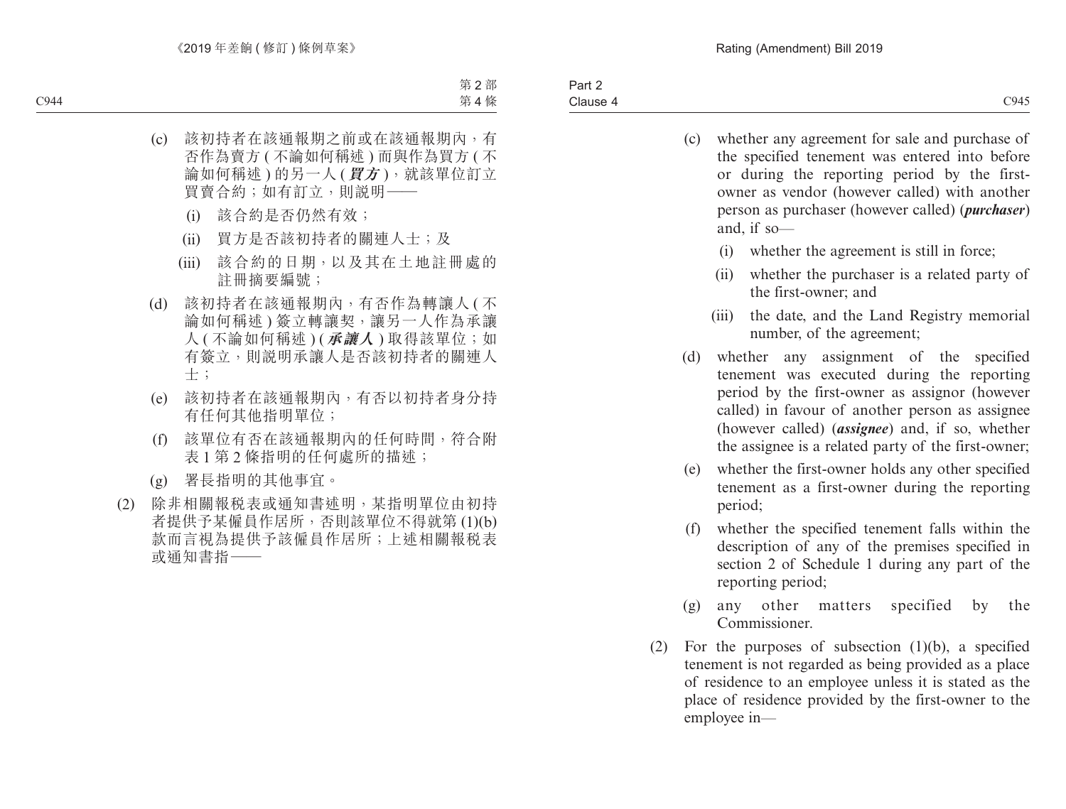(c) 該初持者在該通報期之前或在該通報期內，有否作為賣方 ( 不論如何稱述 ) 而與作為買方 ( 不論如何稱述 ) 的另一人 ( ***買方*** )，就該單位訂立買賣合約；如有訂立，則說明——

(i) 該合約是否仍然有效；

(ii) 買方是否該初持者的關連人士；及

(iii) 該合約的日期，以及其在土地註冊處的註冊摘要編號；

(d) 該初持者在該通報期內，有否作為轉讓人 ( 不論如何稱述 ) 簽立轉讓契，讓另一人作為承讓人 ( 不論如何稱述 ) ( ***承讓人*** ) 取得該單位；如有簽立，則說明承讓人是否該初持者的關連人士；

(e) 該初持者在該通報期內，有否以初持者身分持有任何其他指明單位；

(f) 該單位有否在該通報期內的任何時間，符合附表 1 第 2 條指明的任何處所的描述；

(g) 署長指明的其他事宜。

(2) 除非相關報稅表或通知書述明，某指明單位由初持者提供予某僱員作居所，否則該單位不得就第 (1)(b) 款而言視為提供予該僱員作居所；上述相關報稅表或通知書指——

(c) whether any agreement for sale and purchase of the specified tenement was entered into before or during the reporting period by the first-owner as vendor (however called) with another person as purchaser (however called) (***purchaser***) and, if so—

(i) whether the agreement is still in force;

(ii) whether the purchaser is a related party of the first-owner; and

(iii) the date, and the Land Registry memorial number, of the agreement;

(d) whether any assignment of the specified tenement was executed during the reporting period by the first-owner as assignor (however called) in favour of another person as assignee (however called) (***assignee***) and, if so, whether the assignee is a related party of the first-owner;

(e) whether the first-owner holds any other specified tenement as a first-owner during the reporting period;

(f) whether the specified tenement falls within the description of any of the premises specified in section 2 of Schedule 1 during any part of the reporting period;

(g) any other matters specified by the Commissioner.

(2) For the purposes of subsection (1)(b), a specified tenement is not regarded as being provided as a place of residence to an employee unless it is stated as the place of residence provided by the first-owner to the employee in—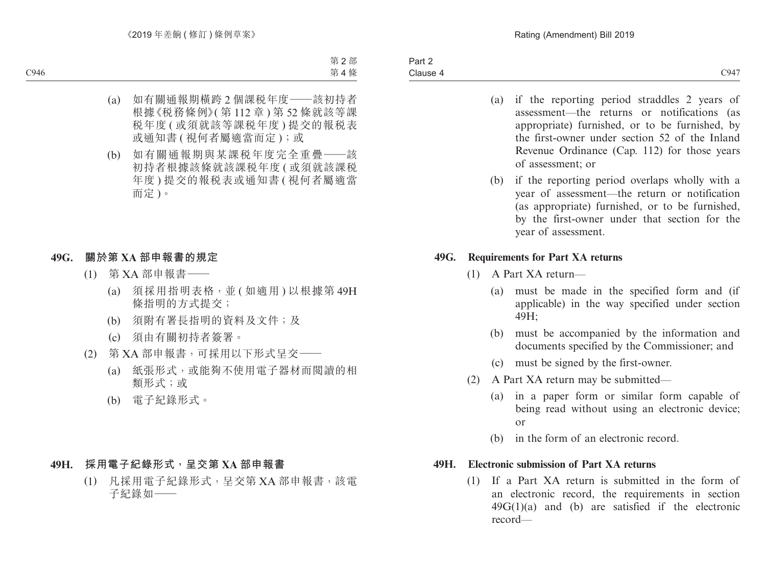(a) 如有關通報期橫跨 2 個課稅年度——該初持者根據《稅務條例》(第 112 章) 第 52 條就該等課稅年度 (或須就該等課稅年度) 提交的報稅表或通知書 (視何者屬適當而定)；或

(b) 如有關通報期與某課稅年度完全重疊——該初持者根據該條就該課稅年度 (或須就該課稅年度) 提交的報稅表或通知書 (視何者屬適當而定)。

### 49G. 關於第 XA 部申報書的規定

(1) 第 XA 部申報書——

(a) 須採用指明表格，並 (如適用) 以根據第 49H 條指明的方式提交；

(b) 須附有署長指明的資料及文件；及

(c) 須由有關初持者簽署。

(2) 第 XA 部申報書，可採用以下形式呈交——

(a) 紙張形式，或能夠不使用電子器材而閱讀的相類形式；或

(b) 電子紀錄形式。

### 49H. 採用電子紀錄形式，呈交第 XA 部申報書

(1) 凡採用電子紀錄形式，呈交第 XA 部申報書，該電子紀錄如——

(a) if the reporting period straddles 2 years of assessment—the returns or notifications (as appropriate) furnished, or to be furnished, by the first-owner under section 52 of the Inland Revenue Ordinance (Cap. 112) for those years of assessment; or

(b) if the reporting period overlaps wholly with a year of assessment—the return or notification (as appropriate) furnished, or to be furnished, by the first-owner under that section for the year of assessment.

### 49G. Requirements for Part XA returns

(1) A Part XA return—

(a) must be made in the specified form and (if applicable) in the way specified under section 49H;

(b) must be accompanied by the information and documents specified by the Commissioner; and

(c) must be signed by the first-owner.

(2) A Part XA return may be submitted—

(a) in a paper form or similar form capable of being read without using an electronic device; or

(b) in the form of an electronic record.

### 49H. Electronic submission of Part XA returns

(1) If a Part XA return is submitted in the form of an electronic record, the requirements in section 49G(1)(a) and (b) are satisfied if the electronic record—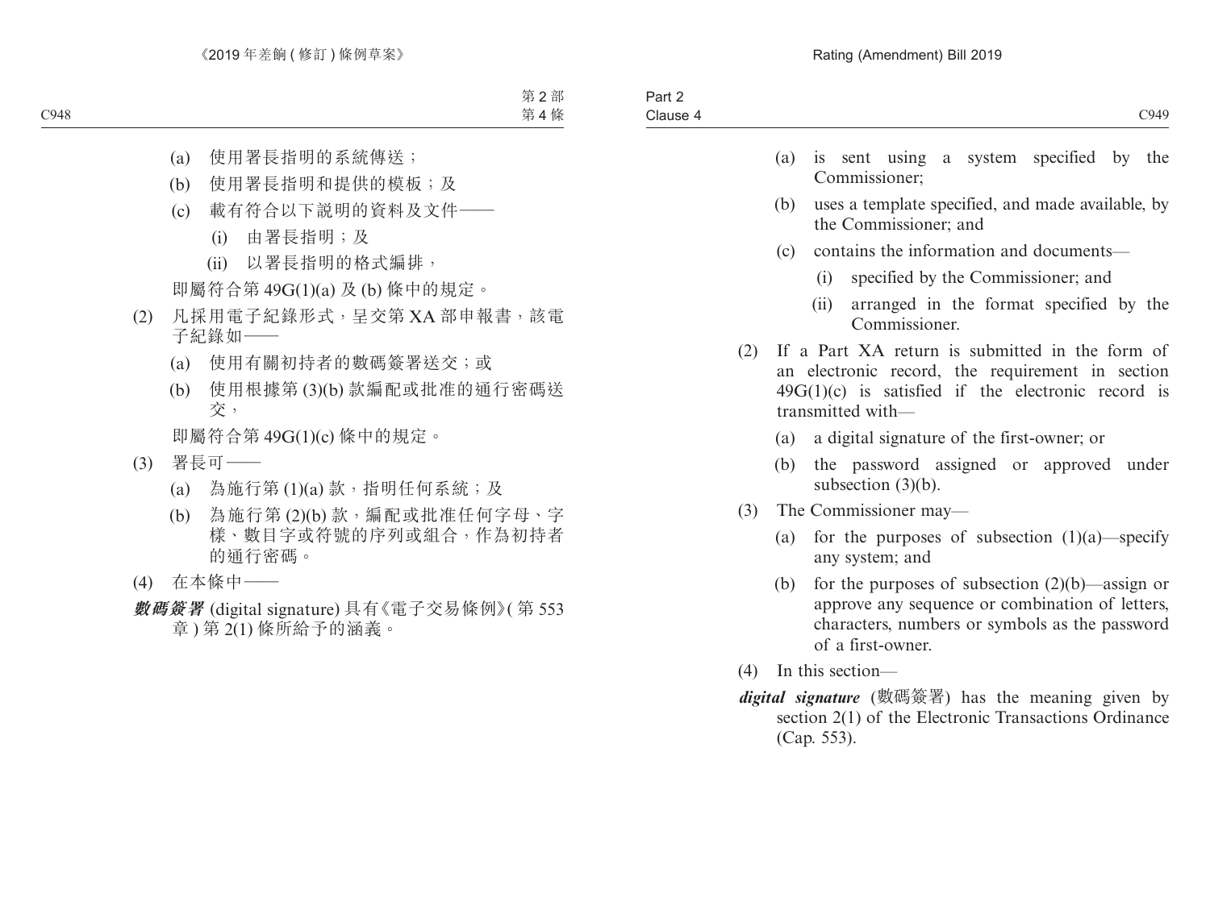(a) 使用署長指明的系統傳送；

(b) 使用署長指明和提供的模板；及

(c) 載有符合以下説明的資料及文件——

(i) 由署長指明；及

(ii) 以署長指明的格式編排，

即屬符合第 49G(1)(a) 及 (b) 條中的規定。

(2) 凡採用電子紀錄形式，呈交第 XA 部申報書，該電子紀錄如——

(a) 使用有關初持者的數碼簽署送交；或

(b) 使用根據第 (3)(b) 款編配或批准的通行密碼送交，

即屬符合第 49G(1)(c) 條中的規定。

(3) 署長可——

(a) 為施行第 (1)(a) 款，指明任何系統；及

(b) 為施行第 (2)(b) 款，編配或批准任何字母、字樣、數目字或符號的序列或組合，作為初持者的通行密碼。

(4) 在本條中——

***數碼簽署*** (digital signature) 具有《電子交易條例》( 第 553 章 ) 第 2(1) 條所給予的涵義。

(a) is sent using a system specified by the Commissioner;

(b) uses a template specified, and made available, by the Commissioner; and

(c) contains the information and documents—

(i) specified by the Commissioner; and

(ii) arranged in the format specified by the Commissioner.

(2) If a Part XA return is submitted in the form of an electronic record, the requirement in section 49G(1)(c) is satisfied if the electronic record is transmitted with—

(a) a digital signature of the first-owner; or

(b) the password assigned or approved under subsection (3)(b).

(3) The Commissioner may—

(a) for the purposes of subsection (1)(a)—specify any system; and

(b) for the purposes of subsection (2)(b)—assign or approve any sequence or combination of letters, characters, numbers or symbols as the password of a first-owner.

(4) In this section—

***digital signature*** (數碼簽署) has the meaning given by section 2(1) of the Electronic Transactions Ordinance (Cap. 553).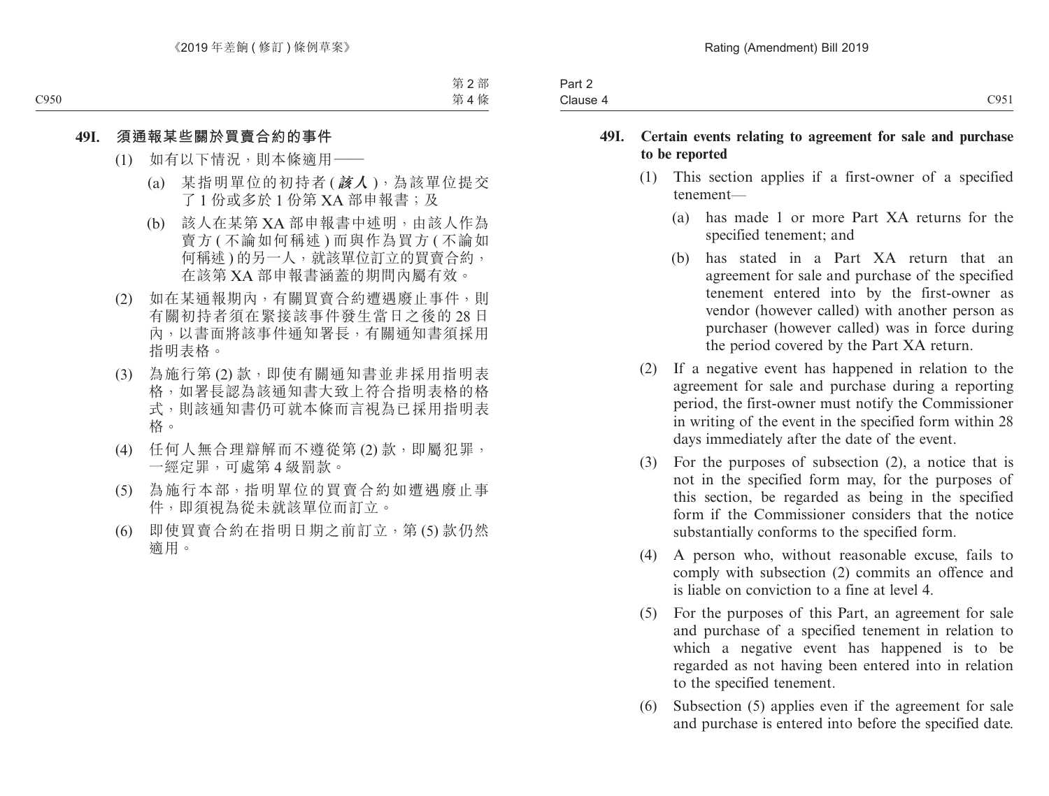## 49I. 須通報某些關於買賣合約的事件

(1) 如有以下情況，則本條適用——

(a) 某指明單位的初持者 (***該人***)，為該單位提交了 1 份或多於 1 份第 XA 部申報書；及

(b) 該人在某第 XA 部申報書中述明，由該人作為賣方 (不論如何稱述) 而與作為買方 (不論如何稱述) 的另一人，就該單位訂立的買賣合約，在該第 XA 部申報書涵蓋的期間內屬有效。

(2) 如在某通報期內，有關買賣合約遭遇廢止事件，則有關初持者須在緊接該事件發生當日之後的 28 日內，以書面將該事件通知署長，有關通知書須採用指明表格。

(3) 為施行第 (2) 款，即使有關通知書並非採用指明表格，如署長認為該通知書大致上符合指明表格的格式，則該通知書仍可就本條而言視為已採用指明表格。

(4) 任何人無合理辯解而不遵從第 (2) 款，即屬犯罪，一經定罪，可處第 4 級罰款。

(5) 為施行本部，指明單位的買賣合約如遭遇廢止事件，即須視為從未就該單位而訂立。

(6) 即使買賣合約在指明日期之前訂立，第 (5) 款仍然適用。

## 49I. Certain events relating to agreement for sale and purchase to be reported

(1) This section applies if a first-owner of a specified tenement—

(a) has made 1 or more Part XA returns for the specified tenement; and

(b) has stated in a Part XA return that an agreement for sale and purchase of the specified tenement entered into by the first-owner as vendor (however called) with another person as purchaser (however called) was in force during the period covered by the Part XA return.

(2) If a negative event has happened in relation to the agreement for sale and purchase during a reporting period, the first-owner must notify the Commissioner in writing of the event in the specified form within 28 days immediately after the date of the event.

(3) For the purposes of subsection (2), a notice that is not in the specified form may, for the purposes of this section, be regarded as being in the specified form if the Commissioner considers that the notice substantially conforms to the specified form.

(4) A person who, without reasonable excuse, fails to comply with subsection (2) commits an offence and is liable on conviction to a fine at level 4.

(5) For the purposes of this Part, an agreement for sale and purchase of a specified tenement in relation to which a negative event has happened is to be regarded as not having been entered into in relation to the specified tenement.

(6) Subsection (5) applies even if the agreement for sale and purchase is entered into before the specified date.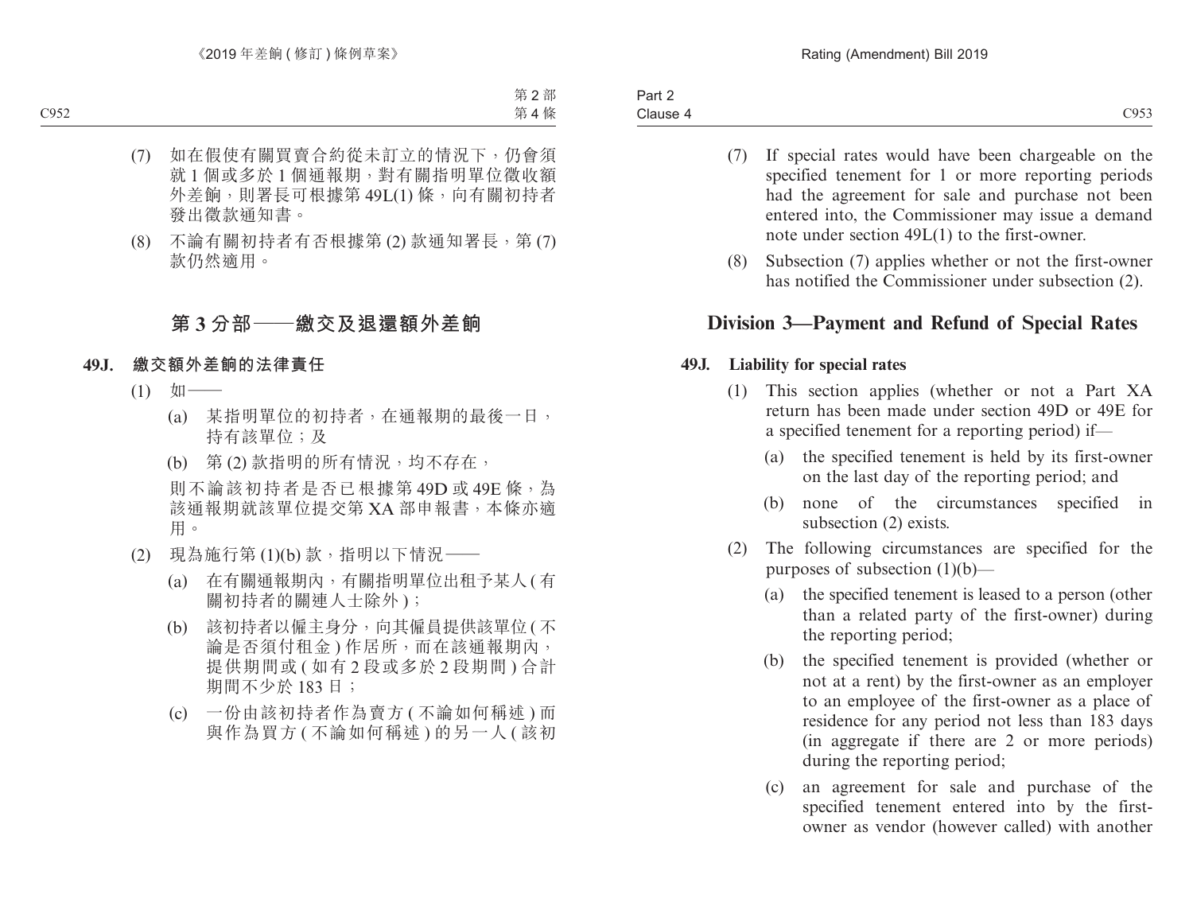(7) 如在假使有關買賣合約從未訂立的情況下，仍會須就 1 個或多於 1 個通報期，對有關指明單位徵收額外差餉，則署長可根據第 49L(1) 條，向有關初持者發出徵款通知書。

(8) 不論有關初持者有否根據第 (2) 款通知署長，第 (7) 款仍然適用。

## 第 3 分部——繳交及退還額外差餉

### 49J. 繳交額外差餉的法律責任

(1) 如——

(a) 某指明單位的初持者，在通報期的最後一日，持有該單位；及

(b) 第 (2) 款指明的所有情況，均不存在，

則不論該初持者是否已根據第 49D 或 49E 條，為該通報期就該單位提交第 XA 部申報書，本條亦適用。

(2) 現為施行第 (1)(b) 款，指明以下情況——

(a) 在有關通報期內，有關指明單位出租予某人 (有關初持者的關連人士除外)；

(b) 該初持者以僱主身分，向其僱員提供該單位 (不論是否須付租金) 作居所，而在該通報期內，提供期間或 (如有 2 段或多於 2 段期間) 合計期間不少於 183 日；

(c) 一份由該初持者作為賣方 (不論如何稱述) 而與作為買方 (不論如何稱述) 的另一人 (該初

(7) If special rates would have been chargeable on the specified tenement for 1 or more reporting periods had the agreement for sale and purchase not been entered into, the Commissioner may issue a demand note under section 49L(1) to the first-owner.

(8) Subsection (7) applies whether or not the first-owner has notified the Commissioner under subsection (2).

## Division 3—Payment and Refund of Special Rates

### 49J. Liability for special rates

(1) This section applies (whether or not a Part XA return has been made under section 49D or 49E for a specified tenement for a reporting period) if—

(a) the specified tenement is held by its first-owner on the last day of the reporting period; and

(b) none of the circumstances specified in subsection (2) exists.

(2) The following circumstances are specified for the purposes of subsection (1)(b)—

(a) the specified tenement is leased to a person (other than a related party of the first-owner) during the reporting period;

(b) the specified tenement is provided (whether or not at a rent) by the first-owner as an employer to an employee of the first-owner as a place of residence for any period not less than 183 days (in aggregate if there are 2 or more periods) during the reporting period;

(c) an agreement for sale and purchase of the specified tenement entered into by the first-owner as vendor (however called) with another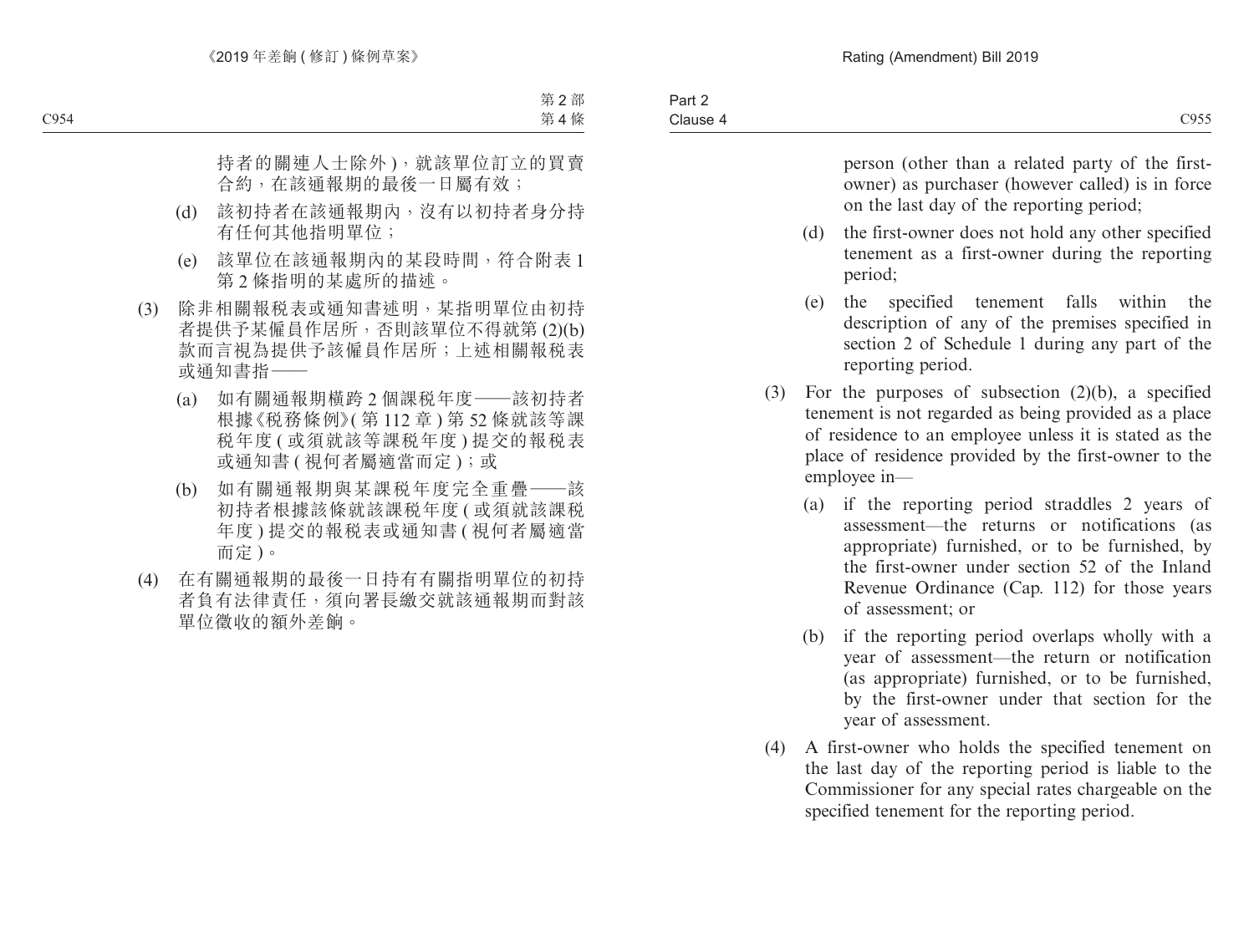持者的關連人士除外)，就該單位訂立的買賣合約，在該通報期的最後一日屬有效；

(d) 該初持者在該通報期內，沒有以初持者身分持有任何其他指明單位；

(e) 該單位在該通報期內的某段時間，符合附表 1 第 2 條指明的某處所的描述。

(3) 除非相關報稅表或通知書述明，某指明單位由初持者提供予某僱員作居所，否則該單位不得就第 (2)(b) 款而言視為提供予該僱員作居所；上述相關報稅表或通知書指——

(a) 如有關通報期橫跨 2 個課稅年度——該初持者根據《稅務條例》(第 112 章) 第 52 條就該等課稅年度 (或須就該等課稅年度) 提交的報稅表或通知書 (視何者屬適當而定)；或

(b) 如有關通報期與某課稅年度完全重疊——該初持者根據該條就該課稅年度 (或須就該課稅年度) 提交的報稅表或通知書 (視何者屬適當而定)。

(4) 在有關通報期的最後一日持有有關指明單位的初持者負有法律責任，須向署長繳交就該通報期而對該單位徵收的額外差餉。

person (other than a related party of the first-owner) as purchaser (however called) is in force on the last day of the reporting period;

(d) the first-owner does not hold any other specified tenement as a first-owner during the reporting period;

(e) the specified tenement falls within the description of any of the premises specified in section 2 of Schedule 1 during any part of the reporting period.

(3) For the purposes of subsection (2)(b), a specified tenement is not regarded as being provided as a place of residence to an employee unless it is stated as the place of residence provided by the first-owner to the employee in—

(a) if the reporting period straddles 2 years of assessment—the returns or notifications (as appropriate) furnished, or to be furnished, by the first-owner under section 52 of the Inland Revenue Ordinance (Cap. 112) for those years of assessment; or

(b) if the reporting period overlaps wholly with a year of assessment—the return or notification (as appropriate) furnished, or to be furnished, by the first-owner under that section for the year of assessment.

(4) A first-owner who holds the specified tenement on the last day of the reporting period is liable to the Commissioner for any special rates chargeable on the specified tenement for the reporting period.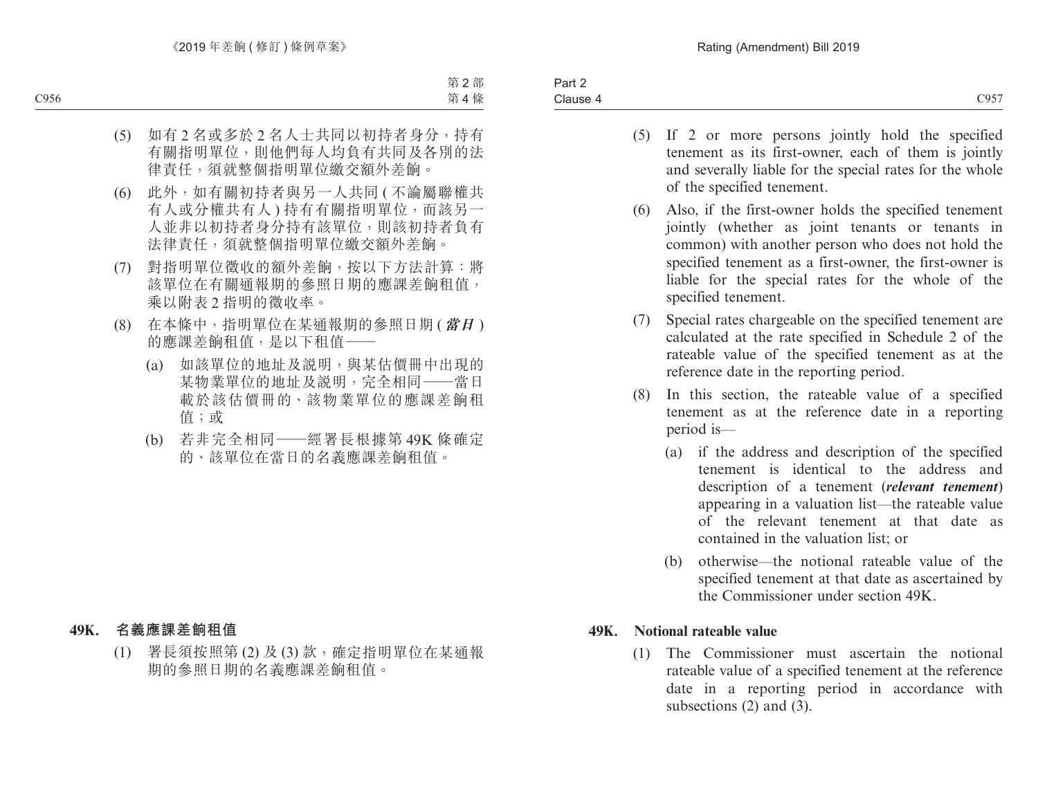(5) 如有 2 名或多於 2 名人士共同以初持者身分，持有有關指明單位，則他們每人均負有共同及各別的法律責任，須就整個指明單位繳交額外差餉。

(6) 此外，如有關初持者與另一人共同 (不論屬聯權共有人或分權共有人) 持有有關指明單位，而該另一人並非以初持者身分持有該單位，則該初持者負有法律責任，須就整個指明單位繳交額外差餉。

(7) 對指明單位徵收的額外差餉，按以下方法計算：將該單位在有關通報期的參照日期的應課差餉租值，乘以附表 2 指明的徵收率。

(8) 在本條中，指明單位在某通報期的參照日期 (***當日***) 的應課差餉租值，是以下租值——

(a) 如該單位的地址及說明，與某估價冊中出現的某物業單位的地址及說明，完全相同——當日載於該估價冊的、該物業單位的應課差餉租值；或

(b) 若非完全相同——經署長根據第 49K 條確定的、該單位在當日的名義應課差餉租值。

**49K. 名義應課差餉租值**

(1) 署長須按照第 (2) 及 (3) 款，確定指明單位在某通報期的參照日期的名義應課差餉租值。

(5) If 2 or more persons jointly hold the specified tenement as its first-owner, each of them is jointly and severally liable for the special rates for the whole of the specified tenement.

(6) Also, if the first-owner holds the specified tenement jointly (whether as joint tenants or tenants in common) with another person who does not hold the specified tenement as a first-owner, the first-owner is liable for the special rates for the whole of the specified tenement.

(7) Special rates chargeable on the specified tenement are calculated at the rate specified in Schedule 2 of the rateable value of the specified tenement as at the reference date in the reporting period.

(8) In this section, the rateable value of a specified tenement as at the reference date in a reporting period is—

(a) if the address and description of the specified tenement is identical to the address and description of a tenement (***relevant tenement***) appearing in a valuation list—the rateable value of the relevant tenement at that date as contained in the valuation list; or

(b) otherwise—the notional rateable value of the specified tenement at that date as ascertained by the Commissioner under section 49K.

**49K. Notional rateable value**

(1) The Commissioner must ascertain the notional rateable value of a specified tenement at the reference date in a reporting period in accordance with subsections (2) and (3).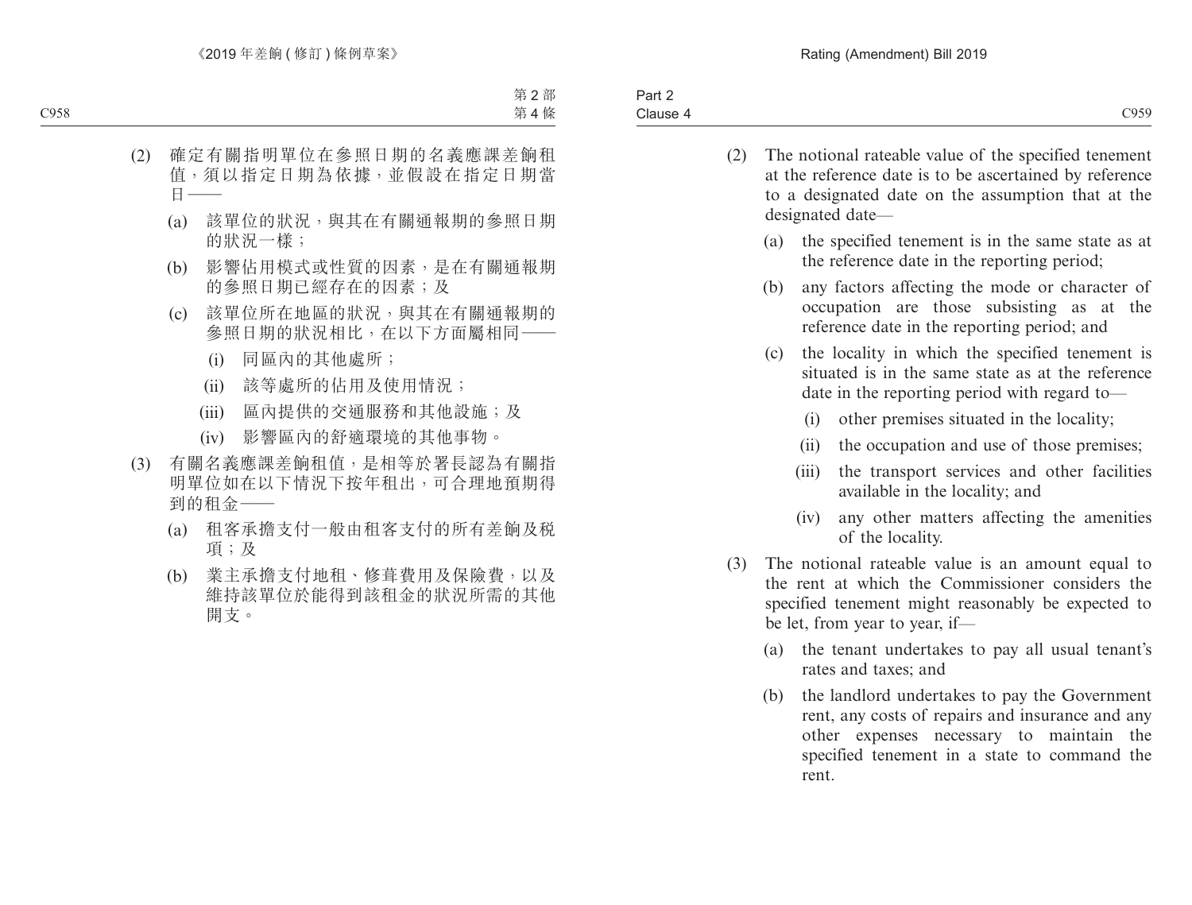(2) 確定有關指明單位在參照日期的名義應課差餉租值，須以指定日期為依據，並假設在指定日期當日——

(a) 該單位的狀況，與其在有關通報期的參照日期的狀況一樣；

(b) 影響佔用模式或性質的因素，是在有關通報期的參照日期已經存在的因素；及

(c) 該單位所在地區的狀況，與其在有關通報期的參照日期的狀況相比，在以下方面屬相同——

(i) 同區內的其他處所；

(ii) 該等處所的佔用及使用情況；

(iii) 區內提供的交通服務和其他設施；及

(iv) 影響區內的舒適環境的其他事物。

(3) 有關名義應課差餉租值，是相等於署長認為有關指明單位如在以下情況下按年租出，可合理地預期得到的租金——

(a) 租客承擔支付一般由租客支付的所有差餉及稅項；及

(b) 業主承擔支付地租、修葺費用及保險費，以及維持該單位於能得到該租金的狀況所需的其他開支。

(2) The notional rateable value of the specified tenement at the reference date is to be ascertained by reference to a designated date on the assumption that at the designated date—

(a) the specified tenement is in the same state as at the reference date in the reporting period;

(b) any factors affecting the mode or character of occupation are those subsisting as at the reference date in the reporting period; and

(c) the locality in which the specified tenement is situated is in the same state as at the reference date in the reporting period with regard to—

(i) other premises situated in the locality;

(ii) the occupation and use of those premises;

(iii) the transport services and other facilities available in the locality; and

(iv) any other matters affecting the amenities of the locality.

(3) The notional rateable value is an amount equal to the rent at which the Commissioner considers the specified tenement might reasonably be expected to be let, from year to year, if—

(a) the tenant undertakes to pay all usual tenant's rates and taxes; and

(b) the landlord undertakes to pay the Government rent, any costs of repairs and insurance and any other expenses necessary to maintain the specified tenement in a state to command the rent.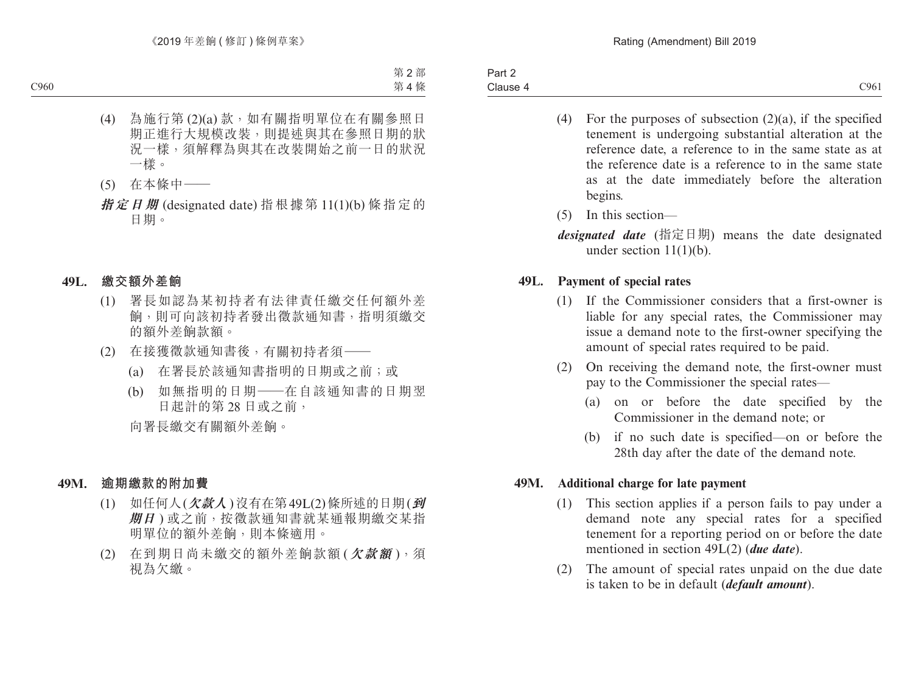(4) 為施行第 (2)(a) 款，如有關指明單位在有關參照日期正進行大規模改裝，則提述與其在參照日期的狀況一樣，須解釋為與其在改裝開始之前一日的狀況一樣。

(5) 在本條中——

***指定日期*** (designated date) 指根據第 11(1)(b) 條指定的日期。

### 49L. 繳交額外差餉

(1) 署長如認為某初持者有法律責任繳交任何額外差餉，則可向該初持者發出徵款通知書，指明須繳交的額外差餉款額。

(2) 在接獲徵款通知書後，有關初持者須——

(a) 在署長於該通知書指明的日期或之前；或

(b) 如無指明的日期——在自該通知書的日期翌日起計的第 28 日或之前，

向署長繳交有關額外差餉。

### 49M. 逾期繳款的附加費

(1) 如任何人 (***欠款人***) 沒有在第 49L(2) 條所述的日期 (***到期日***) 或之前，按徵款通知書就某通報期繳交某指明單位的額外差餉，則本條適用。

(2) 在到期日尚未繳交的額外差餉款額 (***欠款額***)，須視為欠繳。

(4) For the purposes of subsection (2)(a), if the specified tenement is undergoing substantial alteration at the reference date, a reference to in the same state as at the reference date is a reference to in the same state as at the date immediately before the alteration begins.

(5) In this section—

***designated date*** (指定日期) means the date designated under section 11(1)(b).

### 49L. Payment of special rates

(1) If the Commissioner considers that a first-owner is liable for any special rates, the Commissioner may issue a demand note to the first-owner specifying the amount of special rates required to be paid.

(2) On receiving the demand note, the first-owner must pay to the Commissioner the special rates—

(a) on or before the date specified by the Commissioner in the demand note; or

(b) if no such date is specified—on or before the 28th day after the date of the demand note.

### 49M. Additional charge for late payment

(1) This section applies if a person fails to pay under a demand note any special rates for a specified tenement for a reporting period on or before the date mentioned in section 49L(2) (***due date***).

(2) The amount of special rates unpaid on the due date is taken to be in default (***default amount***).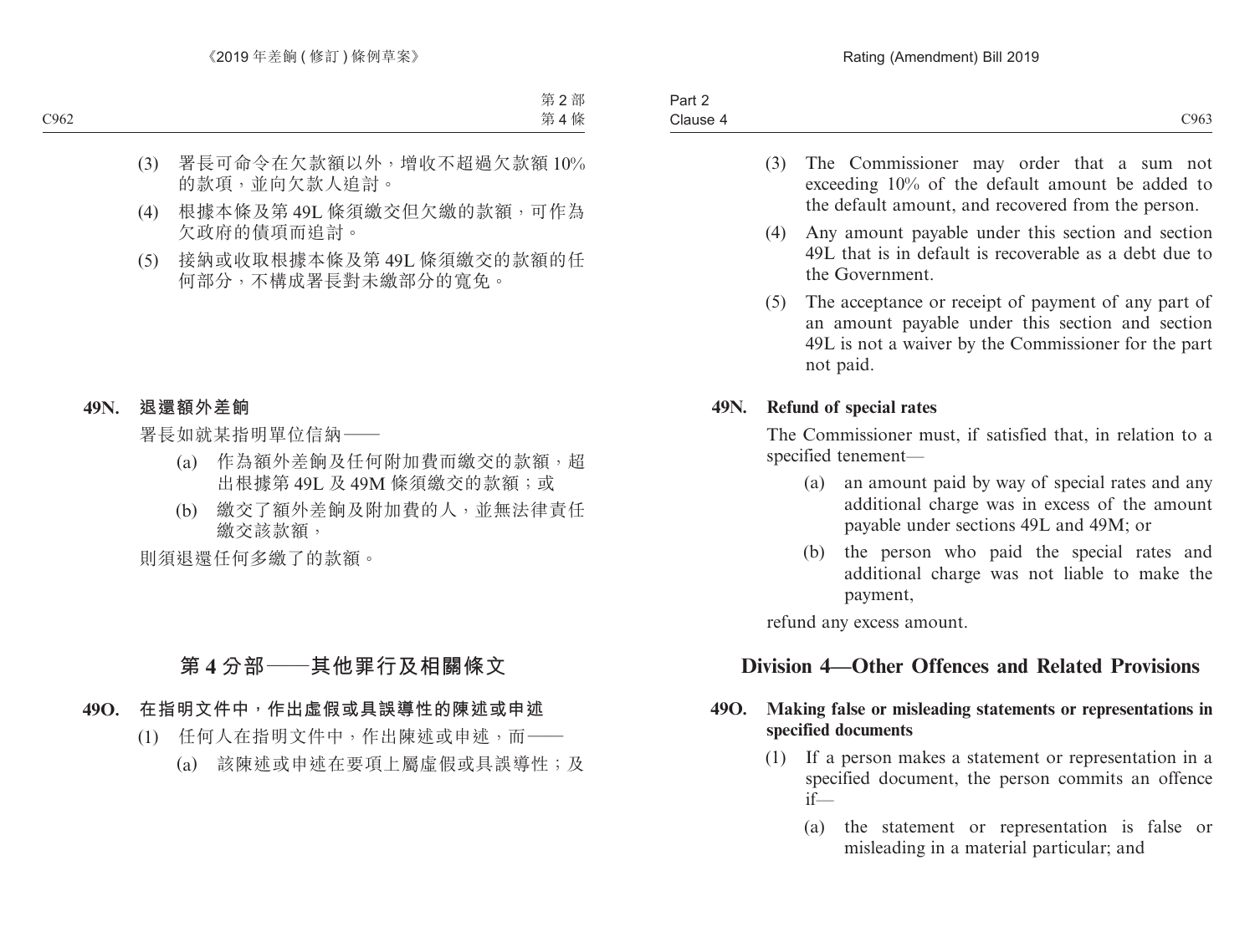(3) 署長可命令在欠款額以外，增收不超過欠款額 10% 的款項，並向欠款人追討。

(4) 根據本條及第 49L 條須繳交但欠繳的款額，可作為欠政府的債項而追討。

(5) 接納或收取根據本條及第 49L 條須繳交的款額的任何部分，不構成署長對未繳部分的寬免。

**49N. 退還額外差餉**

署長如就某指明單位信納——

(a) 作為額外差餉及任何附加費而繳交的款額，超出根據第 49L 及 49M 條須繳交的款額；或

(b) 繳交了額外差餉及附加費的人，並無法律責任繳交該款額，

則須退還任何多繳了的款額。

## 第 4 分部——其他罪行及相關條文

**49O. 在指明文件中，作出虛假或具誤導性的陳述或申述**

(1) 任何人在指明文件中，作出陳述或申述，而——

(a) 該陳述或申述在要項上屬虛假或具誤導性；及

(3) The Commissioner may order that a sum not exceeding 10% of the default amount be added to the default amount, and recovered from the person.

(4) Any amount payable under this section and section 49L that is in default is recoverable as a debt due to the Government.

(5) The acceptance or receipt of payment of any part of an amount payable under this section and section 49L is not a waiver by the Commissioner for the part not paid.

**49N. Refund of special rates**

The Commissioner must, if satisfied that, in relation to a specified tenement—

(a) an amount paid by way of special rates and any additional charge was in excess of the amount payable under sections 49L and 49M; or

(b) the person who paid the special rates and additional charge was not liable to make the payment,

refund any excess amount.

## Division 4—Other Offences and Related Provisions

**49O. Making false or misleading statements or representations in specified documents**

(1) If a person makes a statement or representation in a specified document, the person commits an offence if—

(a) the statement or representation is false or misleading in a material particular; and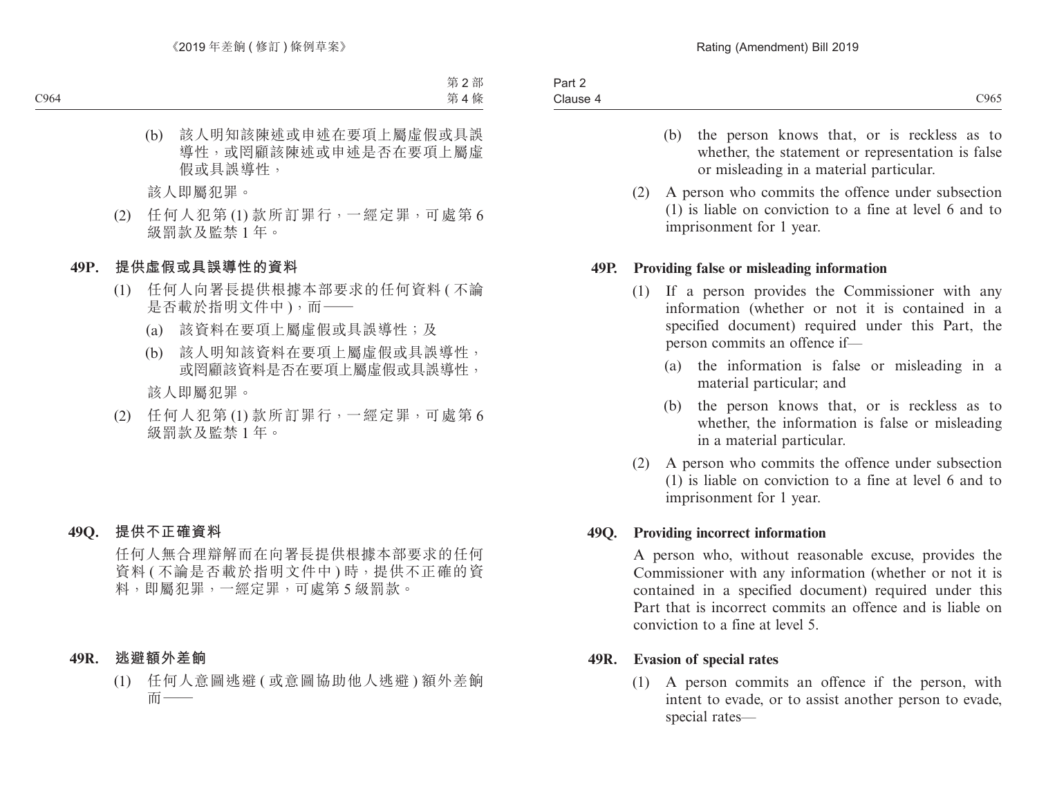(b) 該人明知該陳述或申述在要項上屬虛假或具誤導性，或罔顧該陳述或申述是否在要項上屬虛假或具誤導性，

該人即屬犯罪。

(2) 任何人犯第 (1) 款所訂罪行，一經定罪，可處第 6 級罰款及監禁 1 年。

**49P. 提供虛假或具誤導性的資料**

(1) 任何人向署長提供根據本部要求的任何資料 (不論是否載於指明文件中)，而——

(a) 該資料在要項上屬虛假或具誤導性；及

(b) 該人明知該資料在要項上屬虛假或具誤導性，或罔顧該資料是否在要項上屬虛假或具誤導性，

該人即屬犯罪。

(2) 任何人犯第 (1) 款所訂罪行，一經定罪，可處第 6 級罰款及監禁 1 年。

**49Q. 提供不正確資料**

任何人無合理辯解而在向署長提供根據本部要求的任何資料 (不論是否載於指明文件中) 時，提供不正確的資料，即屬犯罪，一經定罪，可處第 5 級罰款。

**49R. 逃避額外差餉**

(1) 任何人意圖逃避 (或意圖協助他人逃避) 額外差餉而——

(b) the person knows that, or is reckless as to whether, the statement or representation is false or misleading in a material particular.

(2) A person who commits the offence under subsection (1) is liable on conviction to a fine at level 6 and to imprisonment for 1 year.

**49P. Providing false or misleading information**

(1) If a person provides the Commissioner with any information (whether or not it is contained in a specified document) required under this Part, the person commits an offence if—

(a) the information is false or misleading in a material particular; and

(b) the person knows that, or is reckless as to whether, the information is false or misleading in a material particular.

(2) A person who commits the offence under subsection (1) is liable on conviction to a fine at level 6 and to imprisonment for 1 year.

**49Q. Providing incorrect information**

A person who, without reasonable excuse, provides the Commissioner with any information (whether or not it is contained in a specified document) required under this Part that is incorrect commits an offence and is liable on conviction to a fine at level 5.

**49R. Evasion of special rates**

(1) A person commits an offence if the person, with intent to evade, or to assist another person to evade, special rates—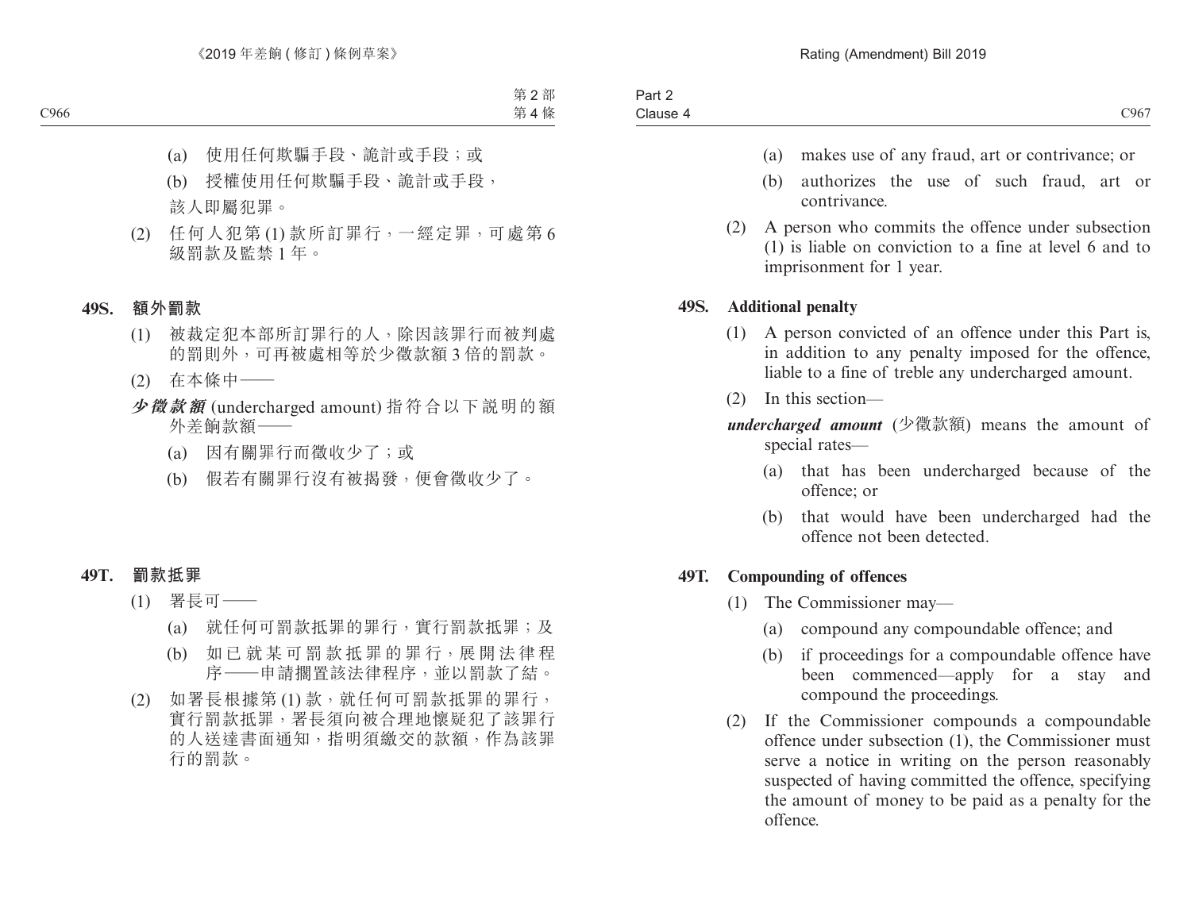(a) 使用任何欺騙手段、詭計或手段；或

(b) 授權使用任何欺騙手段、詭計或手段，

該人即屬犯罪。

(2) 任何人犯第 (1) 款所訂罪行，一經定罪，可處第 6 級罰款及監禁 1 年。

**49S. 額外罰款**

(1) 被裁定犯本部所訂罪行的人，除因該罪行而被判處的罰則外，可再被處相等於少徵款額 3 倍的罰款。

(2) 在本條中——

***少徵款額*** (undercharged amount) 指符合以下説明的額外差餉款額——

(a) 因有關罪行而徵收少了；或

(b) 假若有關罪行沒有被揭發，便會徵收少了。

**49T. 罰款抵罪**

(1) 署長可——

(a) 就任何可罰款抵罪的罪行，實行罰款抵罪；及

(b) 如已就某可罰款抵罪的罪行，展開法律程序——申請擱置該法律程序，並以罰款了結。

(2) 如署長根據第 (1) 款，就任何可罰款抵罪的罪行，實行罰款抵罪，署長須向被合理地懷疑犯了該罪行的人送達書面通知，指明須繳交的款額，作為該罪行的罰款。

(a) makes use of any fraud, art or contrivance; or

(b) authorizes the use of such fraud, art or contrivance.

(2) A person who commits the offence under subsection (1) is liable on conviction to a fine at level 6 and to imprisonment for 1 year.

**49S. Additional penalty**

(1) A person convicted of an offence under this Part is, in addition to any penalty imposed for the offence, liable to a fine of treble any undercharged amount.

(2) In this section—

***undercharged amount*** (少徵款額) means the amount of special rates—

(a) that has been undercharged because of the offence; or

(b) that would have been undercharged had the offence not been detected.

**49T. Compounding of offences**

(1) The Commissioner may—

(a) compound any compoundable offence; and

(b) if proceedings for a compoundable offence have been commenced—apply for a stay and compound the proceedings.

(2) If the Commissioner compounds a compoundable offence under subsection (1), the Commissioner must serve a notice in writing on the person reasonably suspected of having committed the offence, specifying the amount of money to be paid as a penalty for the offence.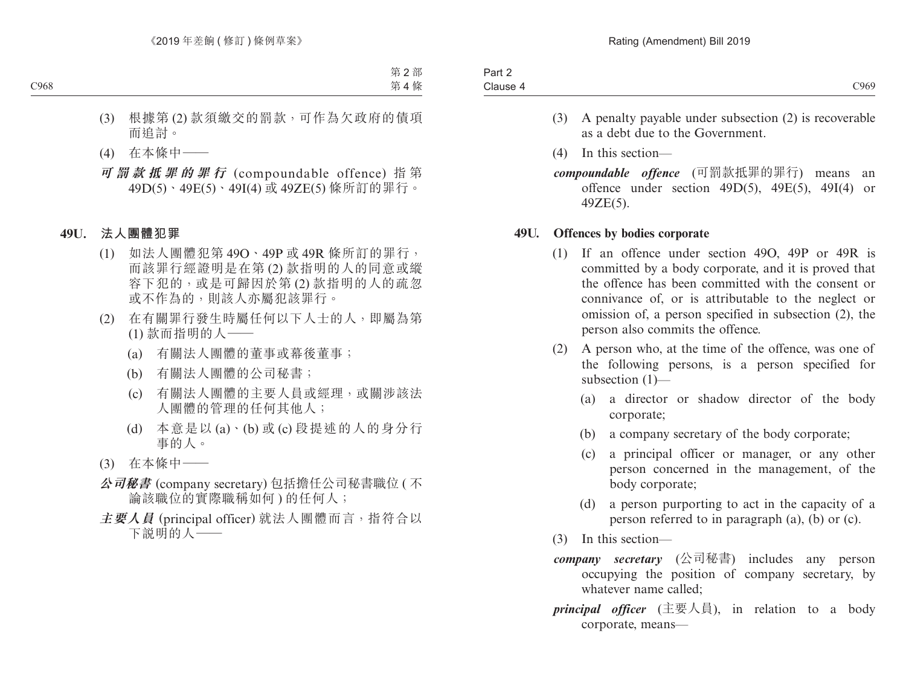(3) 根據第 (2) 款須繳交的罰款，可作為欠政府的債項而追討。

(4) 在本條中——

***可罰款抵罪的罪行*** (compoundable offence) 指第 49D(5)、49E(5)、49I(4) 或 49ZE(5) 條所訂的罪行。

### 49U. 法人團體犯罪

(1) 如法人團體犯第 49O、49P 或 49R 條所訂的罪行，而該罪行經證明是在第 (2) 款指明的人的同意或縱容下犯的，或是可歸因於第 (2) 款指明的人的疏忽或不作為的，則該人亦屬犯該罪行。

(2) 在有關罪行發生時屬任何以下人士的人，即屬為第 (1) 款而指明的人——

(a) 有關法人團體的董事或幕後董事；

(b) 有關法人團體的公司秘書；

(c) 有關法人團體的主要人員或經理，或關涉該法人團體的管理的任何其他人；

(d) 本意是以 (a)、(b) 或 (c) 段提述的人的身分行事的人。

(3) 在本條中——

***公司秘書*** (company secretary) 包括擔任公司秘書職位 ( 不論該職位的實際職稱如何 ) 的任何人；

***主要人員*** (principal officer) 就法人團體而言，指符合以下說明的人——

(3) A penalty payable under subsection (2) is recoverable as a debt due to the Government.

(4) In this section—

***compoundable offence*** (可罰款抵罪的罪行) means an offence under section 49D(5), 49E(5), 49I(4) or 49ZE(5).

### 49U. Offences by bodies corporate

(1) If an offence under section 49O, 49P or 49R is committed by a body corporate, and it is proved that the offence has been committed with the consent or connivance of, or is attributable to the neglect or omission of, a person specified in subsection (2), the person also commits the offence.

(2) A person who, at the time of the offence, was one of the following persons, is a person specified for subsection (1)—

(a) a director or shadow director of the body corporate;

(b) a company secretary of the body corporate;

(c) a principal officer or manager, or any other person concerned in the management, of the body corporate;

(d) a person purporting to act in the capacity of a person referred to in paragraph (a), (b) or (c).

(3) In this section—

***company secretary*** (公司秘書) includes any person occupying the position of company secretary, by whatever name called;

***principal officer*** (主要人員), in relation to a body corporate, means—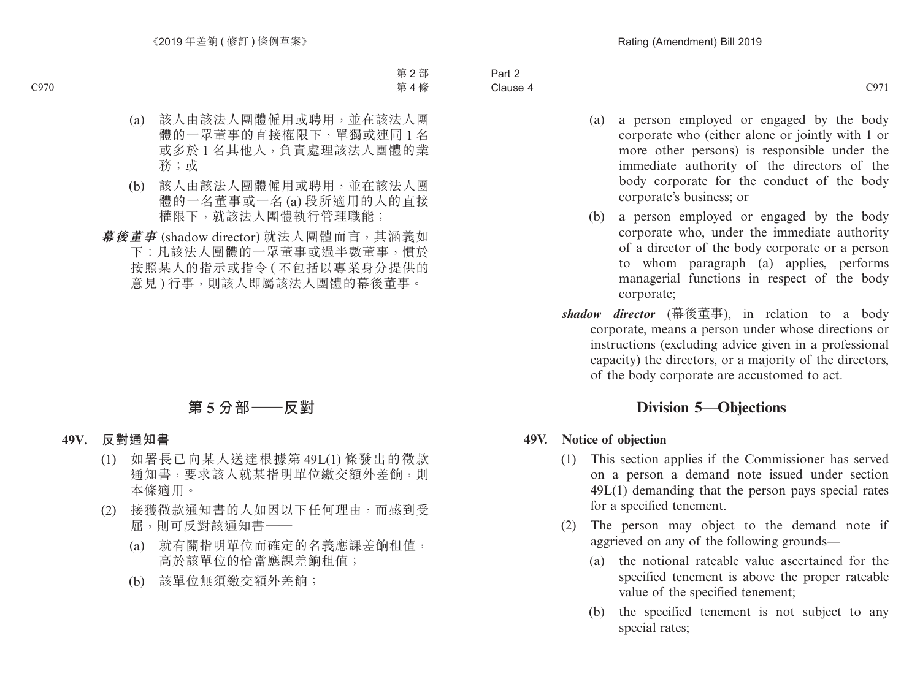(a) 該人由該法人團體僱用或聘用，並在該法人團體的一眾董事的直接權限下，單獨或連同 1 名或多於 1 名其他人，負責處理該法人團體的業務；或

(b) 該人由該法人團體僱用或聘用，並在該法人團體的一名董事或一名 (a) 段所適用的人的直接權限下，就該法人團體執行管理職能；

***幕後董事*** (shadow director) 就法人團體而言，其涵義如下：凡該法人團體的一眾董事或過半數董事，慣於按照某人的指示或指令 (不包括以專業身分提供的意見) 行事，則該人即屬該法人團體的幕後董事。

## 第 5 分部——反對

### 49V. 反對通知書

(1) 如署長已向某人送達根據第 49L(1) 條發出的徵款通知書，要求該人就某指明單位繳交額外差餉，則本條適用。

(2) 接獲徵款通知書的人如因以下任何理由，而感到受屈，則可反對該通知書——

(a) 就有關指明單位而確定的名義應課差餉租值，高於該單位的恰當應課差餉租值；

(b) 該單位無須繳交額外差餉；

(a) a person employed or engaged by the body corporate who (either alone or jointly with 1 or more other persons) is responsible under the immediate authority of the directors of the body corporate for the conduct of the body corporate's business; or

(b) a person employed or engaged by the body corporate who, under the immediate authority of a director of the body corporate or a person to whom paragraph (a) applies, performs managerial functions in respect of the body corporate;

***shadow director*** (幕後董事), in relation to a body corporate, means a person under whose directions or instructions (excluding advice given in a professional capacity) the directors, or a majority of the directors, of the body corporate are accustomed to act.

## Division 5—Objections

### 49V. Notice of objection

(1) This section applies if the Commissioner has served on a person a demand note issued under section 49L(1) demanding that the person pays special rates for a specified tenement.

(2) The person may object to the demand note if aggrieved on any of the following grounds—

(a) the notional rateable value ascertained for the specified tenement is above the proper rateable value of the specified tenement;

(b) the specified tenement is not subject to any special rates;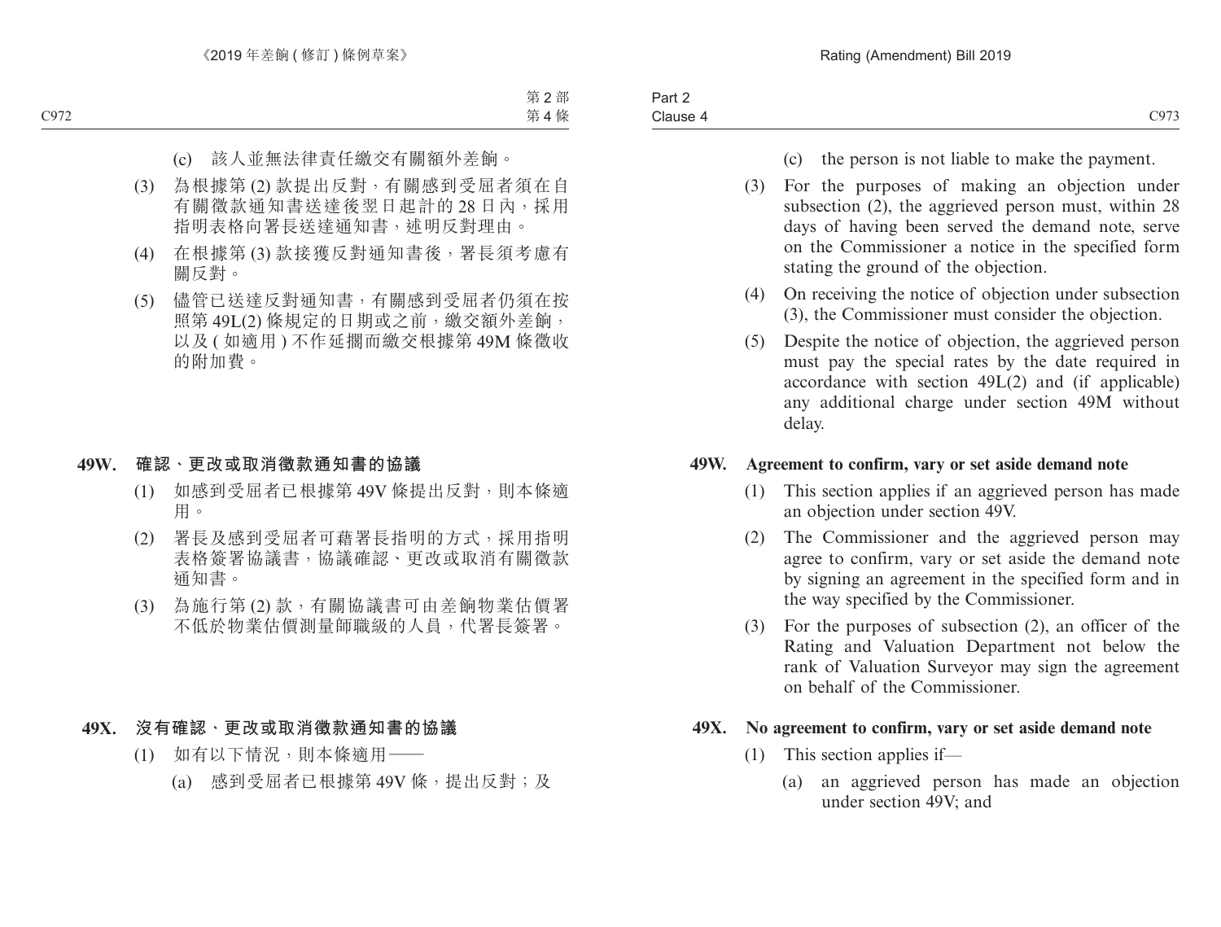(c) 該人並無法律責任繳交有關額外差餉。

(3) 為根據第 (2) 款提出反對，有關感到受屈者須在自有關徵款通知書送達後翌日起計的 28 日內，採用指明表格向署長送達通知書，述明反對理由。

(4) 在根據第 (3) 款接獲反對通知書後，署長須考慮有關反對。

(5) 儘管已送達反對通知書，有關感到受屈者仍須在按照第 49L(2) 條規定的日期或之前，繳交額外差餉，以及 ( 如適用 ) 不作延擱而繳交根據第 49M 條徵收的附加費。

**49W. 確認、更改或取消徵款通知書的協議**

(1) 如感到受屈者已根據第 49V 條提出反對，則本條適用。

(2) 署長及感到受屈者可藉署長指明的方式，採用指明表格簽署協議書，協議確認、更改或取消有關徵款通知書。

(3) 為施行第 (2) 款，有關協議書可由差餉物業估價署不低於物業估價測量師職級的人員，代署長簽署。

**49X. 沒有確認、更改或取消徵款通知書的協議**

(1) 如有以下情況，則本條適用——

(a) 感到受屈者已根據第 49V 條，提出反對；及

(c) the person is not liable to make the payment.

(3) For the purposes of making an objection under subsection (2), the aggrieved person must, within 28 days of having been served the demand note, serve on the Commissioner a notice in the specified form stating the ground of the objection.

(4) On receiving the notice of objection under subsection (3), the Commissioner must consider the objection.

(5) Despite the notice of objection, the aggrieved person must pay the special rates by the date required in accordance with section 49L(2) and (if applicable) any additional charge under section 49M without delay.

**49W. Agreement to confirm, vary or set aside demand note**

(1) This section applies if an aggrieved person has made an objection under section 49V.

(2) The Commissioner and the aggrieved person may agree to confirm, vary or set aside the demand note by signing an agreement in the specified form and in the way specified by the Commissioner.

(3) For the purposes of subsection (2), an officer of the Rating and Valuation Department not below the rank of Valuation Surveyor may sign the agreement on behalf of the Commissioner.

**49X. No agreement to confirm, vary or set aside demand note**

(1) This section applies if—

(a) an aggrieved person has made an objection under section 49V; and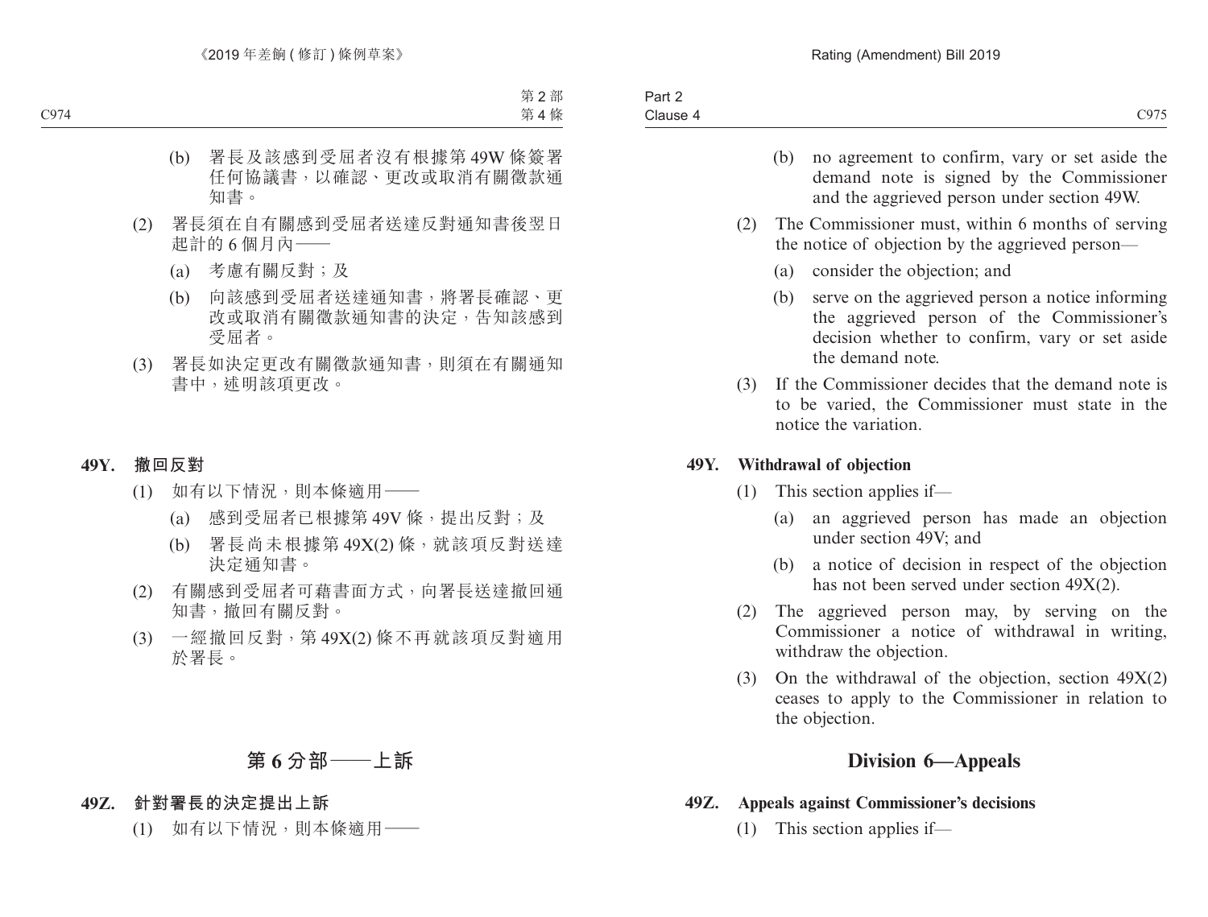(b) 署長及該感到受屈者沒有根據第 49W 條簽署任何協議書，以確認、更改或取消有關徵款通知書。

(2) 署長須在自有關感到受屈者送達反對通知書後翌日起計的 6 個月內——

(a) 考慮有關反對；及

(b) 向該感到受屈者送達通知書，將署長確認、更改或取消有關徵款通知書的決定，告知該感到受屈者。

(3) 署長如決定更改有關徵款通知書，則須在有關通知書中，述明該項更改。

**49Y. 撤回反對**

(1) 如有以下情況，則本條適用——

(a) 感到受屈者已根據第 49V 條，提出反對；及

(b) 署長尚未根據第 49X(2) 條，就該項反對送達決定通知書。

(2) 有關感到受屈者可藉書面方式，向署長送達撤回通知書，撤回有關反對。

(3) 一經撤回反對，第 49X(2) 條不再就該項反對適用於署長。

## 第 6 分部——上訴

**49Z. 針對署長的決定提出上訴**

(1) 如有以下情況，則本條適用——

(b) no agreement to confirm, vary or set aside the demand note is signed by the Commissioner and the aggrieved person under section 49W.

(2) The Commissioner must, within 6 months of serving the notice of objection by the aggrieved person—

(a) consider the objection; and

(b) serve on the aggrieved person a notice informing the aggrieved person of the Commissioner's decision whether to confirm, vary or set aside the demand note.

(3) If the Commissioner decides that the demand note is to be varied, the Commissioner must state in the notice the variation.

**49Y. Withdrawal of objection**

(1) This section applies if—

(a) an aggrieved person has made an objection under section 49V; and

(b) a notice of decision in respect of the objection has not been served under section 49X(2).

(2) The aggrieved person may, by serving on the Commissioner a notice of withdrawal in writing, withdraw the objection.

(3) On the withdrawal of the objection, section 49X(2) ceases to apply to the Commissioner in relation to the objection.

## Division 6—Appeals

**49Z. Appeals against Commissioner's decisions**

(1) This section applies if—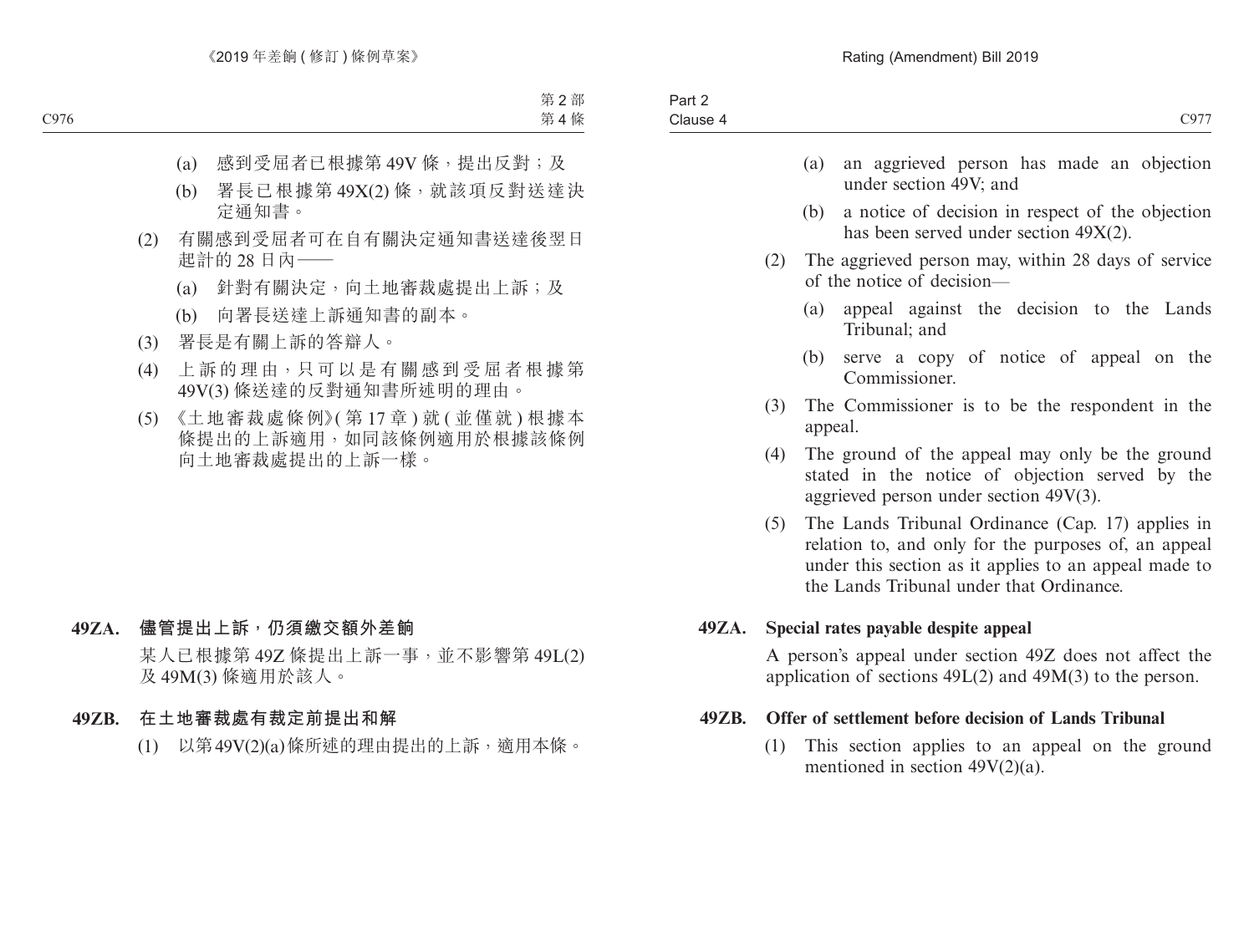(a) 感到受屈者已根據第 49V 條,提出反對;及

(b) 署長已根據第 49X(2) 條,就該項反對送達決定通知書。

(2) 有關感到受屈者可在自有關決定通知書送達後翌日起計的 28 日內——

(a) 針對有關決定,向土地審裁處提出上訴;及

(b) 向署長送達上訴通知書的副本。

(3) 署長是有關上訴的答辯人。

(4) 上訴的理由,只可以是有關感到受屈者根據第 49V(3) 條送達的反對通知書所述明的理由。

(5) 《土地審裁處條例》(第 17 章) 就 (並僅就) 根據本條提出的上訴適用,如同該條例適用於根據該條例向土地審裁處提出的上訴一樣。

**49ZA. 儘管提出上訴,仍須繳交額外差餉**

某人已根據第 49Z 條提出上訴一事,並不影響第 49L(2) 及 49M(3) 條適用於該人。

**49ZB. 在土地審裁處有裁定前提出和解**

(1) 以第49V(2)(a)條所述的理由提出的上訴,適用本條。

(a) an aggrieved person has made an objection under section 49V; and

(b) a notice of decision in respect of the objection has been served under section 49X(2).

(2) The aggrieved person may, within 28 days of service of the notice of decision—

(a) appeal against the decision to the Lands Tribunal; and

(b) serve a copy of notice of appeal on the Commissioner.

(3) The Commissioner is to be the respondent in the appeal.

(4) The ground of the appeal may only be the ground stated in the notice of objection served by the aggrieved person under section 49V(3).

(5) The Lands Tribunal Ordinance (Cap. 17) applies in relation to, and only for the purposes of, an appeal under this section as it applies to an appeal made to the Lands Tribunal under that Ordinance.

**49ZA. Special rates payable despite appeal**

A person's appeal under section 49Z does not affect the application of sections 49L(2) and 49M(3) to the person.

**49ZB. Offer of settlement before decision of Lands Tribunal**

(1) This section applies to an appeal on the ground mentioned in section 49V(2)(a).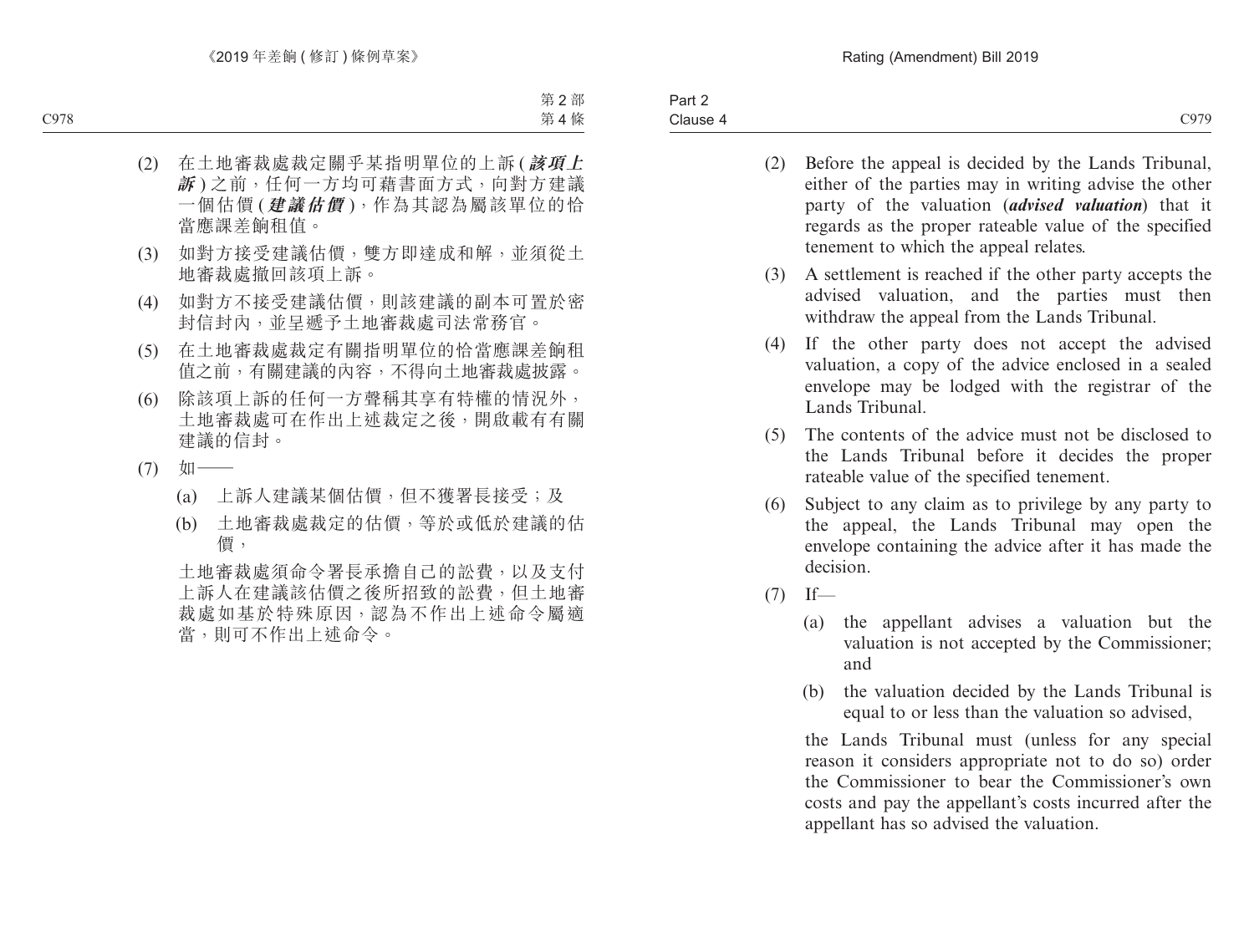(2) 在土地審裁處裁定關乎某指明單位的上訴 (***該項上訴***) 之前，任何一方均可藉書面方式，向對方建議一個估價 (***建議估價***)，作為其認為屬該單位的恰當應課差餉租值。

(3) 如對方接受建議估價，雙方即達成和解，並須從土地審裁處撤回該項上訴。

(4) 如對方不接受建議估價，則該建議的副本可置於密封信封內，並呈遞予土地審裁處司法常務官。

(5) 在土地審裁處裁定有關指明單位的恰當應課差餉租值之前，有關建議的內容，不得向土地審裁處披露。

(6) 除該項上訴的任何一方聲稱其享有特權的情況外，土地審裁處可在作出上述裁定之後，開啟載有有關建議的信封。

(7) 如——

(a) 上訴人建議某個估價，但不獲署長接受；及

(b) 土地審裁處裁定的估價，等於或低於建議的估價，

土地審裁處須命令署長承擔自己的訟費，以及支付上訴人在建議該估價之後所招致的訟費，但土地審裁處如基於特殊原因，認為不作出上述命令屬適當，則可不作出上述命令。

(2) Before the appeal is decided by the Lands Tribunal, either of the parties may in writing advise the other party of the valuation (***advised valuation***) that it regards as the proper rateable value of the specified tenement to which the appeal relates.

(3) A settlement is reached if the other party accepts the advised valuation, and the parties must then withdraw the appeal from the Lands Tribunal.

(4) If the other party does not accept the advised valuation, a copy of the advice enclosed in a sealed envelope may be lodged with the registrar of the Lands Tribunal.

(5) The contents of the advice must not be disclosed to the Lands Tribunal before it decides the proper rateable value of the specified tenement.

(6) Subject to any claim as to privilege by any party to the appeal, the Lands Tribunal may open the envelope containing the advice after it has made the decision.

(7) If—

(a) the appellant advises a valuation but the valuation is not accepted by the Commissioner; and

(b) the valuation decided by the Lands Tribunal is equal to or less than the valuation so advised,

the Lands Tribunal must (unless for any special reason it considers appropriate not to do so) order the Commissioner to bear the Commissioner's own costs and pay the appellant's costs incurred after the appellant has so advised the valuation.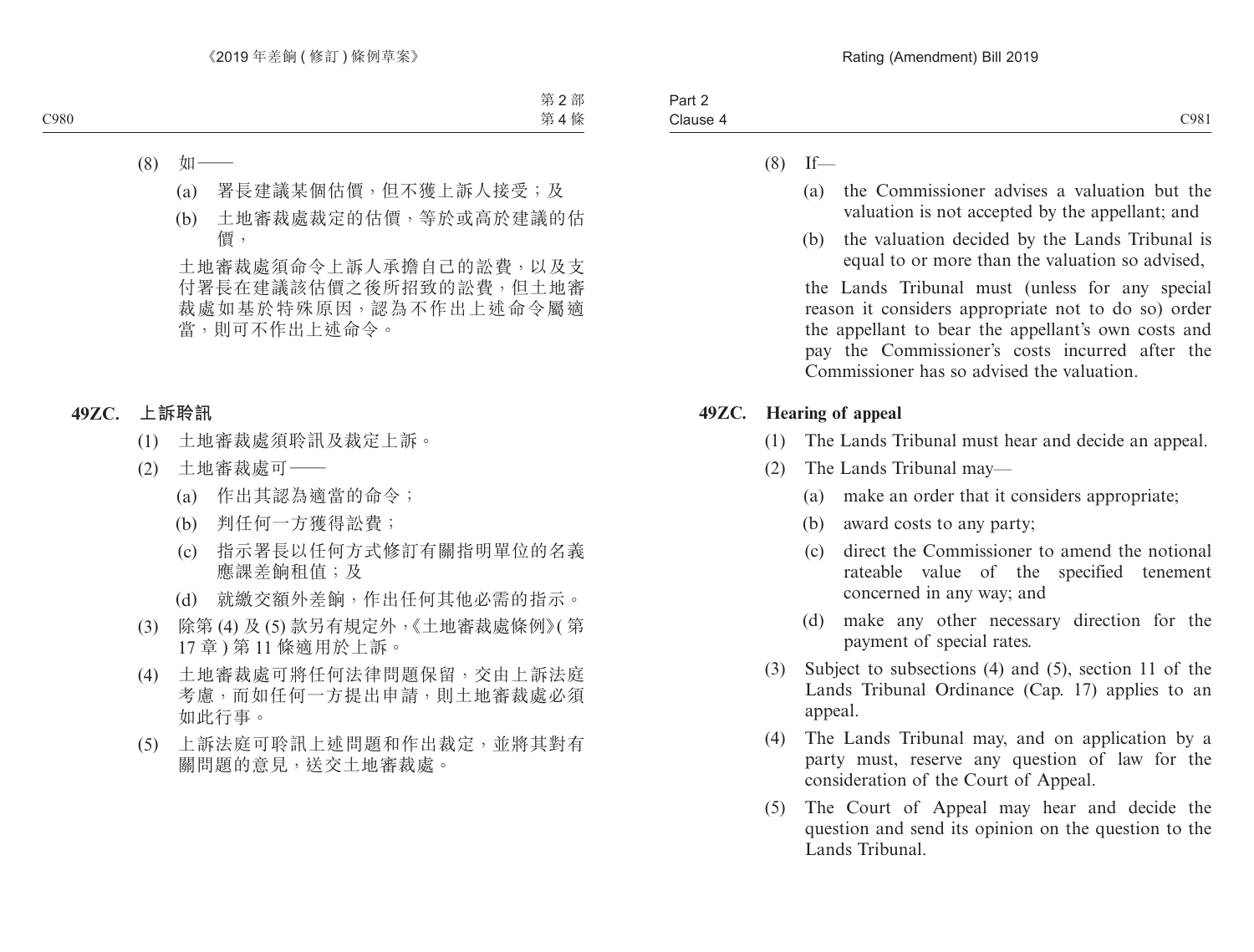(8) 如——

(a) 署長建議某個估價，但不獲上訴人接受；及

(b) 土地審裁處裁定的估價，等於或高於建議的估價，

土地審裁處須命令上訴人承擔自己的訟費，以及支付署長在建議該估價之後所招致的訟費，但土地審裁處如基於特殊原因，認為不作出上述命令屬適當，則可不作出上述命令。

**49ZC. 上訴聆訊**

(1) 土地審裁處須聆訊及裁定上訴。

(2) 土地審裁處可——

(a) 作出其認為適當的命令；

(b) 判任何一方獲得訟費；

(c) 指示署長以任何方式修訂有關指明單位的名義應課差餉租值；及

(d) 就繳交額外差餉，作出任何其他必需的指示。

(3) 除第 (4) 及 (5) 款另有規定外，《土地審裁處條例》(第 17 章) 第 11 條適用於上訴。

(4) 土地審裁處可將任何法律問題保留，交由上訴法庭考慮，而如任何一方提出申請，則土地審裁處必須如此行事。

(5) 上訴法庭可聆訊上述問題和作出裁定，並將其對有關問題的意見，送交土地審裁處。

(8) If—

(a) the Commissioner advises a valuation but the valuation is not accepted by the appellant; and

(b) the valuation decided by the Lands Tribunal is equal to or more than the valuation so advised,

the Lands Tribunal must (unless for any special reason it considers appropriate not to do so) order the appellant to bear the appellant's own costs and pay the Commissioner's costs incurred after the Commissioner has so advised the valuation.

**49ZC. Hearing of appeal**

(1) The Lands Tribunal must hear and decide an appeal.

(2) The Lands Tribunal may—

(a) make an order that it considers appropriate;

(b) award costs to any party;

(c) direct the Commissioner to amend the notional rateable value of the specified tenement concerned in any way; and

(d) make any other necessary direction for the payment of special rates.

(3) Subject to subsections (4) and (5), section 11 of the Lands Tribunal Ordinance (Cap. 17) applies to an appeal.

(4) The Lands Tribunal may, and on application by a party must, reserve any question of law for the consideration of the Court of Appeal.

(5) The Court of Appeal may hear and decide the question and send its opinion on the question to the Lands Tribunal.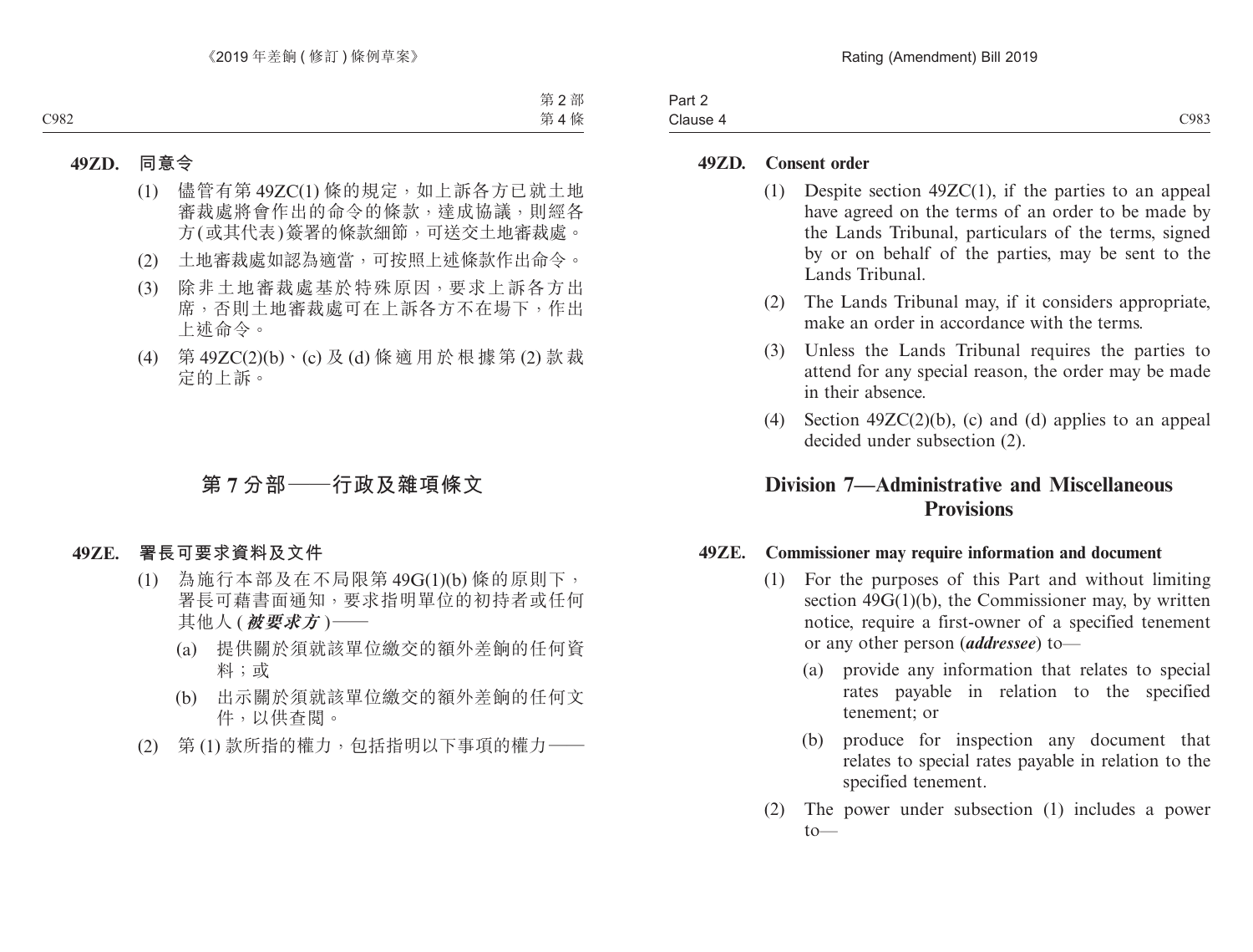**49ZD. 同意令**

(1) 儘管有第 49ZC(1) 條的規定，如上訴各方已就土地審裁處將會作出的命令的條款，達成協議，則經各方(或其代表)簽署的條款細節，可送交土地審裁處。

(2) 土地審裁處如認為適當，可按照上述條款作出命令。

(3) 除非土地審裁處基於特殊原因，要求上訴各方出席，否則土地審裁處可在上訴各方不在場下，作出上述命令。

(4) 第 49ZC(2)(b)、(c) 及 (d) 條適用於根據第 (2) 款裁定的上訴。

## 第 7 分部——行政及雜項條文

**49ZE. 署長可要求資料及文件**

(1) 為施行本部及在不局限第 49G(1)(b) 條的原則下，署長可藉書面通知，要求指明單位的初持者或任何其他人 (***被要求方***)——

(a) 提供關於須就該單位繳交的額外差餉的任何資料；或

(b) 出示關於須就該單位繳交的額外差餉的任何文件，以供查閱。

(2) 第 (1) 款所指的權力，包括指明以下事項的權力——

**49ZD. Consent order**

(1) Despite section 49ZC(1), if the parties to an appeal have agreed on the terms of an order to be made by the Lands Tribunal, particulars of the terms, signed by or on behalf of the parties, may be sent to the Lands Tribunal.

(2) The Lands Tribunal may, if it considers appropriate, make an order in accordance with the terms.

(3) Unless the Lands Tribunal requires the parties to attend for any special reason, the order may be made in their absence.

(4) Section 49ZC(2)(b), (c) and (d) applies to an appeal decided under subsection (2).

## Division 7—Administrative and Miscellaneous Provisions

**49ZE. Commissioner may require information and document**

(1) For the purposes of this Part and without limiting section 49G(1)(b), the Commissioner may, by written notice, require a first-owner of a specified tenement or any other person (***addressee***) to—

(a) provide any information that relates to special rates payable in relation to the specified tenement; or

(b) produce for inspection any document that relates to special rates payable in relation to the specified tenement.

(2) The power under subsection (1) includes a power to—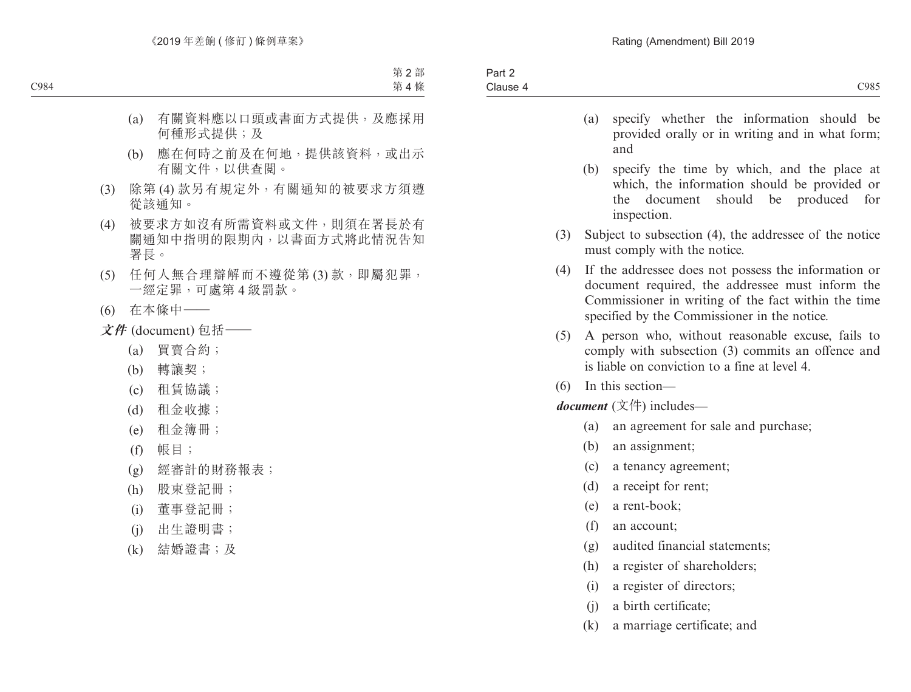(a) 有關資料應以口頭或書面方式提供，及應採用何種形式提供；及

(b) 應在何時之前及在何地，提供該資料，或出示有關文件，以供查閱。

(3) 除第 (4) 款另有規定外，有關通知的被要求方須遵從該通知。

(4) 被要求方如沒有所需資料或文件，則須在署長於有關通知中指明的限期內，以書面方式將此情況告知署長。

(5) 任何人無合理辯解而不遵從第 (3) 款，即屬犯罪，一經定罪，可處第 4 級罰款。

(6) 在本條中——

***文件*** (document) 包括——

(a) 買賣合約；

(b) 轉讓契；

(c) 租賃協議；

(d) 租金收據；

(e) 租金簿冊；

(f) 帳目；

(g) 經審計的財務報表；

(h) 股東登記冊；

(i) 董事登記冊；

(j) 出生證明書；

(k) 結婚證書；及

(a) specify whether the information should be provided orally or in writing and in what form; and

(b) specify the time by which, and the place at which, the information should be provided or the document should be produced for inspection.

(3) Subject to subsection (4), the addressee of the notice must comply with the notice.

(4) If the addressee does not possess the information or document required, the addressee must inform the Commissioner in writing of the fact within the time specified by the Commissioner in the notice.

(5) A person who, without reasonable excuse, fails to comply with subsection (3) commits an offence and is liable on conviction to a fine at level 4.

(6) In this section—

***document*** (文件) includes—

(a) an agreement for sale and purchase;

(b) an assignment;

(c) a tenancy agreement;

(d) a receipt for rent;

(e) a rent-book;

(f) an account;

(g) audited financial statements;

(h) a register of shareholders;

(i) a register of directors;

(j) a birth certificate;

(k) a marriage certificate; and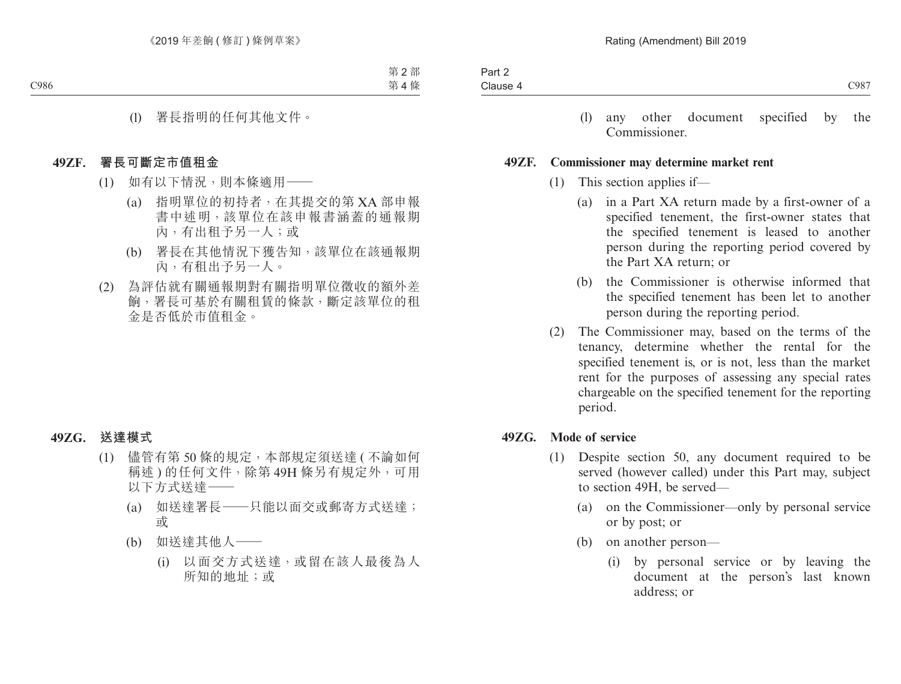(l) 署長指明的任何其他文件。

**49ZF. 署長可斷定市值租金**

(1) 如有以下情況，則本條適用——

(a) 指明單位的初持者，在其提交的第 XA 部申報書中述明，該單位在該申報書涵蓋的通報期內，有出租予另一人；或

(b) 署長在其他情況下獲告知，該單位在該通報期內，有租出予另一人。

(2) 為評估就有關通報期對有關指明單位徵收的額外差餉，署長可基於有關租賃的條款，斷定該單位的租金是否低於市值租金。

**49ZG. 送達模式**

(1) 儘管有第 50 條的規定，本部規定須送達 (不論如何稱述) 的任何文件，除第 49H 條另有規定外，可用以下方式送達——

(a) 如送達署長——只能以面交或郵寄方式送達；或

(b) 如送達其他人——

(i) 以面交方式送達，或留在該人最後為人所知的地址；或

(l) any other document specified by the Commissioner.

**49ZF. Commissioner may determine market rent**

(1) This section applies if—

(a) in a Part XA return made by a first-owner of a specified tenement, the first-owner states that the specified tenement is leased to another person during the reporting period covered by the Part XA return; or

(b) the Commissioner is otherwise informed that the specified tenement has been let to another person during the reporting period.

(2) The Commissioner may, based on the terms of the tenancy, determine whether the rental for the specified tenement is, or is not, less than the market rent for the purposes of assessing any special rates chargeable on the specified tenement for the reporting period.

**49ZG. Mode of service**

(1) Despite section 50, any document required to be served (however called) under this Part may, subject to section 49H, be served—

(a) on the Commissioner—only by personal service or by post; or

(b) on another person—

(i) by personal service or by leaving the document at the person's last known address; or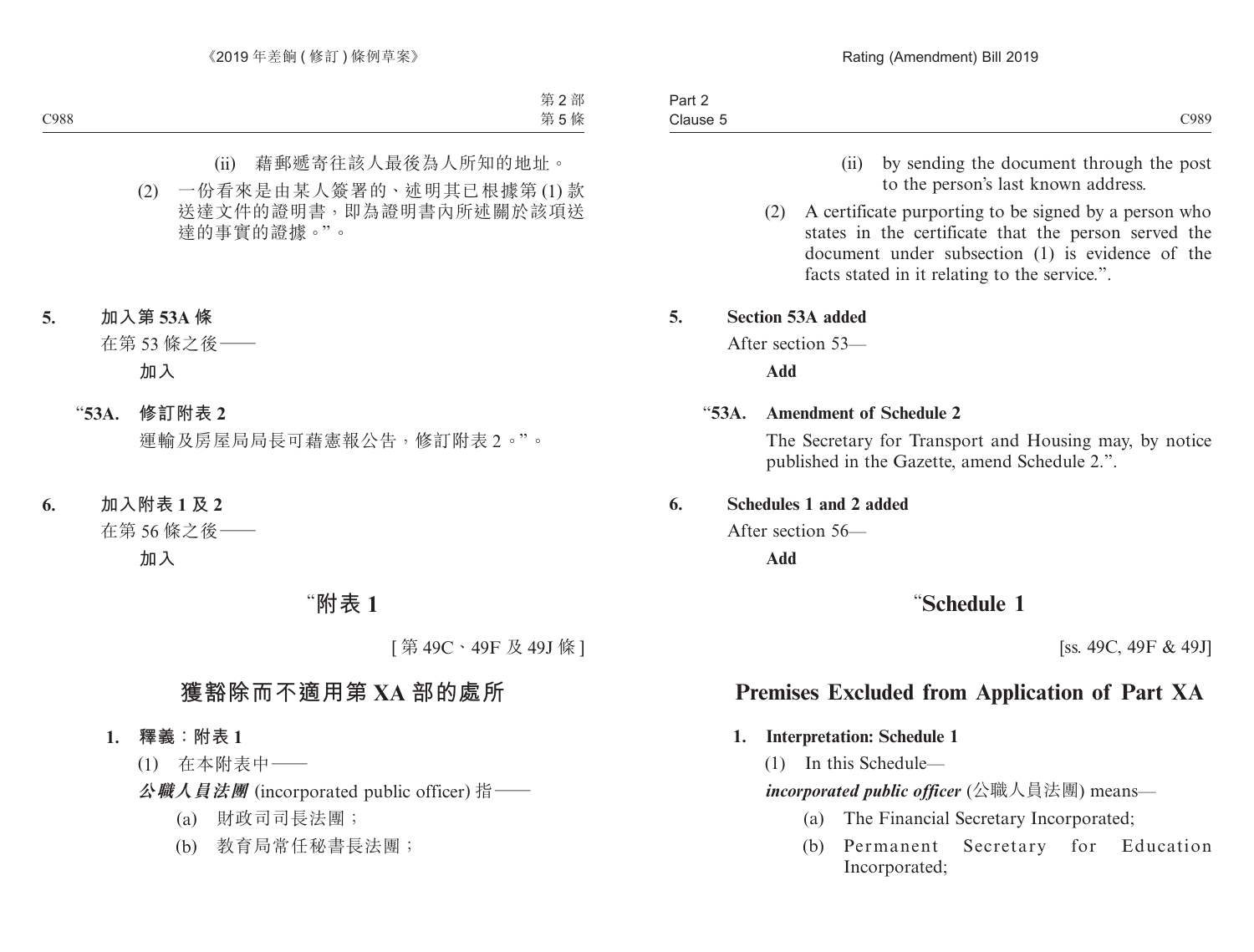(ii) 藉郵遞寄往該人最後為人所知的地址。

(2) 一份看來是由某人簽署的、述明其已根據第 (1) 款送達文件的證明書，即為證明書內所述關於該項送達的事實的證據。”。

**5. 加入第 53A 條**

在第 53 條之後——

**加入**

“**53A. 修訂附表 2**

運輸及房屋局局長可藉憲報公告，修訂附表 2。”。

**6. 加入附表 1 及 2**

在第 56 條之後——

**加入**

# “附表 1

[ 第 49C、49F 及 49J 條 ]

# 獲豁除而不適用第 XA 部的處所

**1. 釋義：附表 1**

(1) 在本附表中——

***公職人員法團*** (incorporated public officer) 指——

(a) 財政司司長法團；

(b) 教育局常任秘書長法團；

---

(ii) by sending the document through the post to the person's last known address.

(2) A certificate purporting to be signed by a person who states in the certificate that the person served the document under subsection (1) is evidence of the facts stated in it relating to the service.".

**5. Section 53A added**

After section 53—

**Add**

“**53A. Amendment of Schedule 2**

The Secretary for Transport and Housing may, by notice published in the Gazette, amend Schedule 2.".

**6. Schedules 1 and 2 added**

After section 56—

**Add**

# “Schedule 1

[ss. 49C, 49F & 49J]

# Premises Excluded from Application of Part XA

**1. Interpretation: Schedule 1**

(1) In this Schedule—

***incorporated public officer*** (公職人員法團) means—

(a) The Financial Secretary Incorporated;

(b) Permanent Secretary for Education Incorporated;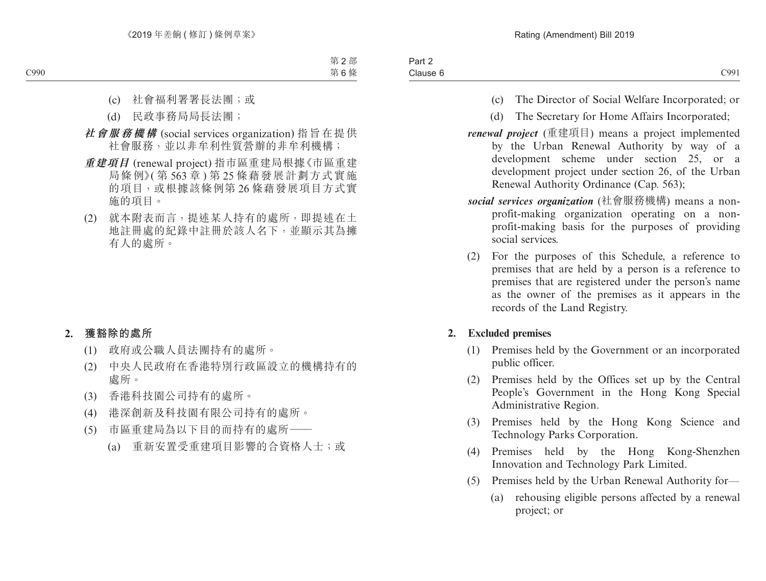(c) 社會福利署署長法團；或

(d) 民政事務局局長法團；

***社會服務機構*** (social services organization) 指旨在提供社會服務，並以非牟利性質營辦的非牟利機構；

***重建項目*** (renewal project) 指市區重建局根據《市區重建局條例》(第 563 章) 第 25 條藉發展計劃方式實施的項目，或根據該條例第 26 條藉發展項目方式實施的項目。

(2) 就本附表而言，提述某人持有的處所，即提述在土地註冊處的紀錄中註冊於該人名下，並顯示其為擁有人的處所。

**2. 獲豁除的處所**

(1) 政府或公職人員法團持有的處所。

(2) 中央人民政府在香港特別行政區設立的機構持有的處所。

(3) 香港科技園公司持有的處所。

(4) 港深創新及科技園有限公司持有的處所。

(5) 市區重建局為以下目的而持有的處所——

(a) 重新安置受重建項目影響的合資格人士；或

(c) The Director of Social Welfare Incorporated; or

(d) The Secretary for Home Affairs Incorporated;

***renewal project*** (重建項目) means a project implemented by the Urban Renewal Authority by way of a development scheme under section 25, or a development project under section 26, of the Urban Renewal Authority Ordinance (Cap. 563);

***social services organization*** (社會服務機構) means a non-profit-making organization operating on a non-profit-making basis for the purposes of providing social services.

(2) For the purposes of this Schedule, a reference to premises that are held by a person is a reference to premises that are registered under the person's name as the owner of the premises as it appears in the records of the Land Registry.

**2. Excluded premises**

(1) Premises held by the Government or an incorporated public officer.

(2) Premises held by the Offices set up by the Central People's Government in the Hong Kong Special Administrative Region.

(3) Premises held by the Hong Kong Science and Technology Parks Corporation.

(4) Premises held by the Hong Kong-Shenzhen Innovation and Technology Park Limited.

(5) Premises held by the Urban Renewal Authority for—

(a) rehousing eligible persons affected by a renewal project; or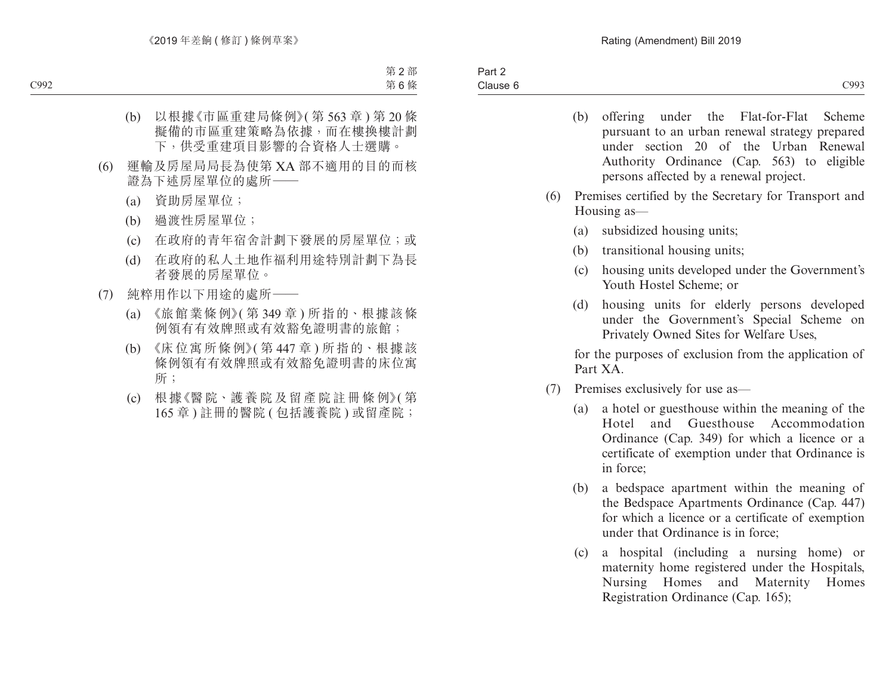(b) 以根據《市區重建局條例》(第 563 章 ) 第 20 條擬備的市區重建策略為依據，而在樓換樓計劃下，供受重建項目影響的合資格人士選購。

(6) 運輸及房屋局局長為使第 XA 部不適用的目的而核證為下述房屋單位的處所——

(a) 資助房屋單位；

(b) 過渡性房屋單位；

(c) 在政府的青年宿舍計劃下發展的房屋單位；或

(d) 在政府的私人土地作福利用途特別計劃下為長者發展的房屋單位。

(7) 純粹用作以下用途的處所——

(a) 《旅館業條例》(第 349 章 ) 所指的、根據該條例領有有效牌照或有效豁免證明書的旅館；

(b) 《床位寓所條例》(第 447 章 ) 所指的、根據該條例領有有效牌照或有效豁免證明書的床位寓所；

(c) 根據《醫院、護養院及留產院註冊條例》(第 165 章 ) 註冊的醫院 ( 包括護養院 ) 或留產院；

(b) offering under the Flat-for-Flat Scheme pursuant to an urban renewal strategy prepared under section 20 of the Urban Renewal Authority Ordinance (Cap. 563) to eligible persons affected by a renewal project.

(6) Premises certified by the Secretary for Transport and Housing as—

(a) subsidized housing units;

(b) transitional housing units;

(c) housing units developed under the Government's Youth Hostel Scheme; or

(d) housing units for elderly persons developed under the Government's Special Scheme on Privately Owned Sites for Welfare Uses,

for the purposes of exclusion from the application of Part XA.

(7) Premises exclusively for use as—

(a) a hotel or guesthouse within the meaning of the Hotel and Guesthouse Accommodation Ordinance (Cap. 349) for which a licence or a certificate of exemption under that Ordinance is in force;

(b) a bedspace apartment within the meaning of the Bedspace Apartments Ordinance (Cap. 447) for which a licence or a certificate of exemption under that Ordinance is in force;

(c) a hospital (including a nursing home) or maternity home registered under the Hospitals, Nursing Homes and Maternity Homes Registration Ordinance (Cap. 165);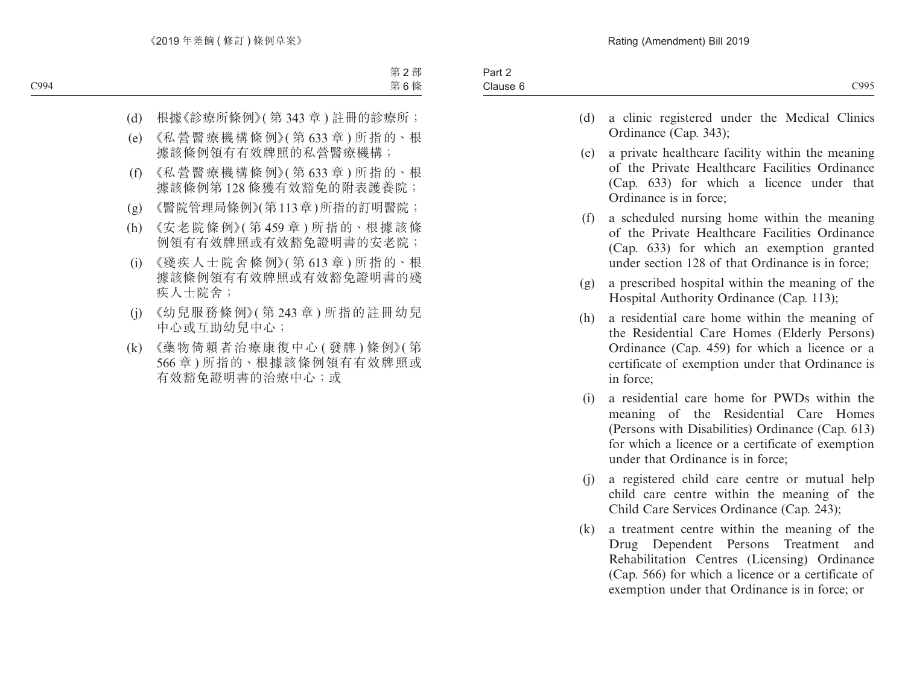(d) 根據《診療所條例》(第 343 章) 註冊的診療所；

(e) 《私營醫療機構條例》(第 633 章) 所指的、根據該條例領有有效牌照的私營醫療機構；

(f) 《私營醫療機構條例》(第 633 章) 所指的、根據該條例第 128 條獲有效豁免的附表護養院；

(g) 《醫院管理局條例》(第 113 章) 所指的訂明醫院；

(h) 《安老院條例》(第 459 章) 所指的、根據該條例領有有效牌照或有效豁免證明書的安老院；

(i) 《殘疾人士院舍條例》(第 613 章) 所指的、根據該條例領有有效牌照或有效豁免證明書的殘疾人士院舍；

(j) 《幼兒服務條例》(第 243 章) 所指的註冊幼兒中心或互助幼兒中心；

(k) 《藥物倚賴者治療康復中心 (發牌) 條例》(第 566 章) 所指的、根據該條例領有有效牌照或有效豁免證明書的治療中心；或

(d) a clinic registered under the Medical Clinics Ordinance (Cap. 343);

(e) a private healthcare facility within the meaning of the Private Healthcare Facilities Ordinance (Cap. 633) for which a licence under that Ordinance is in force;

(f) a scheduled nursing home within the meaning of the Private Healthcare Facilities Ordinance (Cap. 633) for which an exemption granted under section 128 of that Ordinance is in force;

(g) a prescribed hospital within the meaning of the Hospital Authority Ordinance (Cap. 113);

(h) a residential care home within the meaning of the Residential Care Homes (Elderly Persons) Ordinance (Cap. 459) for which a licence or a certificate of exemption under that Ordinance is in force;

(i) a residential care home for PWDs within the meaning of the Residential Care Homes (Persons with Disabilities) Ordinance (Cap. 613) for which a licence or a certificate of exemption under that Ordinance is in force;

(j) a registered child care centre or mutual help child care centre within the meaning of the Child Care Services Ordinance (Cap. 243);

(k) a treatment centre within the meaning of the Drug Dependent Persons Treatment and Rehabilitation Centres (Licensing) Ordinance (Cap. 566) for which a licence or a certificate of exemption under that Ordinance is in force; or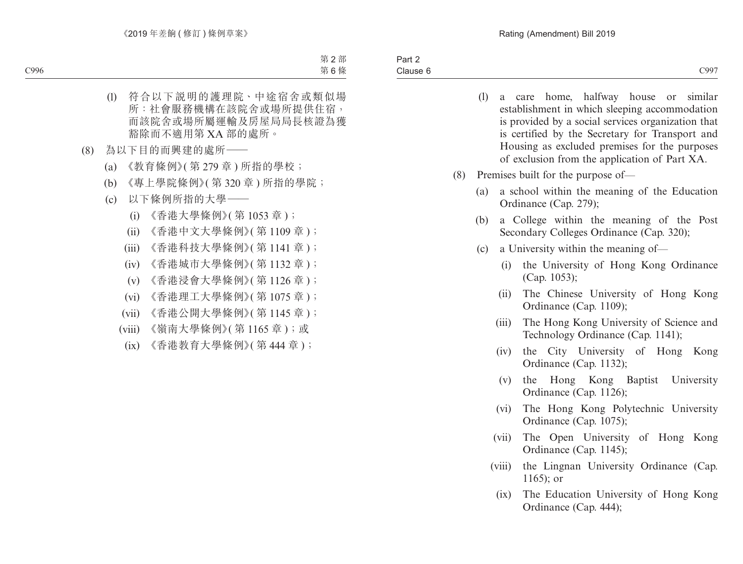(l) 符合以下說明的護理院、中途宿舍或類似場所：社會服務機構在該院舍或場所提供住宿，而該院舍或場所屬運輸及房屋局局長核證為獲豁除而不適用第 XA 部的處所。

(8) 為以下目的而興建的處所——

(a) 《教育條例》(第 279 章) 所指的學校；

(b) 《專上學院條例》(第 320 章) 所指的學院；

(c) 以下條例所指的大學——

(i) 《香港大學條例》(第 1053 章)；

(ii) 《香港中文大學條例》(第 1109 章)；

(iii) 《香港科技大學條例》(第 1141 章)；

(iv) 《香港城市大學條例》(第 1132 章)；

(v) 《香港浸會大學條例》(第 1126 章)；

(vi) 《香港理工大學條例》(第 1075 章)；

(vii) 《香港公開大學條例》(第 1145 章)；

(viii) 《嶺南大學條例》(第 1165 章)；或

(ix) 《香港教育大學條例》(第 444 章)；

(l) a care home, halfway house or similar establishment in which sleeping accommodation is provided by a social services organization that is certified by the Secretary for Transport and Housing as excluded premises for the purposes of exclusion from the application of Part XA.

(8) Premises built for the purpose of—

(a) a school within the meaning of the Education Ordinance (Cap. 279);

(b) a College within the meaning of the Post Secondary Colleges Ordinance (Cap. 320);

(c) a University within the meaning of—

(i) the University of Hong Kong Ordinance (Cap. 1053);

(ii) The Chinese University of Hong Kong Ordinance (Cap. 1109);

(iii) The Hong Kong University of Science and Technology Ordinance (Cap. 1141);

(iv) the City University of Hong Kong Ordinance (Cap. 1132);

(v) the Hong Kong Baptist University Ordinance (Cap. 1126);

(vi) The Hong Kong Polytechnic University Ordinance (Cap. 1075);

(vii) The Open University of Hong Kong Ordinance (Cap. 1145);

(viii) the Lingnan University Ordinance (Cap. 1165); or

(ix) The Education University of Hong Kong Ordinance (Cap. 444);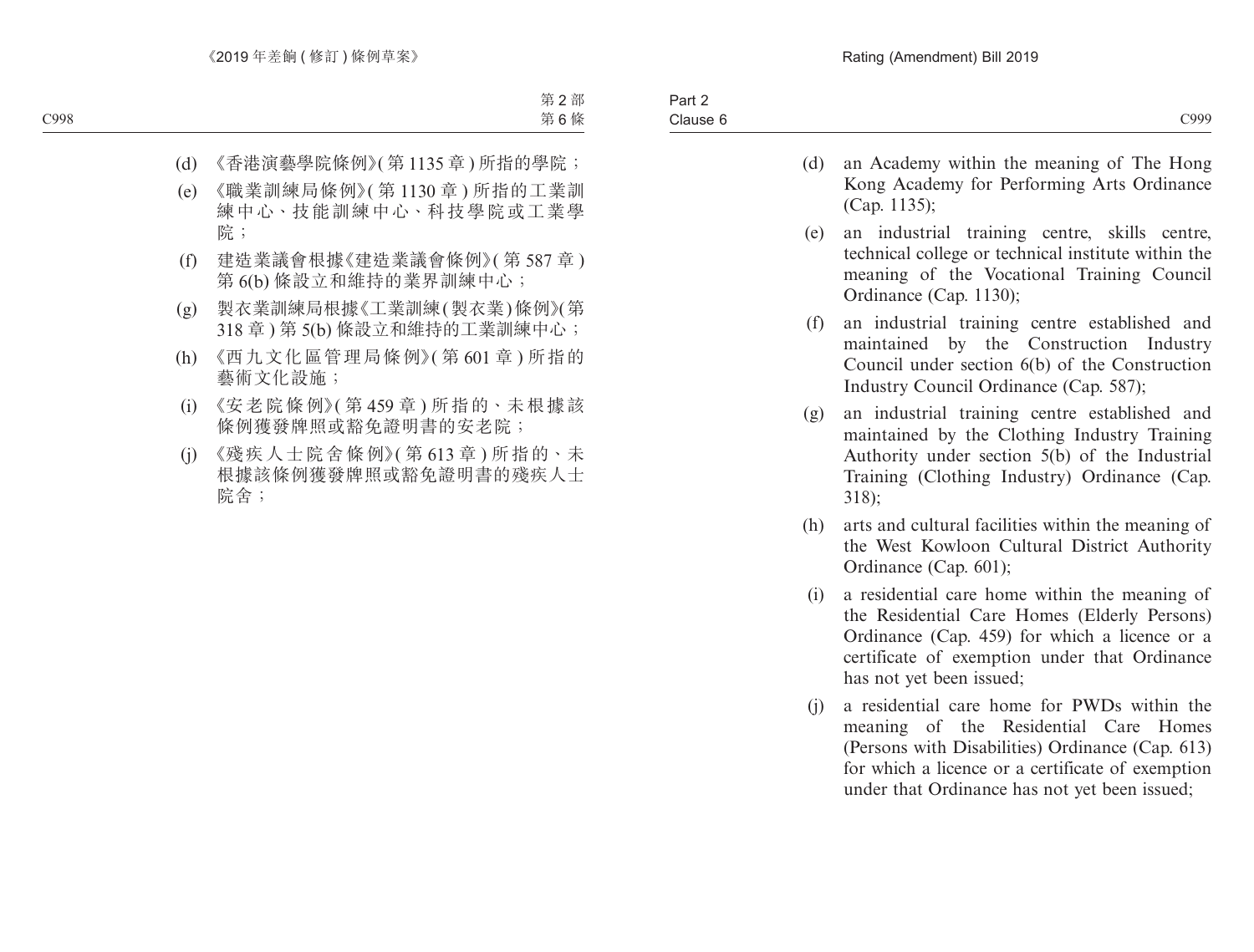(d) 《香港演藝學院條例》(第 1135 章) 所指的學院；

(e) 《職業訓練局條例》(第 1130 章) 所指的工業訓練中心、技能訓練中心、科技學院或工業學院；

(f) 建造業議會根據《建造業議會條例》(第 587 章) 第 6(b) 條設立和維持的業界訓練中心；

(g) 製衣業訓練局根據《工業訓練 (製衣業) 條例》(第 318 章) 第 5(b) 條設立和維持的工業訓練中心；

(h) 《西九文化區管理局條例》(第 601 章) 所指的藝術文化設施；

(i) 《安老院條例》(第 459 章) 所指的、未根據該條例獲發牌照或豁免證明書的安老院；

(j) 《殘疾人士院舍條例》(第 613 章) 所指的、未根據該條例獲發牌照或豁免證明書的殘疾人士院舍；

(d) an Academy within the meaning of The Hong Kong Academy for Performing Arts Ordinance (Cap. 1135);

(e) an industrial training centre, skills centre, technical college or technical institute within the meaning of the Vocational Training Council Ordinance (Cap. 1130);

(f) an industrial training centre established and maintained by the Construction Industry Council under section 6(b) of the Construction Industry Council Ordinance (Cap. 587);

(g) an industrial training centre established and maintained by the Clothing Industry Training Authority under section 5(b) of the Industrial Training (Clothing Industry) Ordinance (Cap. 318);

(h) arts and cultural facilities within the meaning of the West Kowloon Cultural District Authority Ordinance (Cap. 601);

(i) a residential care home within the meaning of the Residential Care Homes (Elderly Persons) Ordinance (Cap. 459) for which a licence or a certificate of exemption under that Ordinance has not yet been issued;

(j) a residential care home for PWDs within the meaning of the Residential Care Homes (Persons with Disabilities) Ordinance (Cap. 613) for which a licence or a certificate of exemption under that Ordinance has not yet been issued;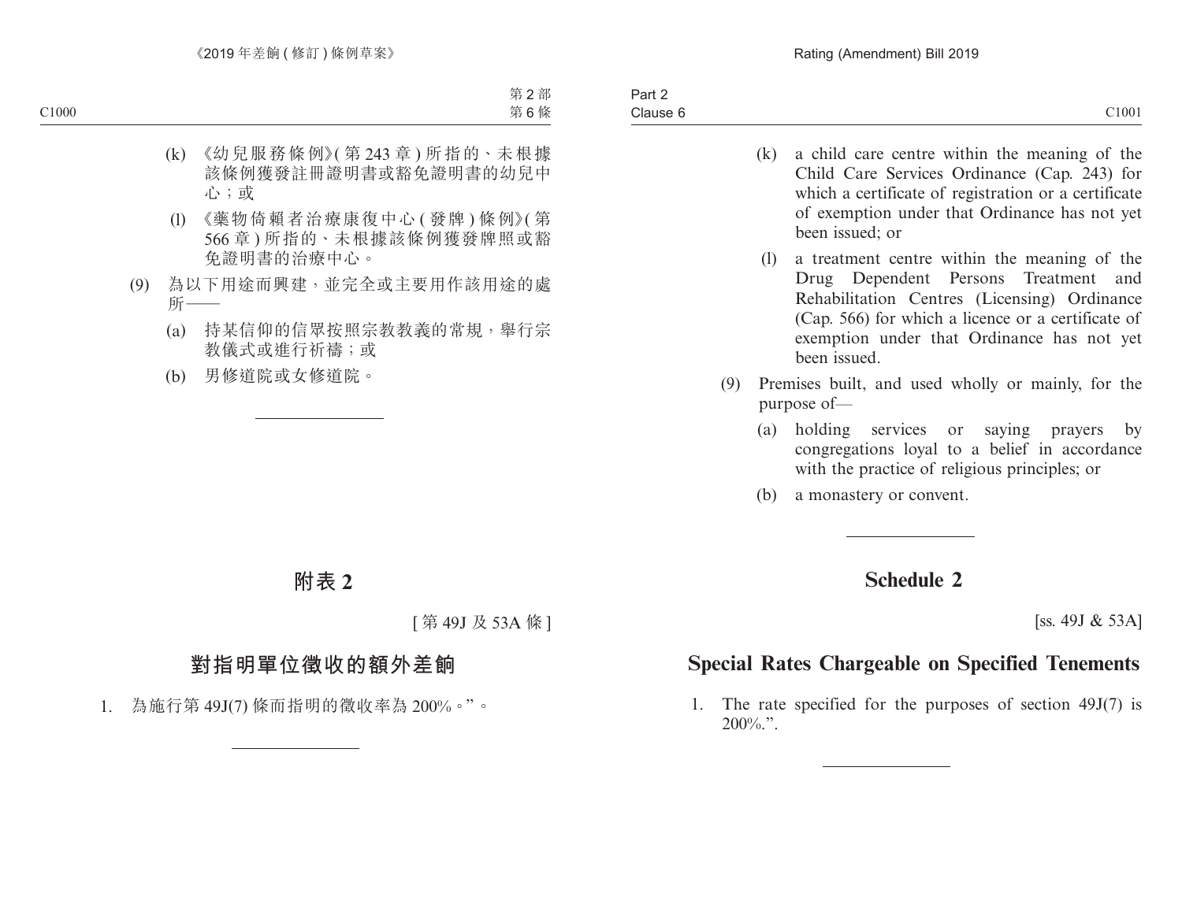(k) 《幼兒服務條例》(第 243 章) 所指的、未根據該條例獲發註冊證明書或豁免證明書的幼兒中心;或

(l) 《藥物倚賴者治療康復中心 (發牌) 條例》(第 566 章) 所指的、未根據該條例獲發牌照或豁免證明書的治療中心。

(9) 為以下用途而興建,並完全或主要用作該用途的處所——

(a) 持某信仰的信眾按照宗教教義的常規,舉行宗教儀式或進行祈禱;或

(b) 男修道院或女修道院。

---

## 附表 2

[第 49J 及 53A 條]

## 對指明單位徵收的額外差餉

1. 為施行第 49J(7) 條而指明的徵收率為 200%。”。

---

(k) a child care centre within the meaning of the Child Care Services Ordinance (Cap. 243) for which a certificate of registration or a certificate of exemption under that Ordinance has not yet been issued; or

(l) a treatment centre within the meaning of the Drug Dependent Persons Treatment and Rehabilitation Centres (Licensing) Ordinance (Cap. 566) for which a licence or a certificate of exemption under that Ordinance has not yet been issued.

(9) Premises built, and used wholly or mainly, for the purpose of—

(a) holding services or saying prayers by congregations loyal to a belief in accordance with the practice of religious principles; or

(b) a monastery or convent.

---

## Schedule 2

[ss. 49J & 53A]

## Special Rates Chargeable on Specified Tenements

1. The rate specified for the purposes of section 49J(7) is 200%.”.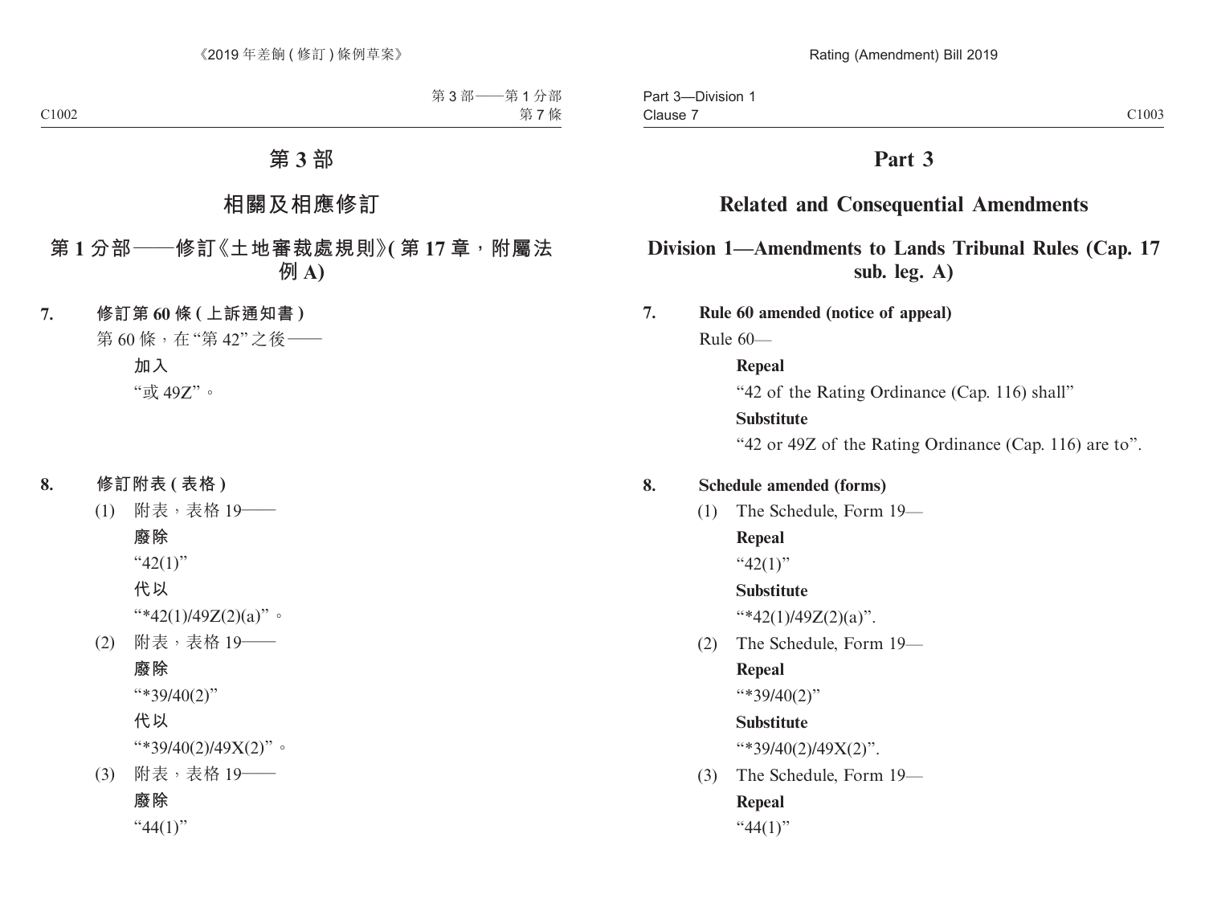# 第 3 部

## 相關及相應修訂

### 第 1 分部——修訂《土地審裁處規則》(第 17 章，附屬法例 A)

**7. 修訂第 60 條 (上訴通知書)**

第 60 條，在“第 42”之後——

**加入**

“或 49Z”。

**8. 修訂附表 (表格)**

(1) 附表，表格 19——

**廢除**

“42(1)”

**代以**

“*42(1)/49Z(2)(a)”。

(2) 附表，表格 19——

**廢除**

“*39/40(2)”

**代以**

“*39/40(2)/49X(2)”。

(3) 附表，表格 19——

**廢除**

“44(1)”

# Part 3

## Related and Consequential Amendments

### Division 1—Amendments to Lands Tribunal Rules (Cap. 17 sub. leg. A)

**7. Rule 60 amended (notice of appeal)**

Rule 60—

**Repeal**

“42 of the Rating Ordinance (Cap. 116) shall”

**Substitute**

“42 or 49Z of the Rating Ordinance (Cap. 116) are to”.

**8. Schedule amended (forms)**

(1) The Schedule, Form 19—

**Repeal**

“42(1)”

**Substitute**

“*42(1)/49Z(2)(a)”.

(2) The Schedule, Form 19—

**Repeal**

“*39/40(2)”

**Substitute**

“*39/40(2)/49X(2)”.

(3) The Schedule, Form 19—

**Repeal**

“44(1)”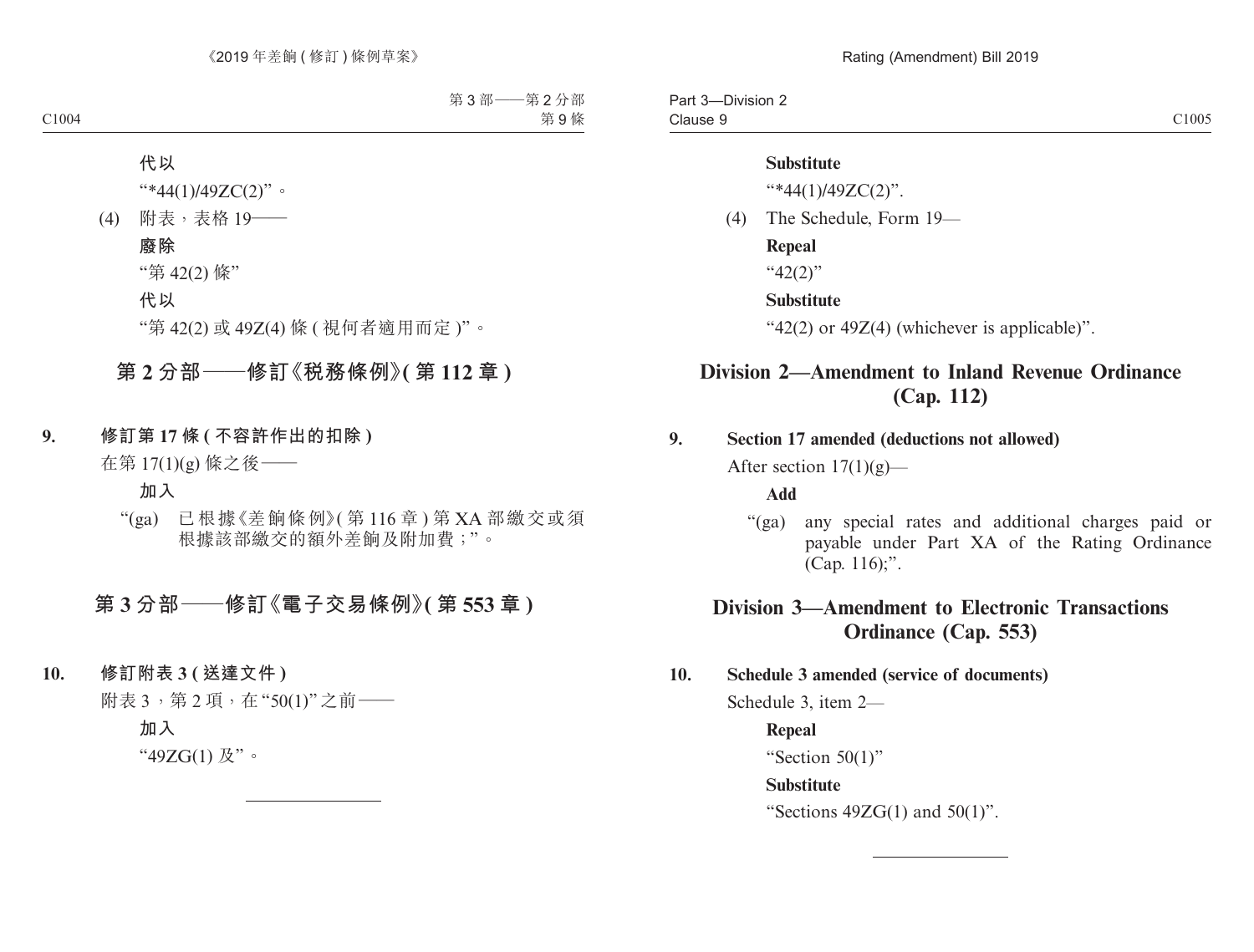代以

“*44(1)/49ZC(2)”。

(4) 附表，表格 19——

廢除

“第 42(2) 條”

代以

“第 42(2) 或 49Z(4) 條 (視何者適用而定)”。

## 第 2 分部——修訂《稅務條例》(第 112 章)

**9. 修訂第 17 條 (不容許作出的扣除)**

在第 17(1)(g) 條之後——

加入

“(ga) 已根據《差餉條例》(第 116 章) 第 XA 部繳交或須根據該部繳交的額外差餉及附加費；”。

## 第 3 分部——修訂《電子交易條例》(第 553 章)

**10. 修訂附表 3 (送達文件)**

附表 3，第 2 項，在“50(1)”之前——

加入

“49ZG(1) 及”。

---

**Substitute**

“*44(1)/49ZC(2)”.

(4) The Schedule, Form 19—

**Repeal**

“42(2)”

**Substitute**

“42(2) or 49Z(4) (whichever is applicable)”.

## Division 2—Amendment to Inland Revenue Ordinance (Cap. 112)

**9. Section 17 amended (deductions not allowed)**

After section 17(1)(g)—

**Add**

“(ga) any special rates and additional charges paid or payable under Part XA of the Rating Ordinance (Cap. 116);”.

## Division 3—Amendment to Electronic Transactions Ordinance (Cap. 553)

**10. Schedule 3 amended (service of documents)**

Schedule 3, item 2—

**Repeal**

“Section 50(1)”

**Substitute**

“Sections 49ZG(1) and 50(1)”.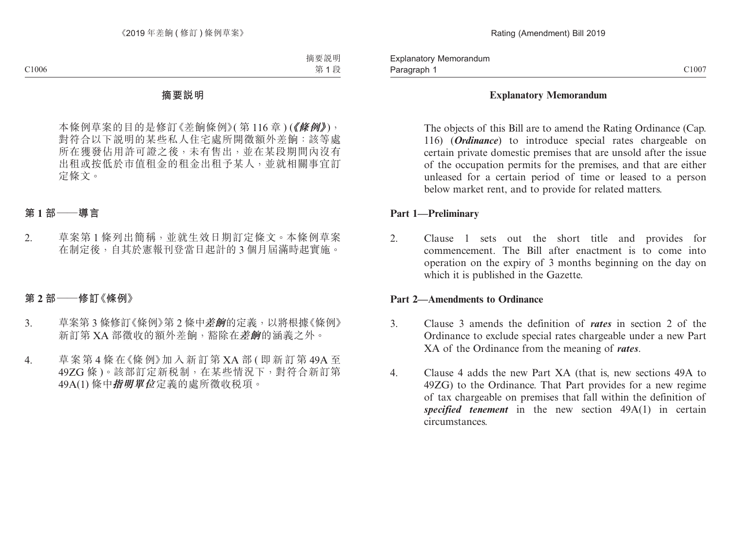# 摘要說明

本條例草案的目的是修訂《差餉條例》(第 116 章) (***《條例》***)，對符合以下說明的某些私人住宅處所開徵額外差餉：該等處所在獲發佔用許可證之後，未有售出，並在某段期間內沒有出租或按低於市值租金的租金出租予某人，並就相關事宜訂定條文。

## 第 1 部——導言

2. 草案第 1 條列出簡稱，並就生效日期訂定條文。本條例草案在制定後，自其於憲報刊登當日起計的 3 個月屆滿時起實施。

## 第 2 部——修訂《條例》

3. 草案第 3 條修訂《條例》第 2 條中***差餉***的定義，以將根據《條例》新訂第 XA 部徵收的額外差餉，豁除在***差餉***的涵義之外。

4. 草案第 4 條在《條例》加入新訂第 XA 部 (即新訂第 49A 至 49ZG 條)。該部訂定新稅制，在某些情況下，對符合新訂第 49A(1) 條中***指明單位***定義的處所徵收稅項。

# Explanatory Memorandum

The objects of this Bill are to amend the Rating Ordinance (Cap. 116) (***Ordinance***) to introduce special rates chargeable on certain private domestic premises that are unsold after the issue of the occupation permits for the premises, and that are either unleased for a certain period of time or leased to a person below market rent, and to provide for related matters.

## Part 1—Preliminary

2. Clause 1 sets out the short title and provides for commencement. The Bill after enactment is to come into operation on the expiry of 3 months beginning on the day on which it is published in the Gazette.

## Part 2—Amendments to Ordinance

3. Clause 3 amends the definition of ***rates*** in section 2 of the Ordinance to exclude special rates chargeable under a new Part XA of the Ordinance from the meaning of ***rates***.

4. Clause 4 adds the new Part XA (that is, new sections 49A to 49ZG) to the Ordinance. That Part provides for a new regime of tax chargeable on premises that fall within the definition of ***specified tenement*** in the new section 49A(1) in certain circumstances.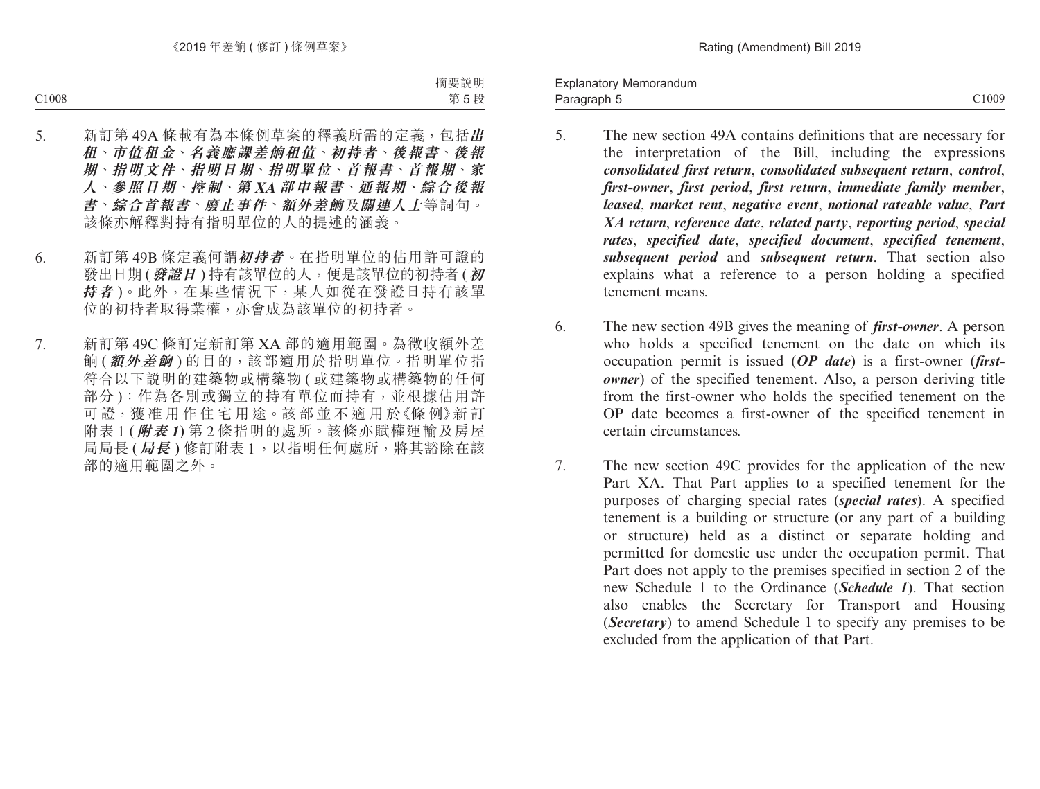5. 新訂第 49A 條載有為本條例草案的釋義所需的定義，包括***出租***、***市值租金***、***名義應課差餉租值***、***初持者***、***後報書***、***後報期***、***指明文件***、***指明日期***、***指明單位***、***首報書***、***首報期***、***家人***、***參照日期***、***控制***、***第 XA 部申報書***、***通報期***、***綜合後報書***、***綜合首報書***、***廢止事件***、***額外差餉***及***關連人士***等詞句。該條亦解釋對持有指明單位的人的提述的涵義。

6. 新訂第 49B 條定義何謂***初持者***。在指明單位的佔用許可證的發出日期 (***發證日***) 持有該單位的人，便是該單位的初持者 (***初持者***)。此外，在某些情況下，某人如從在發證日持有該單位的初持者取得業權，亦會成為該單位的初持者。

7. 新訂第 49C 條訂定新訂第 XA 部的適用範圍。為徵收額外差餉 (***額外差餉***) 的目的，該部適用於指明單位。指明單位指符合以下說明的建築物或構築物 (或建築物或構築物的任何部分)：作為各別或獨立的持有單位而持有，並根據佔用許可證，獲准用作住宅用途。該部並不適用於《條例》新訂附表 1 (***附表 1***) 第 2 條指明的處所。該條亦賦權運輸及房屋局局長 (***局長***) 修訂附表 1，以指明任何處所，將其豁除在該部的適用範圍之外。

5. The new section 49A contains definitions that are necessary for the interpretation of the Bill, including the expressions ***consolidated first return***, ***consolidated subsequent return***, ***control***, ***first-owner***, ***first period***, ***first return***, ***immediate family member***, ***leased***, ***market rent***, ***negative event***, ***notional rateable value***, ***Part XA return***, ***reference date***, ***related party***, ***reporting period***, ***special rates***, ***specified date***, ***specified document***, ***specified tenement***, ***subsequent period*** and ***subsequent return***. That section also explains what a reference to a person holding a specified tenement means.

6. The new section 49B gives the meaning of ***first-owner***. A person who holds a specified tenement on the date on which its occupation permit is issued (***OP date***) is a first-owner (***first-owner***) of the specified tenement. Also, a person deriving title from the first-owner who holds the specified tenement on the OP date becomes a first-owner of the specified tenement in certain circumstances.

7. The new section 49C provides for the application of the new Part XA. That Part applies to a specified tenement for the purposes of charging special rates (***special rates***). A specified tenement is a building or structure (or any part of a building or structure) held as a distinct or separate holding and permitted for domestic use under the occupation permit. That Part does not apply to the premises specified in section 2 of the new Schedule 1 to the Ordinance (***Schedule 1***). That section also enables the Secretary for Transport and Housing (***Secretary***) to amend Schedule 1 to specify any premises to be excluded from the application of that Part.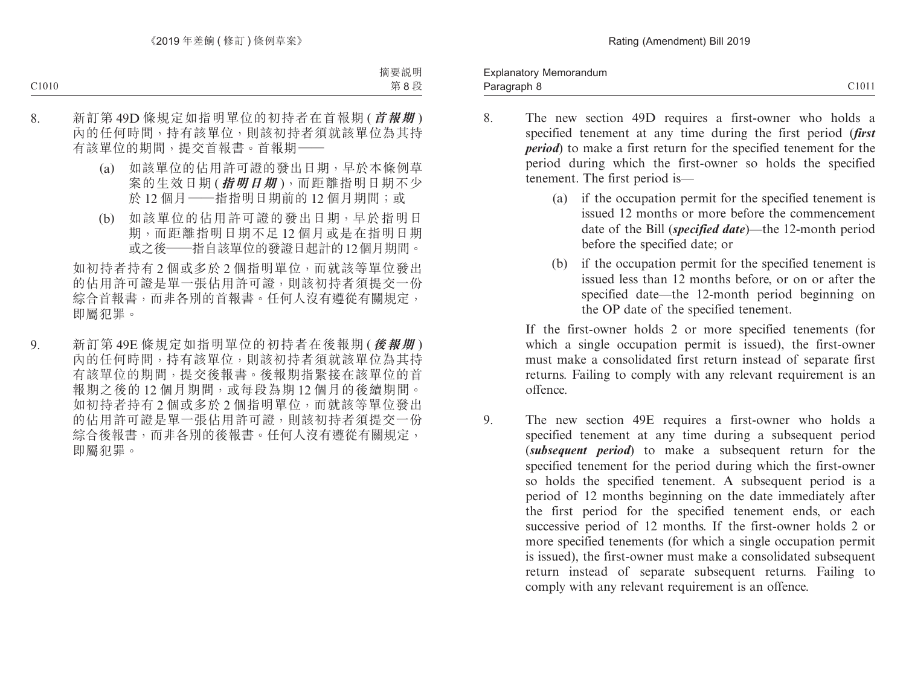8. 新訂第 49D 條規定如指明單位的初持者在首報期 (***首報期***) 內的任何時間，持有該單位，則該初持者須就該單位為其持有該單位的期間，提交首報書。首報期——

   (a) 如該單位的佔用許可證的發出日期，早於本條例草案的生效日期 (***指明日期***)，而距離指明日期不少於 12 個月——指指明日期前的 12 個月期間；或

   (b) 如該單位的佔用許可證的發出日期，早於指明日期，而距離指明日期不足 12 個月或是在指明日期或之後——指自該單位的發證日起計的12個月期間。

   如初持者持有 2 個或多於 2 個指明單位，而就該等單位發出的佔用許可證是單一張佔用許可證，則該初持者須提交一份綜合首報書，而非各別的首報書。任何人沒有遵從有關規定，即屬犯罪。

9. 新訂第 49E 條規定如指明單位的初持者在後報期 (***後報期***) 內的任何時間，持有該單位，則該初持者須就該單位為其持有該單位的期間，提交後報書。後報期指緊接在該單位的首報期之後的 12 個月期間，或每段為期 12 個月的後續期間。如初持者持有 2 個或多於 2 個指明單位，而就該等單位發出的佔用許可證是單一張佔用許可證，則該初持者須提交一份綜合後報書，而非各別的後報書。任何人沒有遵從有關規定，即屬犯罪。

8. The new section 49D requires a first-owner who holds a specified tenement at any time during the first period (***first period***) to make a first return for the specified tenement for the period during which the first-owner so holds the specified tenement. The first period is—

   (a) if the occupation permit for the specified tenement is issued 12 months or more before the commencement date of the Bill (***specified date***)—the 12-month period before the specified date; or

   (b) if the occupation permit for the specified tenement is issued less than 12 months before, or on or after the specified date—the 12-month period beginning on the OP date of the specified tenement.

   If the first-owner holds 2 or more specified tenements (for which a single occupation permit is issued), the first-owner must make a consolidated first return instead of separate first returns. Failing to comply with any relevant requirement is an offence.

9. The new section 49E requires a first-owner who holds a specified tenement at any time during a subsequent period (***subsequent period***) to make a subsequent return for the specified tenement for the period during which the first-owner so holds the specified tenement. A subsequent period is a period of 12 months beginning on the date immediately after the first period for the specified tenement ends, or each successive period of 12 months. If the first-owner holds 2 or more specified tenements (for which a single occupation permit is issued), the first-owner must make a consolidated subsequent return instead of separate subsequent returns. Failing to comply with any relevant requirement is an offence.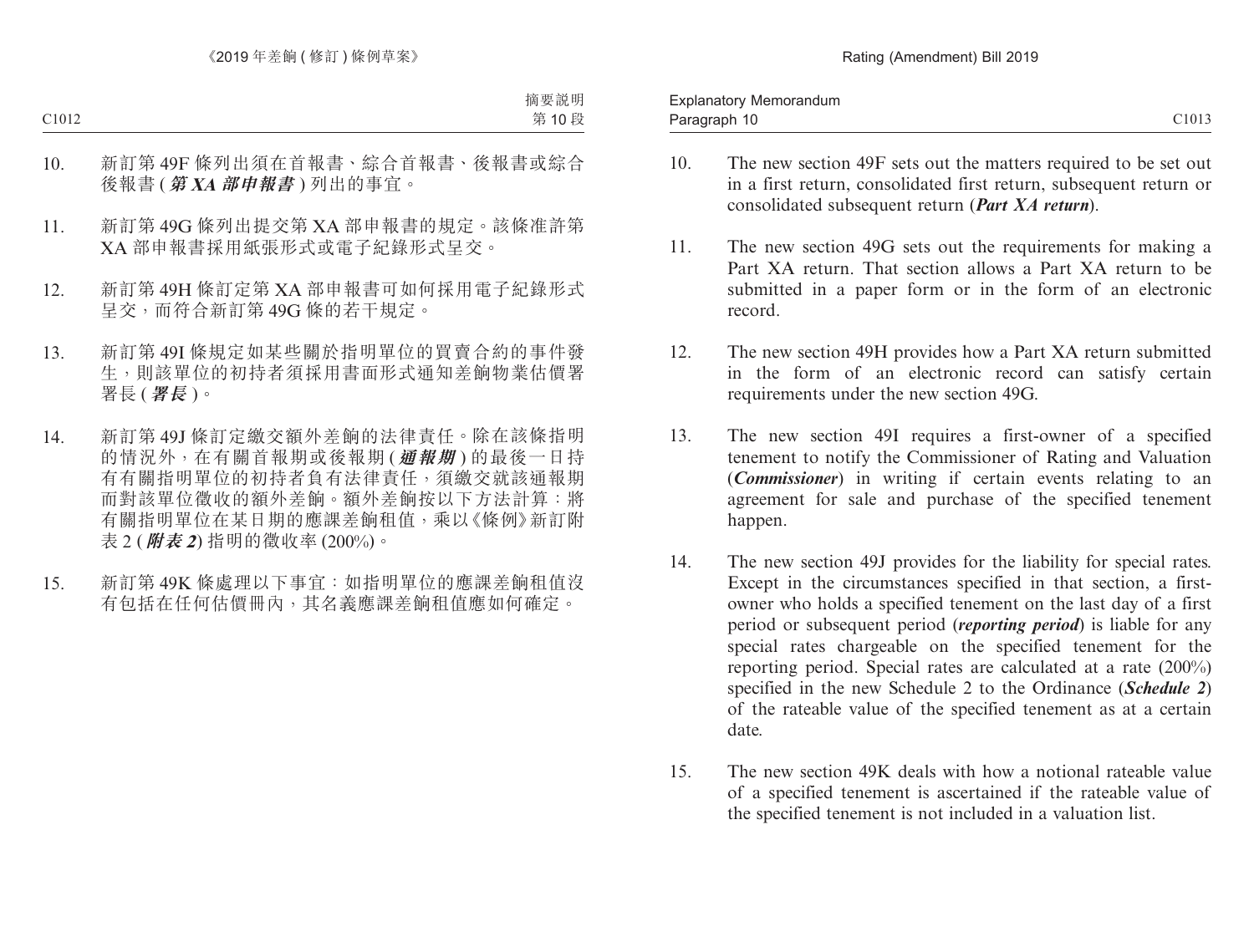10. 新訂第 49F 條列出須在首報書、綜合首報書、後報書或綜合後報書 (***第 XA 部申報書***) 列出的事宜。

11. 新訂第 49G 條列出提交第 XA 部申報書的規定。該條准許第 XA 部申報書採用紙張形式或電子紀錄形式呈交。

12. 新訂第 49H 條訂定第 XA 部申報書可如何採用電子紀錄形式呈交，而符合新訂第 49G 條的若干規定。

13. 新訂第 49I 條規定如某些關於指明單位的買賣合約的事件發生，則該單位的初持者須採用書面形式通知差餉物業估價署署長 (***署長***)。

14. 新訂第 49J 條訂定繳交額外差餉的法律責任。除在該條指明的情況外，在有關首報期或後報期 (***通報期***) 的最後一日持有有關指明單位的初持者負有法律責任，須繳交就該通報期而對該單位徵收的額外差餉。額外差餉按以下方法計算：將有關指明單位在某日期的應課差餉租值，乘以《條例》新訂附表 2 (***附表 2***) 指明的徵收率 (200%)。

15. 新訂第 49K 條處理以下事宜：如指明單位的應課差餉租值沒有包括在任何估價冊內，其名義應課差餉租值應如何確定。

10. The new section 49F sets out the matters required to be set out in a first return, consolidated first return, subsequent return or consolidated subsequent return (***Part XA return***).

11. The new section 49G sets out the requirements for making a Part XA return. That section allows a Part XA return to be submitted in a paper form or in the form of an electronic record.

12. The new section 49H provides how a Part XA return submitted in the form of an electronic record can satisfy certain requirements under the new section 49G.

13. The new section 49I requires a first-owner of a specified tenement to notify the Commissioner of Rating and Valuation (***Commissioner***) in writing if certain events relating to an agreement for sale and purchase of the specified tenement happen.

14. The new section 49J provides for the liability for special rates. Except in the circumstances specified in that section, a first-owner who holds a specified tenement on the last day of a first period or subsequent period (***reporting period***) is liable for any special rates chargeable on the specified tenement for the reporting period. Special rates are calculated at a rate (200%) specified in the new Schedule 2 to the Ordinance (***Schedule 2***) of the rateable value of the specified tenement as at a certain date.

15. The new section 49K deals with how a notional rateable value of a specified tenement is ascertained if the rateable value of the specified tenement is not included in a valuation list.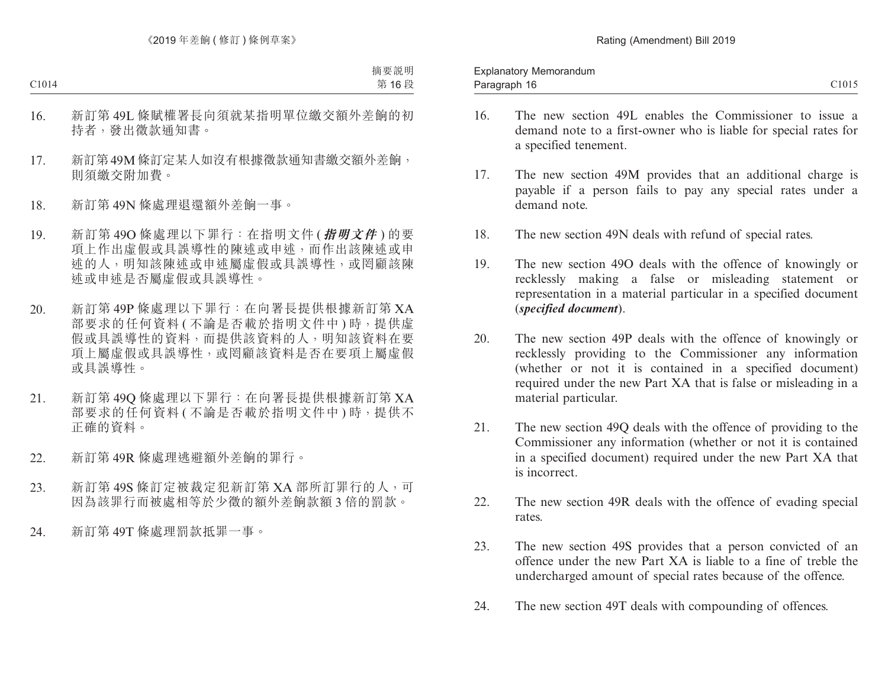16. 新訂第 49L 條賦權署長向須就某指明單位繳交額外差餉的初持者，發出徵款通知書。

17. 新訂第49M條訂定某人如沒有根據徵款通知書繳交額外差餉，則須繳交附加費。

18. 新訂第 49N 條處理退還額外差餉一事。

19. 新訂第 49O 條處理以下罪行：在指明文件 (***指明文件***) 的要項上作出虛假或具誤導性的陳述或申述，而作出該陳述或申述的人，明知該陳述或申述屬虛假或具誤導性，或罔顧該陳述或申述是否屬虛假或具誤導性。

20. 新訂第 49P 條處理以下罪行：在向署長提供根據新訂第 XA 部要求的任何資料 (不論是否載於指明文件中) 時，提供虛假或具誤導性的資料，而提供該資料的人，明知該資料在要項上屬虛假或具誤導性，或罔顧該資料是否在要項上屬虛假或具誤導性。

21. 新訂第 49Q 條處理以下罪行：在向署長提供根據新訂第 XA 部要求的任何資料 (不論是否載於指明文件中) 時，提供不正確的資料。

22. 新訂第 49R 條處理逃避額外差餉的罪行。

23. 新訂第 49S 條訂定被裁定犯新訂第 XA 部所訂罪行的人，可因為該罪行而被處相等於少徵的額外差餉款額 3 倍的罰款。

24. 新訂第 49T 條處理罰款抵罪一事。

16. The new section 49L enables the Commissioner to issue a demand note to a first-owner who is liable for special rates for a specified tenement.

17. The new section 49M provides that an additional charge is payable if a person fails to pay any special rates under a demand note.

18. The new section 49N deals with refund of special rates.

19. The new section 49O deals with the offence of knowingly or recklessly making a false or misleading statement or representation in a material particular in a specified document (***specified document***).

20. The new section 49P deals with the offence of knowingly or recklessly providing to the Commissioner any information (whether or not it is contained in a specified document) required under the new Part XA that is false or misleading in a material particular.

21. The new section 49Q deals with the offence of providing to the Commissioner any information (whether or not it is contained in a specified document) required under the new Part XA that is incorrect.

22. The new section 49R deals with the offence of evading special rates.

23. The new section 49S provides that a person convicted of an offence under the new Part XA is liable to a fine of treble the undercharged amount of special rates because of the offence.

24. The new section 49T deals with compounding of offences.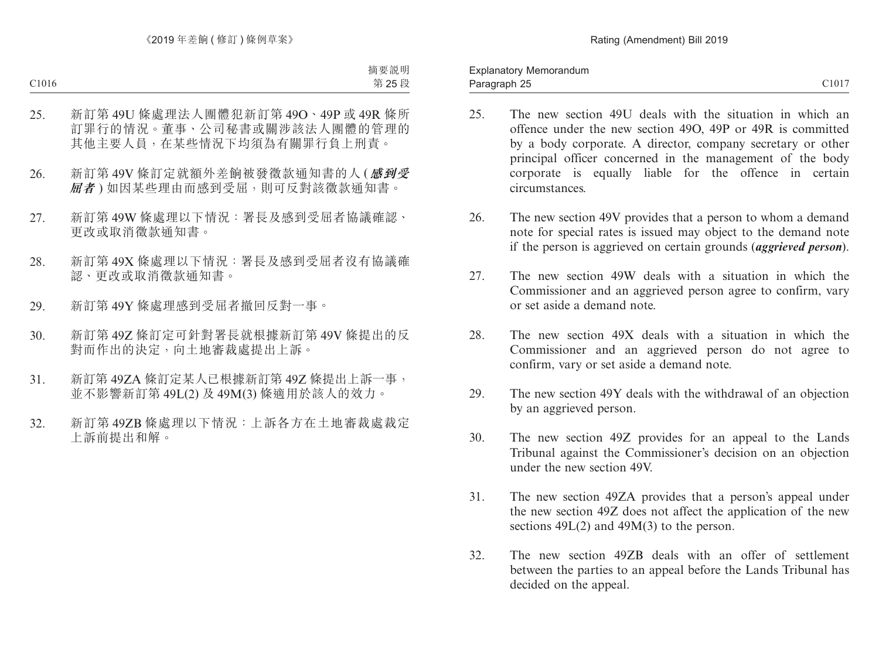25. 新訂第 49U 條處理法人團體犯新訂第 49O、49P 或 49R 條所訂罪行的情況。董事、公司秘書或關涉該法人團體的管理的其他主要人員，在某些情況下均須為有關罪行負上刑責。

26. 新訂第 49V 條訂定就額外差餉被發徵款通知書的人 (***感到受屈者***) 如因某些理由而感到受屈，則可反對該徵款通知書。

27. 新訂第 49W 條處理以下情況：署長及感到受屈者協議確認、更改或取消徵款通知書。

28. 新訂第 49X 條處理以下情況：署長及感到受屈者沒有協議確認、更改或取消徵款通知書。

29. 新訂第 49Y 條處理感到受屈者撤回反對一事。

30. 新訂第 49Z 條訂定可針對署長就根據新訂第 49V 條提出的反對而作出的決定，向土地審裁處提出上訴。

31. 新訂第 49ZA 條訂定某人已根據新訂第 49Z 條提出上訴一事，並不影響新訂第 49L(2) 及 49M(3) 條適用於該人的效力。

32. 新訂第 49ZB 條處理以下情況：上訴各方在土地審裁處裁定上訴前提出和解。

25. The new section 49U deals with the situation in which an offence under the new section 49O, 49P or 49R is committed by a body corporate. A director, company secretary or other principal officer concerned in the management of the body corporate is equally liable for the offence in certain circumstances.

26. The new section 49V provides that a person to whom a demand note for special rates is issued may object to the demand note if the person is aggrieved on certain grounds (***aggrieved person***).

27. The new section 49W deals with a situation in which the Commissioner and an aggrieved person agree to confirm, vary or set aside a demand note.

28. The new section 49X deals with a situation in which the Commissioner and an aggrieved person do not agree to confirm, vary or set aside a demand note.

29. The new section 49Y deals with the withdrawal of an objection by an aggrieved person.

30. The new section 49Z provides for an appeal to the Lands Tribunal against the Commissioner's decision on an objection under the new section 49V.

31. The new section 49ZA provides that a person's appeal under the new section 49Z does not affect the application of the new sections 49L(2) and 49M(3) to the person.

32. The new section 49ZB deals with an offer of settlement between the parties to an appeal before the Lands Tribunal has decided on the appeal.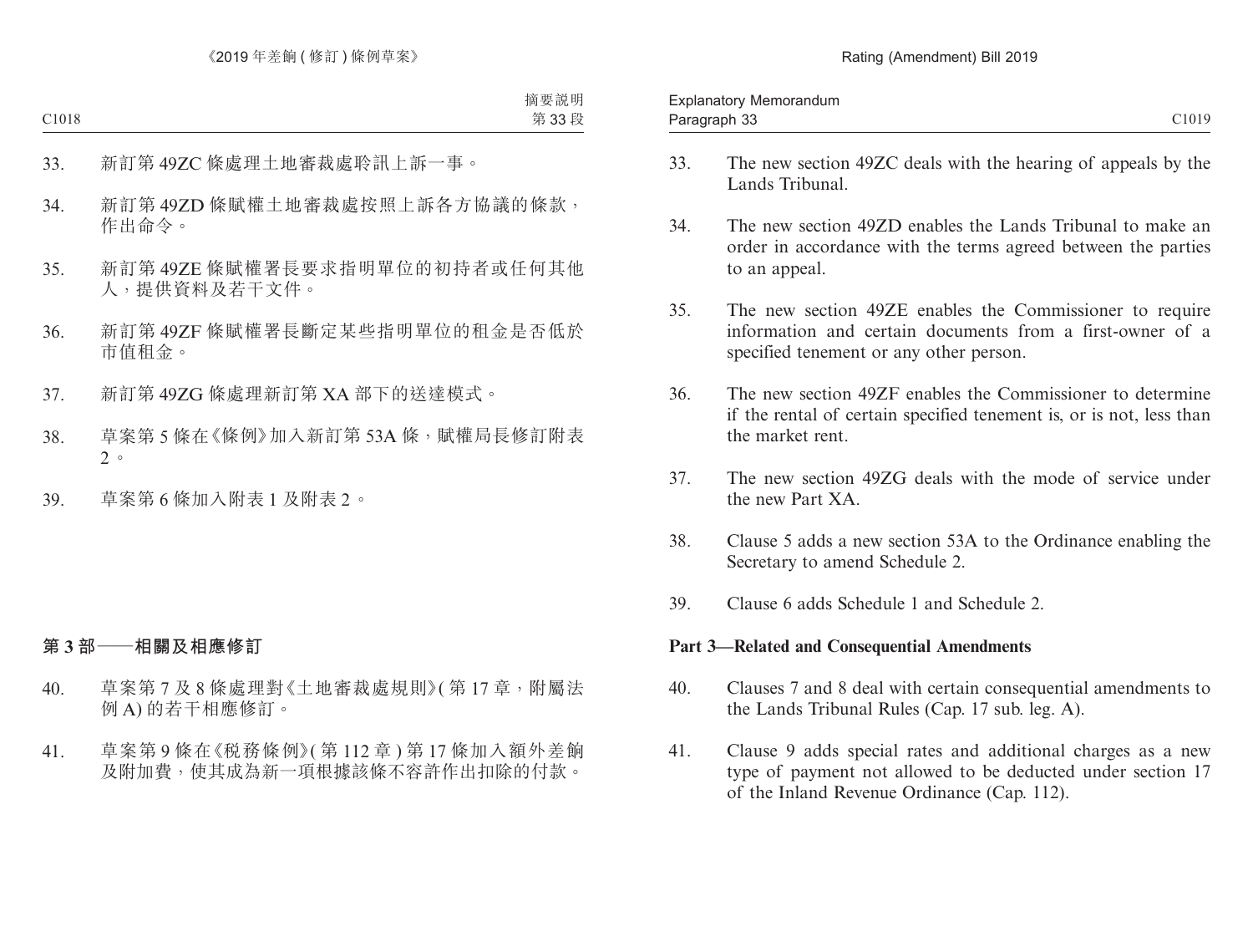33. 新訂第 49ZC 條處理土地審裁處聆訊上訴一事。

34. 新訂第 49ZD 條賦權土地審裁處按照上訴各方協議的條款，作出命令。

35. 新訂第 49ZE 條賦權署長要求指明單位的初持者或任何其他人，提供資料及若干文件。

36. 新訂第 49ZF 條賦權署長斷定某些指明單位的租金是否低於市值租金。

37. 新訂第 49ZG 條處理新訂第 XA 部下的送達模式。

38. 草案第 5 條在《條例》加入新訂第 53A 條，賦權局長修訂附表 2。

39. 草案第 6 條加入附表 1 及附表 2。

## 第 3 部——相關及相應修訂

40. 草案第 7 及 8 條處理對《土地審裁處規則》(第 17 章，附屬法例 A) 的若干相應修訂。

41. 草案第 9 條在《税務條例》(第 112 章) 第 17 條加入額外差餉及附加費，使其成為新一項根據該條不容許作出扣除的付款。

33. The new section 49ZC deals with the hearing of appeals by the Lands Tribunal.

34. The new section 49ZD enables the Lands Tribunal to make an order in accordance with the terms agreed between the parties to an appeal.

35. The new section 49ZE enables the Commissioner to require information and certain documents from a first-owner of a specified tenement or any other person.

36. The new section 49ZF enables the Commissioner to determine if the rental of certain specified tenement is, or is not, less than the market rent.

37. The new section 49ZG deals with the mode of service under the new Part XA.

38. Clause 5 adds a new section 53A to the Ordinance enabling the Secretary to amend Schedule 2.

39. Clause 6 adds Schedule 1 and Schedule 2.

## Part 3—Related and Consequential Amendments

40. Clauses 7 and 8 deal with certain consequential amendments to the Lands Tribunal Rules (Cap. 17 sub. leg. A).

41. Clause 9 adds special rates and additional charges as a new type of payment not allowed to be deducted under section 17 of the Inland Revenue Ordinance (Cap. 112).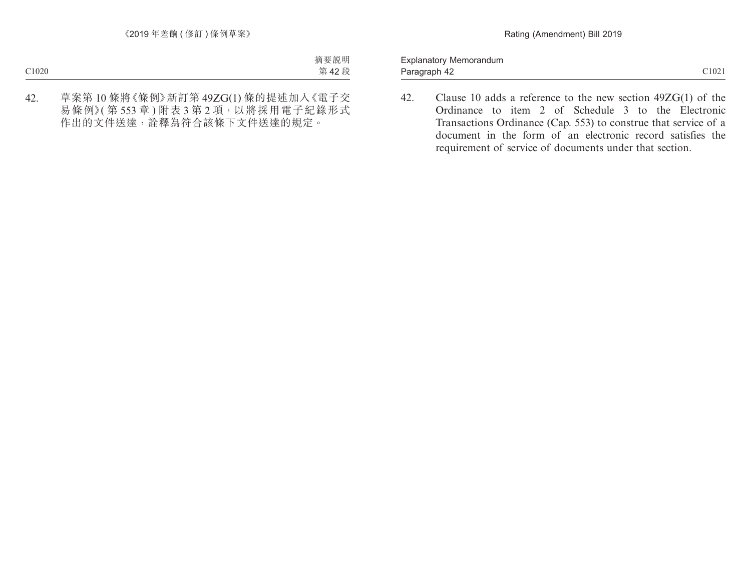42. 草案第 10 條將《條例》新訂第 49ZG(1) 條的提述加入《電子交易條例》(第 553 章) 附表 3 第 2 項，以將採用電子紀錄形式作出的文件送達，詮釋為符合該條下文件送達的規定。

42. Clause 10 adds a reference to the new section 49ZG(1) of the Ordinance to item 2 of Schedule 3 to the Electronic Transactions Ordinance (Cap. 553) to construe that service of a document in the form of an electronic record satisfies the requirement of service of documents under that section.